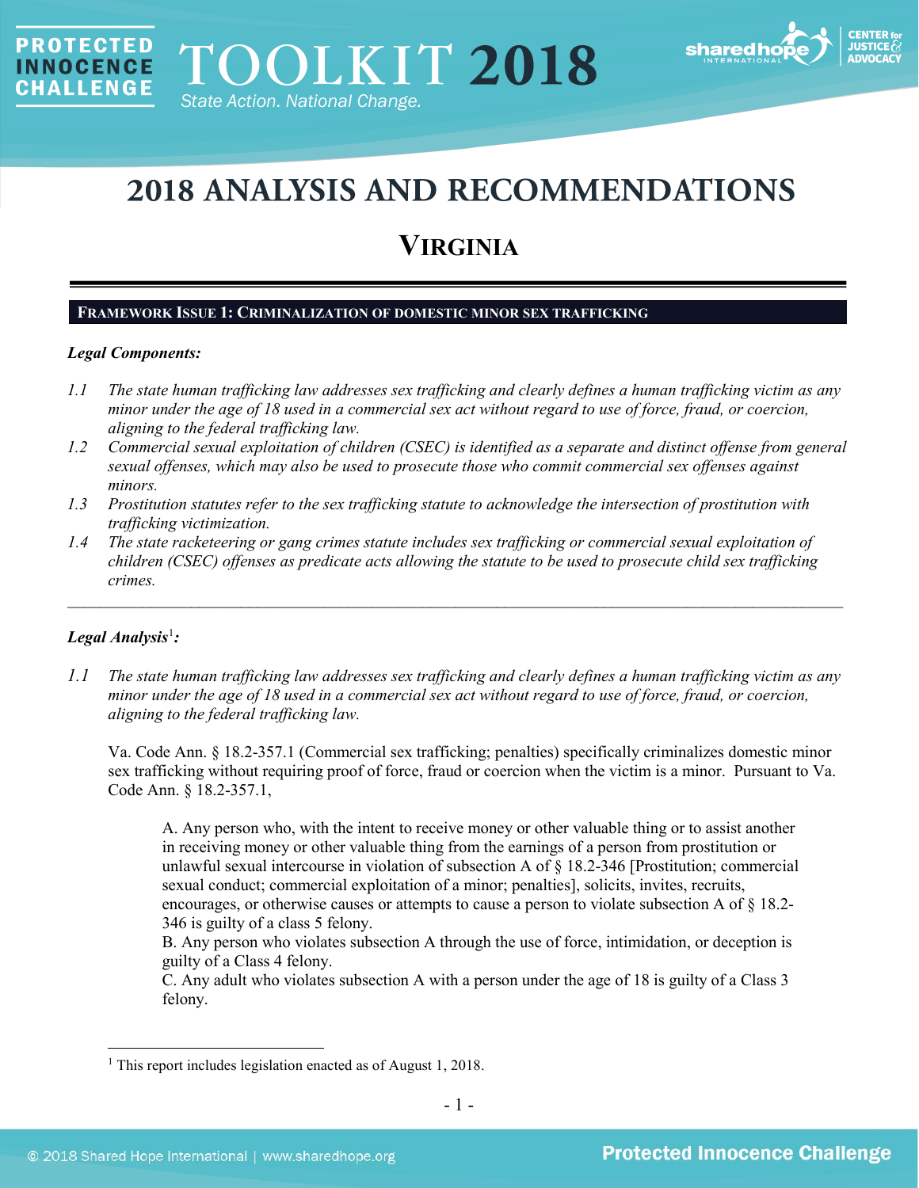# 2018 ANALYSIS AND RECOMMENDATIONS

## VIRGINIA

### FRAMEWORK ISSUE 1: CRIMINALIZATION OF DOMESTIC MINOR SEX TRAFFICKING

***Legal Components:***

*1.1 The state human trafficking law addresses sex trafficking and clearly defines a human trafficking victim as any minor under the age of 18 used in a commercial sex act without regard to use of force, fraud, or coercion, aligning to the federal trafficking law.*

*1.2 Commercial sexual exploitation of children (CSEC) is identified as a separate and distinct offense from general sexual offenses, which may also be used to prosecute those who commit commercial sex offenses against minors.*

*1.3 Prostitution statutes refer to the sex trafficking statute to acknowledge the intersection of prostitution with trafficking victimization.*

*1.4 The state racketeering or gang crimes statute includes sex trafficking or commercial sexual exploitation of children (CSEC) offenses as predicate acts allowing the statute to be used to prosecute child sex trafficking crimes.*

---

***Legal Analysis[1]:***

*1.1 The state human trafficking law addresses sex trafficking and clearly defines a human trafficking victim as any minor under the age of 18 used in a commercial sex act without regard to use of force, fraud, or coercion, aligning to the federal trafficking law.*

Va. Code Ann. § 18.2-357.1 (Commercial sex trafficking; penalties) specifically criminalizes domestic minor sex trafficking without requiring proof of force, fraud or coercion when the victim is a minor. Pursuant to Va. Code Ann. § 18.2-357.1,

> A. Any person who, with the intent to receive money or other valuable thing or to assist another in receiving money or other valuable thing from the earnings of a person from prostitution or unlawful sexual intercourse in violation of subsection A of § 18.2-346 [Prostitution; commercial sexual conduct; commercial exploitation of a minor; penalties], solicits, invites, recruits, encourages, or otherwise causes or attempts to cause a person to violate subsection A of § 18.2-346 is guilty of a class 5 felony.
> B. Any person who violates subsection A through the use of force, intimidation, or deception is guilty of a Class 4 felony.
> C. Any adult who violates subsection A with a person under the age of 18 is guilty of a Class 3 felony.

---

[1] This report includes legislation enacted as of August 1, 2018.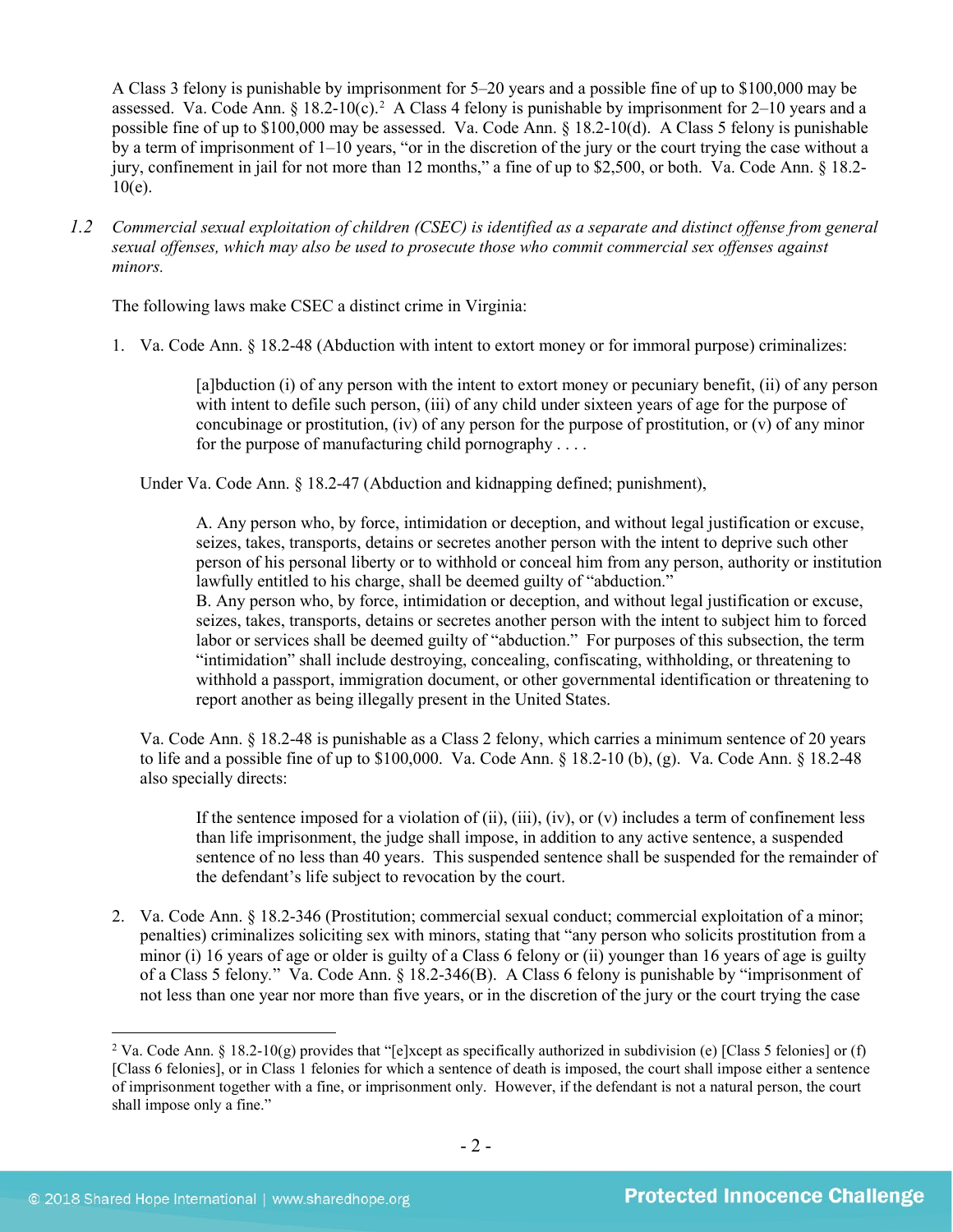A Class 3 felony is punishable by imprisonment for 5–20 years and a possible fine of up to $100,000 may be assessed. Va. Code Ann. § 18.2-10(c).[2] A Class 4 felony is punishable by imprisonment for 2–10 years and a possible fine of up to $100,000 may be assessed. Va. Code Ann. § 18.2-10(d). A Class 5 felony is punishable by a term of imprisonment of 1–10 years, "or in the discretion of the jury or the court trying the case without a jury, confinement in jail for not more than 12 months," a fine of up to $2,500, or both. Va. Code Ann. § 18.2-10(e).

*1.2 Commercial sexual exploitation of children (CSEC) is identified as a separate and distinct offense from general sexual offenses, which may also be used to prosecute those who commit commercial sex offenses against minors.*

The following laws make CSEC a distinct crime in Virginia:

1. Va. Code Ann. § 18.2-48 (Abduction with intent to extort money or for immoral purpose) criminalizes:

   > [a]bduction (i) of any person with the intent to extort money or pecuniary benefit, (ii) of any person with intent to defile such person, (iii) of any child under sixteen years of age for the purpose of concubinage or prostitution, (iv) of any person for the purpose of prostitution, or (v) of any minor for the purpose of manufacturing child pornography . . . .

   Under Va. Code Ann. § 18.2-47 (Abduction and kidnapping defined; punishment),

   > A. Any person who, by force, intimidation or deception, and without legal justification or excuse, seizes, takes, transports, detains or secretes another person with the intent to deprive such other person of his personal liberty or to withhold or conceal him from any person, authority or institution lawfully entitled to his charge, shall be deemed guilty of "abduction."
   > B. Any person who, by force, intimidation or deception, and without legal justification or excuse, seizes, takes, transports, detains or secretes another person with the intent to subject him to forced labor or services shall be deemed guilty of "abduction." For purposes of this subsection, the term "intimidation" shall include destroying, concealing, confiscating, withholding, or threatening to withhold a passport, immigration document, or other governmental identification or threatening to report another as being illegally present in the United States.

   Va. Code Ann. § 18.2-48 is punishable as a Class 2 felony, which carries a minimum sentence of 20 years to life and a possible fine of up to $100,000. Va. Code Ann. § 18.2-10 (b), (g). Va. Code Ann. § 18.2-48 also specially directs:

   > If the sentence imposed for a violation of (ii), (iii), (iv), or (v) includes a term of confinement less than life imprisonment, the judge shall impose, in addition to any active sentence, a suspended sentence of no less than 40 years. This suspended sentence shall be suspended for the remainder of the defendant's life subject to revocation by the court.

2. Va. Code Ann. § 18.2-346 (Prostitution; commercial sexual conduct; commercial exploitation of a minor; penalties) criminalizes soliciting sex with minors, stating that "any person who solicits prostitution from a minor (i) 16 years of age or older is guilty of a Class 6 felony or (ii) younger than 16 years of age is guilty of a Class 5 felony." Va. Code Ann. § 18.2-346(B). A Class 6 felony is punishable by "imprisonment of not less than one year nor more than five years, or in the discretion of the jury or the court trying the case

---

[2] Va. Code Ann. § 18.2-10(g) provides that "[e]xcept as specifically authorized in subdivision (e) [Class 5 felonies] or (f) [Class 6 felonies], or in Class 1 felonies for which a sentence of death is imposed, the court shall impose either a sentence of imprisonment together with a fine, or imprisonment only. However, if the defendant is not a natural person, the court shall impose only a fine."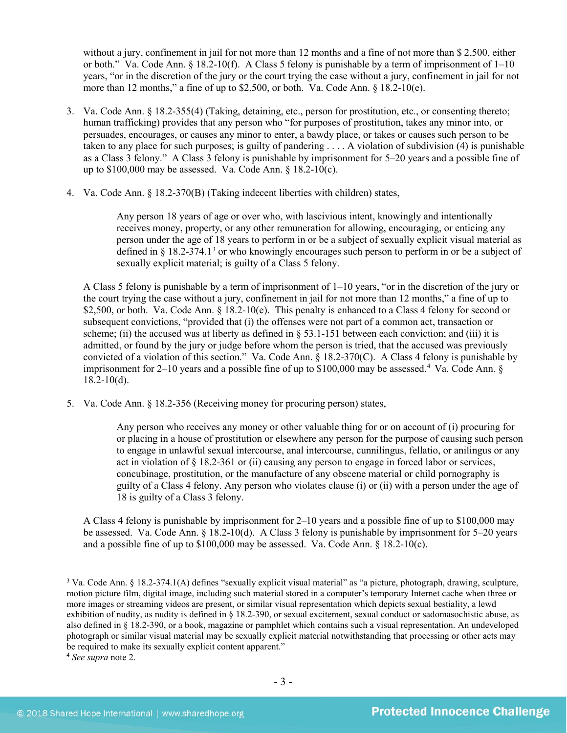without a jury, confinement in jail for not more than 12 months and a fine of not more than $ 2,500, either or both." Va. Code Ann. § 18.2-10(f). A Class 5 felony is punishable by a term of imprisonment of 1–10 years, "or in the discretion of the jury or the court trying the case without a jury, confinement in jail for not more than 12 months," a fine of up to $2,500, or both. Va. Code Ann. § 18.2-10(e).

3. Va. Code Ann. § 18.2-355(4) (Taking, detaining, etc., person for prostitution, etc., or consenting thereto; human trafficking) provides that any person who "for purposes of prostitution, takes any minor into, or persuades, encourages, or causes any minor to enter, a bawdy place, or takes or causes such person to be taken to any place for such purposes; is guilty of pandering . . . . A violation of subdivision (4) is punishable as a Class 3 felony." A Class 3 felony is punishable by imprisonment for 5–20 years and a possible fine of up to $100,000 may be assessed. Va. Code Ann. § 18.2-10(c).

4. Va. Code Ann. § 18.2-370(B) (Taking indecent liberties with children) states,

   > Any person 18 years of age or over who, with lascivious intent, knowingly and intentionally receives money, property, or any other remuneration for allowing, encouraging, or enticing any person under the age of 18 years to perform in or be a subject of sexually explicit visual material as defined in § 18.2-374.1[3] or who knowingly encourages such person to perform in or be a subject of sexually explicit material; is guilty of a Class 5 felony.

   A Class 5 felony is punishable by a term of imprisonment of 1–10 years, "or in the discretion of the jury or the court trying the case without a jury, confinement in jail for not more than 12 months," a fine of up to $2,500, or both. Va. Code Ann. § 18.2-10(e). This penalty is enhanced to a Class 4 felony for second or subsequent convictions, "provided that (i) the offenses were not part of a common act, transaction or scheme; (ii) the accused was at liberty as defined in § 53.1-151 between each conviction; and (iii) it is admitted, or found by the jury or judge before whom the person is tried, that the accused was previously convicted of a violation of this section." Va. Code Ann. § 18.2-370(C). A Class 4 felony is punishable by imprisonment for 2–10 years and a possible fine of up to $100,000 may be assessed.[4] Va. Code Ann. § 18.2-10(d).

5. Va. Code Ann. § 18.2-356 (Receiving money for procuring person) states,

   > Any person who receives any money or other valuable thing for or on account of (i) procuring for or placing in a house of prostitution or elsewhere any person for the purpose of causing such person to engage in unlawful sexual intercourse, anal intercourse, cunnilingus, fellatio, or anilingus or any act in violation of § 18.2-361 or (ii) causing any person to engage in forced labor or services, concubinage, prostitution, or the manufacture of any obscene material or child pornography is guilty of a Class 4 felony. Any person who violates clause (i) or (ii) with a person under the age of 18 is guilty of a Class 3 felony.

   A Class 4 felony is punishable by imprisonment for 2–10 years and a possible fine of up to $100,000 may be assessed. Va. Code Ann. § 18.2-10(d). A Class 3 felony is punishable by imprisonment for 5–20 years and a possible fine of up to $100,000 may be assessed. Va. Code Ann. § 18.2-10(c).

---

[3] Va. Code Ann. § 18.2-374.1(A) defines "sexually explicit visual material" as "a picture, photograph, drawing, sculpture, motion picture film, digital image, including such material stored in a computer's temporary Internet cache when three or more images or streaming videos are present, or similar visual representation which depicts sexual bestiality, a lewd exhibition of nudity, as nudity is defined in § 18.2-390, or sexual excitement, sexual conduct or sadomasochistic abuse, as also defined in § 18.2-390, or a book, magazine or pamphlet which contains such a visual representation. An undeveloped photograph or similar visual material may be sexually explicit material notwithstanding that processing or other acts may be required to make its sexually explicit content apparent."

[4] *See supra* note 2.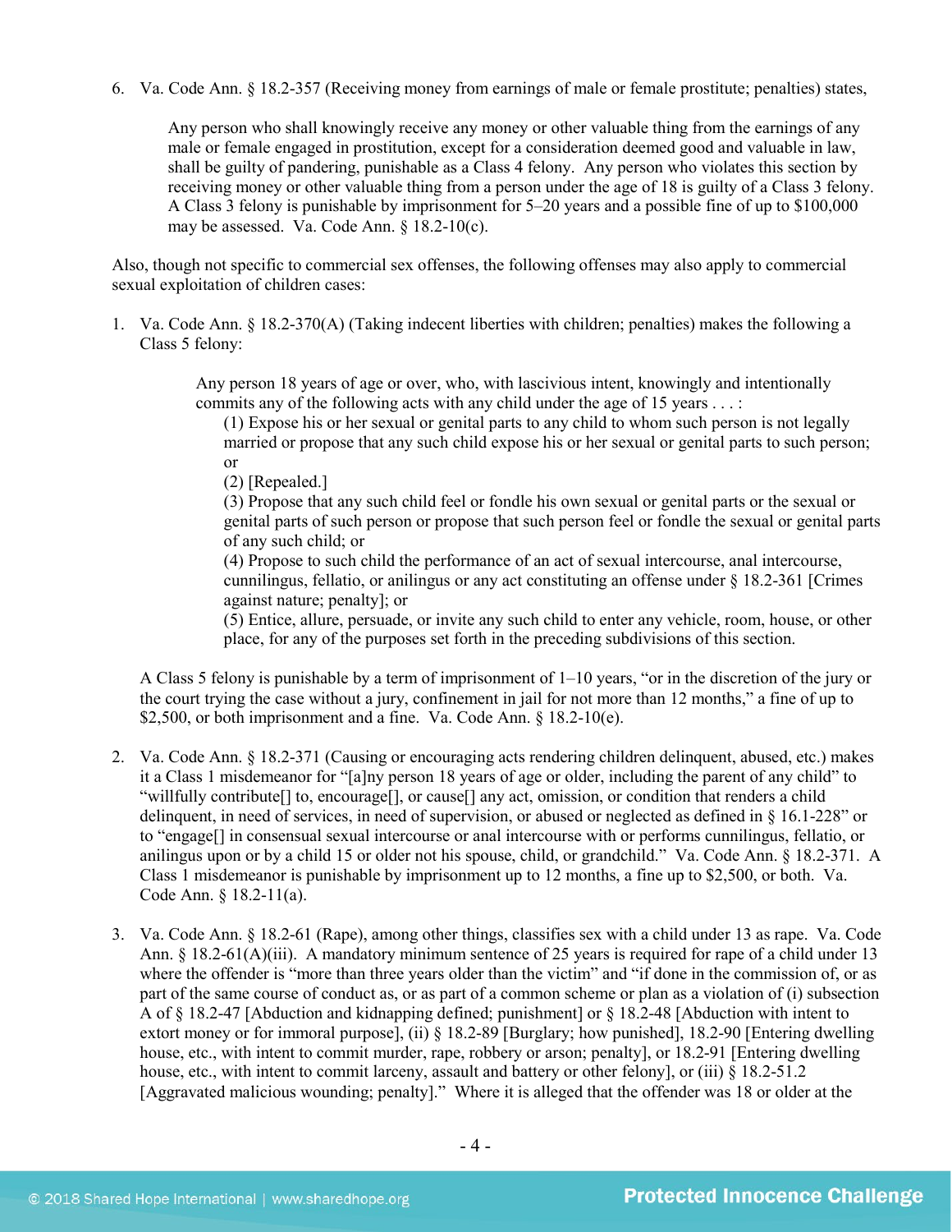6. Va. Code Ann. § 18.2-357 (Receiving money from earnings of male or female prostitute; penalties) states,

   > Any person who shall knowingly receive any money or other valuable thing from the earnings of any male or female engaged in prostitution, except for a consideration deemed good and valuable in law, shall be guilty of pandering, punishable as a Class 4 felony. Any person who violates this section by receiving money or other valuable thing from a person under the age of 18 is guilty of a Class 3 felony. A Class 3 felony is punishable by imprisonment for 5–20 years and a possible fine of up to $100,000 may be assessed. Va. Code Ann. § 18.2-10(c).

Also, though not specific to commercial sex offenses, the following offenses may also apply to commercial sexual exploitation of children cases:

1. Va. Code Ann. § 18.2-370(A) (Taking indecent liberties with children; penalties) makes the following a Class 5 felony:

   > Any person 18 years of age or over, who, with lascivious intent, knowingly and intentionally commits any of the following acts with any child under the age of 15 years . . . :
   > (1) Expose his or her sexual or genital parts to any child to whom such person is not legally married or propose that any such child expose his or her sexual or genital parts to such person; or
   > (2) [Repealed.]
   > (3) Propose that any such child feel or fondle his own sexual or genital parts or the sexual or genital parts of such person or propose that such person feel or fondle the sexual or genital parts of any such child; or
   > (4) Propose to such child the performance of an act of sexual intercourse, anal intercourse, cunnilingus, fellatio, or anilingus or any act constituting an offense under § 18.2-361 [Crimes against nature; penalty]; or
   > (5) Entice, allure, persuade, or invite any such child to enter any vehicle, room, house, or other place, for any of the purposes set forth in the preceding subdivisions of this section.

   A Class 5 felony is punishable by a term of imprisonment of 1–10 years, "or in the discretion of the jury or the court trying the case without a jury, confinement in jail for not more than 12 months," a fine of up to $2,500, or both imprisonment and a fine. Va. Code Ann. § 18.2-10(e).

2. Va. Code Ann. § 18.2-371 (Causing or encouraging acts rendering children delinquent, abused, etc.) makes it a Class 1 misdemeanor for "[a]ny person 18 years of age or older, including the parent of any child" to "willfully contribute[] to, encourage[], or cause[] any act, omission, or condition that renders a child delinquent, in need of services, in need of supervision, or abused or neglected as defined in § 16.1-228" or to "engage[] in consensual sexual intercourse or anal intercourse with or performs cunnilingus, fellatio, or anilingus upon or by a child 15 or older not his spouse, child, or grandchild." Va. Code Ann. § 18.2-371. A Class 1 misdemeanor is punishable by imprisonment up to 12 months, a fine up to $2,500, or both. Va. Code Ann. § 18.2-11(a).

3. Va. Code Ann. § 18.2-61 (Rape), among other things, classifies sex with a child under 13 as rape. Va. Code Ann. § 18.2-61(A)(iii). A mandatory minimum sentence of 25 years is required for rape of a child under 13 where the offender is "more than three years older than the victim" and "if done in the commission of, or as part of the same course of conduct as, or as part of a common scheme or plan as a violation of (i) subsection A of § 18.2-47 [Abduction and kidnapping defined; punishment] or § 18.2-48 [Abduction with intent to extort money or for immoral purpose], (ii) § 18.2-89 [Burglary; how punished], 18.2-90 [Entering dwelling house, etc., with intent to commit murder, rape, robbery or arson; penalty], or 18.2-91 [Entering dwelling house, etc., with intent to commit larceny, assault and battery or other felony], or (iii) § 18.2-51.2 [Aggravated malicious wounding; penalty]." Where it is alleged that the offender was 18 or older at the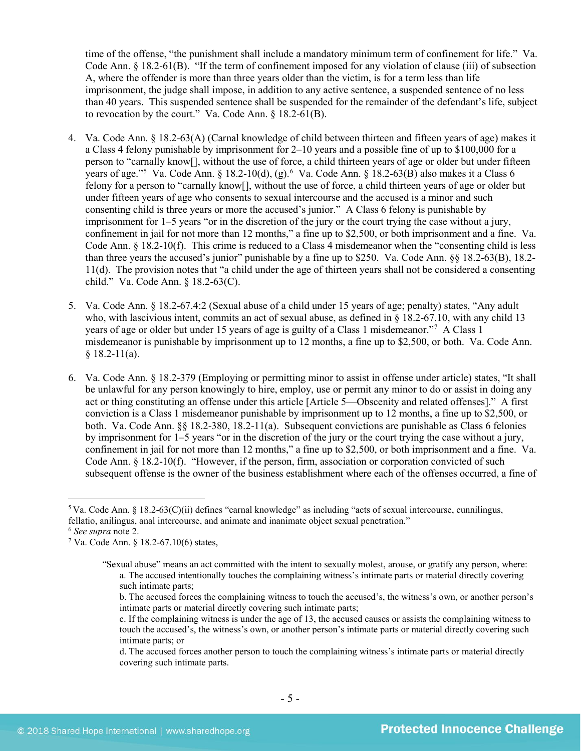time of the offense, "the punishment shall include a mandatory minimum term of confinement for life." Va. Code Ann. § 18.2-61(B). "If the term of confinement imposed for any violation of clause (iii) of subsection A, where the offender is more than three years older than the victim, is for a term less than life imprisonment, the judge shall impose, in addition to any active sentence, a suspended sentence of no less than 40 years. This suspended sentence shall be suspended for the remainder of the defendant's life, subject to revocation by the court." Va. Code Ann. § 18.2-61(B).

4. Va. Code Ann. § 18.2-63(A) (Carnal knowledge of child between thirteen and fifteen years of age) makes it a Class 4 felony punishable by imprisonment for 2–10 years and a possible fine of up to $100,000 for a person to "carnally know[], without the use of force, a child thirteen years of age or older but under fifteen years of age."[5] Va. Code Ann. § 18.2-10(d), (g).[6] Va. Code Ann. § 18.2-63(B) also makes it a Class 6 felony for a person to "carnally know[], without the use of force, a child thirteen years of age or older but under fifteen years of age who consents to sexual intercourse and the accused is a minor and such consenting child is three years or more the accused's junior." A Class 6 felony is punishable by imprisonment for 1–5 years "or in the discretion of the jury or the court trying the case without a jury, confinement in jail for not more than 12 months," a fine up to $2,500, or both imprisonment and a fine. Va. Code Ann. § 18.2-10(f). This crime is reduced to a Class 4 misdemeanor when the "consenting child is less than three years the accused's junior" punishable by a fine up to $250. Va. Code Ann. §§ 18.2-63(B), 18.2-11(d). The provision notes that "a child under the age of thirteen years shall not be considered a consenting child." Va. Code Ann. § 18.2-63(C).

5. Va. Code Ann. § 18.2-67.4:2 (Sexual abuse of a child under 15 years of age; penalty) states, "Any adult who, with lascivious intent, commits an act of sexual abuse, as defined in § 18.2-67.10, with any child 13 years of age or older but under 15 years of age is guilty of a Class 1 misdemeanor."[7] A Class 1 misdemeanor is punishable by imprisonment up to 12 months, a fine up to $2,500, or both. Va. Code Ann. § 18.2-11(a).

6. Va. Code Ann. § 18.2-379 (Employing or permitting minor to assist in offense under article) states, "It shall be unlawful for any person knowingly to hire, employ, use or permit any minor to do or assist in doing any act or thing constituting an offense under this article [Article 5—Obscenity and related offenses]." A first conviction is a Class 1 misdemeanor punishable by imprisonment up to 12 months, a fine up to $2,500, or both. Va. Code Ann. §§ 18.2-380, 18.2-11(a). Subsequent convictions are punishable as Class 6 felonies by imprisonment for 1–5 years "or in the discretion of the jury or the court trying the case without a jury, confinement in jail for not more than 12 months," a fine up to $2,500, or both imprisonment and a fine. Va. Code Ann. § 18.2-10(f). "However, if the person, firm, association or corporation convicted of such subsequent offense is the owner of the business establishment where each of the offenses occurred, a fine of

---

[5] Va. Code Ann. § 18.2-63(C)(ii) defines "carnal knowledge" as including "acts of sexual intercourse, cunnilingus, fellatio, anilingus, anal intercourse, and animate and inanimate object sexual penetration."

[6] *See supra* note 2.

[7] Va. Code Ann. § 18.2-67.10(6) states,

> "Sexual abuse" means an act committed with the intent to sexually molest, arouse, or gratify any person, where:
> a. The accused intentionally touches the complaining witness's intimate parts or material directly covering such intimate parts;
> b. The accused forces the complaining witness to touch the accused's, the witness's own, or another person's intimate parts or material directly covering such intimate parts;
> c. If the complaining witness is under the age of 13, the accused causes or assists the complaining witness to touch the accused's, the witness's own, or another person's intimate parts or material directly covering such intimate parts; or
> d. The accused forces another person to touch the complaining witness's intimate parts or material directly covering such intimate parts.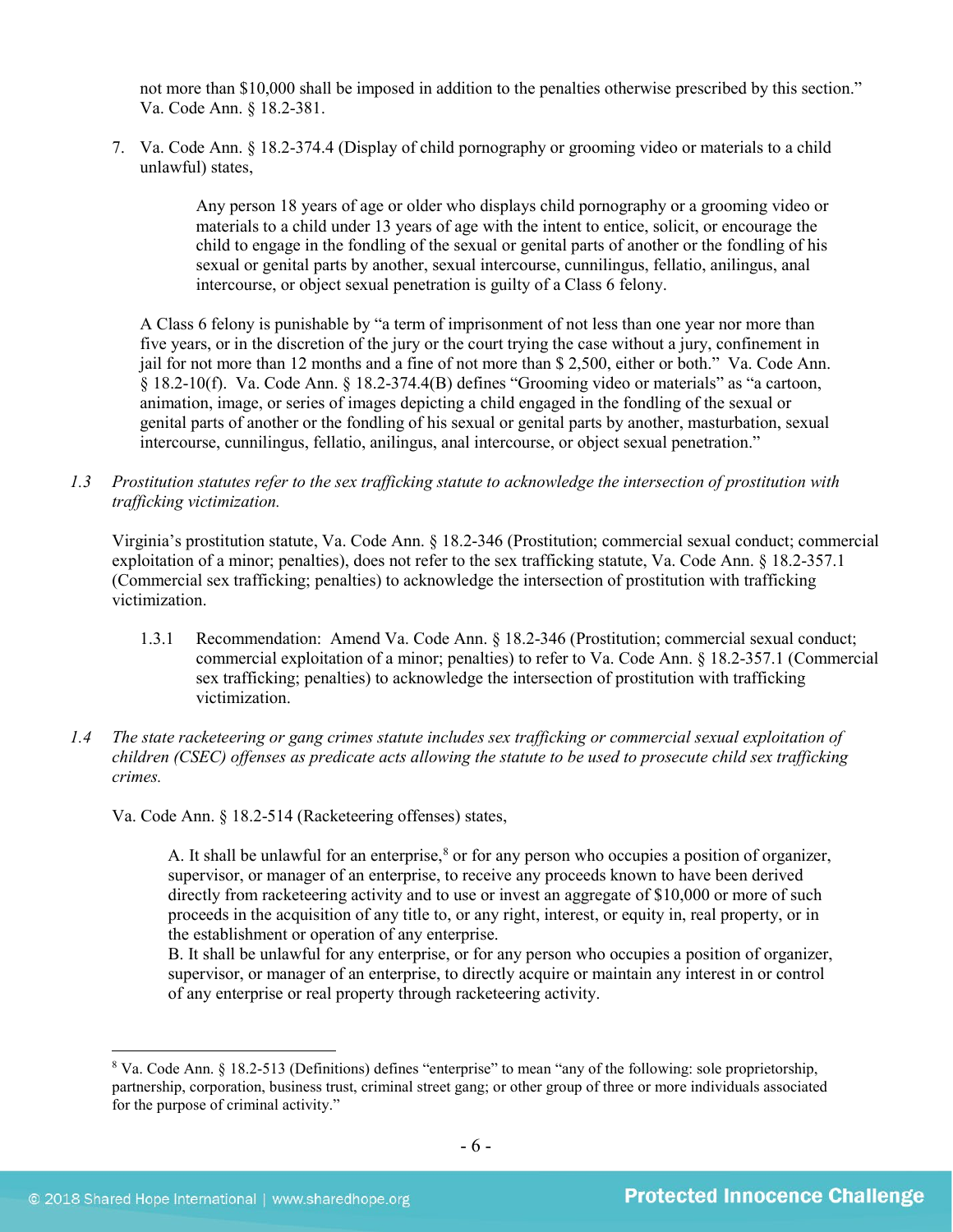not more than $10,000 shall be imposed in addition to the penalties otherwise prescribed by this section." Va. Code Ann. § 18.2-381.

7. Va. Code Ann. § 18.2-374.4 (Display of child pornography or grooming video or materials to a child unlawful) states,

> Any person 18 years of age or older who displays child pornography or a grooming video or materials to a child under 13 years of age with the intent to entice, solicit, or encourage the child to engage in the fondling of the sexual or genital parts of another or the fondling of his sexual or genital parts by another, sexual intercourse, cunnilingus, fellatio, anilingus, anal intercourse, or object sexual penetration is guilty of a Class 6 felony.

A Class 6 felony is punishable by "a term of imprisonment of not less than one year nor more than five years, or in the discretion of the jury or the court trying the case without a jury, confinement in jail for not more than 12 months and a fine of not more than $ 2,500, either or both." Va. Code Ann. § 18.2-10(f). Va. Code Ann. § 18.2-374.4(B) defines "Grooming video or materials" as "a cartoon, animation, image, or series of images depicting a child engaged in the fondling of the sexual or genital parts of another or the fondling of his sexual or genital parts by another, masturbation, sexual intercourse, cunnilingus, fellatio, anilingus, anal intercourse, or object sexual penetration."

*1.3 Prostitution statutes refer to the sex trafficking statute to acknowledge the intersection of prostitution with trafficking victimization.*

Virginia's prostitution statute, Va. Code Ann. § 18.2-346 (Prostitution; commercial sexual conduct; commercial exploitation of a minor; penalties), does not refer to the sex trafficking statute, Va. Code Ann. § 18.2-357.1 (Commercial sex trafficking; penalties) to acknowledge the intersection of prostitution with trafficking victimization.

1.3.1 Recommendation: Amend Va. Code Ann. § 18.2-346 (Prostitution; commercial sexual conduct; commercial exploitation of a minor; penalties) to refer to Va. Code Ann. § 18.2-357.1 (Commercial sex trafficking; penalties) to acknowledge the intersection of prostitution with trafficking victimization.

*1.4 The state racketeering or gang crimes statute includes sex trafficking or commercial sexual exploitation of children (CSEC) offenses as predicate acts allowing the statute to be used to prosecute child sex trafficking crimes.*

Va. Code Ann. § 18.2-514 (Racketeering offenses) states,

> A. It shall be unlawful for an enterprise,[8] or for any person who occupies a position of organizer, supervisor, or manager of an enterprise, to receive any proceeds known to have been derived directly from racketeering activity and to use or invest an aggregate of $10,000 or more of such proceeds in the acquisition of any title to, or any right, interest, or equity in, real property, or in the establishment or operation of any enterprise.
> B. It shall be unlawful for any enterprise, or for any person who occupies a position of organizer, supervisor, or manager of an enterprise, to directly acquire or maintain any interest in or control of any enterprise or real property through racketeering activity.

[8] Va. Code Ann. § 18.2-513 (Definitions) defines "enterprise" to mean "any of the following: sole proprietorship, partnership, corporation, business trust, criminal street gang; or other group of three or more individuals associated for the purpose of criminal activity."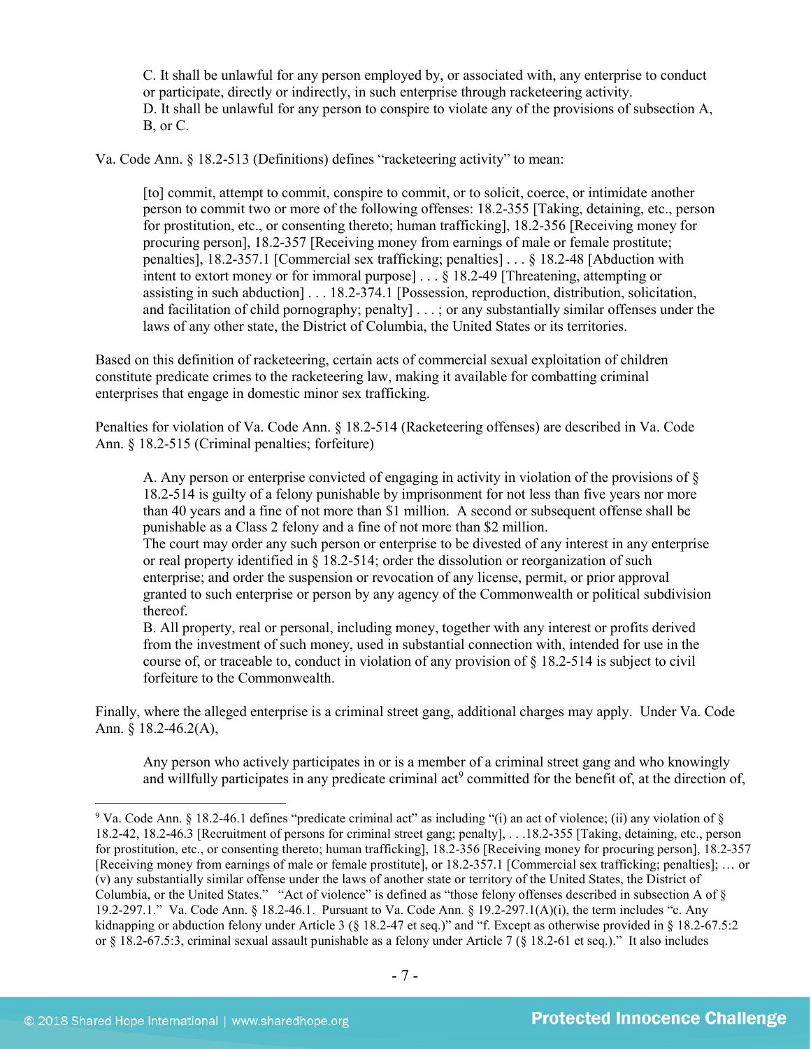> C. It shall be unlawful for any person employed by, or associated with, any enterprise to conduct or participate, directly or indirectly, in such enterprise through racketeering activity.
> D. It shall be unlawful for any person to conspire to violate any of the provisions of subsection A, B, or C.

Va. Code Ann. § 18.2-513 (Definitions) defines "racketeering activity" to mean:

> [to] commit, attempt to commit, conspire to commit, or to solicit, coerce, or intimidate another person to commit two or more of the following offenses: 18.2-355 [Taking, detaining, etc., person for prostitution, etc., or consenting thereto; human trafficking], 18.2-356 [Receiving money for procuring person], 18.2-357 [Receiving money from earnings of male or female prostitute; penalties], 18.2-357.1 [Commercial sex trafficking; penalties] . . . § 18.2-48 [Abduction with intent to extort money or for immoral purpose] . . . § 18.2-49 [Threatening, attempting or assisting in such abduction] . . . 18.2-374.1 [Possession, reproduction, distribution, solicitation, and facilitation of child pornography; penalty] . . . ; or any substantially similar offenses under the laws of any other state, the District of Columbia, the United States or its territories.

Based on this definition of racketeering, certain acts of commercial sexual exploitation of children constitute predicate crimes to the racketeering law, making it available for combatting criminal enterprises that engage in domestic minor sex trafficking.

Penalties for violation of Va. Code Ann. § 18.2-514 (Racketeering offenses) are described in Va. Code Ann. § 18.2-515 (Criminal penalties; forfeiture)

> A. Any person or enterprise convicted of engaging in activity in violation of the provisions of § 18.2-514 is guilty of a felony punishable by imprisonment for not less than five years nor more than 40 years and a fine of not more than $1 million. A second or subsequent offense shall be punishable as a Class 2 felony and a fine of not more than $2 million.
> The court may order any such person or enterprise to be divested of any interest in any enterprise or real property identified in § 18.2-514; order the dissolution or reorganization of such enterprise; and order the suspension or revocation of any license, permit, or prior approval granted to such enterprise or person by any agency of the Commonwealth or political subdivision thereof.
> B. All property, real or personal, including money, together with any interest or profits derived from the investment of such money, used in substantial connection with, intended for use in the course of, or traceable to, conduct in violation of any provision of § 18.2-514 is subject to civil forfeiture to the Commonwealth.

Finally, where the alleged enterprise is a criminal street gang, additional charges may apply. Under Va. Code Ann. § 18.2-46.2(A),

> Any person who actively participates in or is a member of a criminal street gang and who knowingly and willfully participates in any predicate criminal act[9] committed for the benefit of, at the direction of,

[9] Va. Code Ann. § 18.2-46.1 defines "predicate criminal act" as including "(i) an act of violence; (ii) any violation of § 18.2-42, 18.2-46.3 [Recruitment of persons for criminal street gang; penalty], . . .18.2-355 [Taking, detaining, etc., person for prostitution, etc., or consenting thereto; human trafficking], 18.2-356 [Receiving money for procuring person], 18.2-357 [Receiving money from earnings of male or female prostitute], or 18.2-357.1 [Commercial sex trafficking; penalties]; … or (v) any substantially similar offense under the laws of another state or territory of the United States, the District of Columbia, or the United States." "Act of violence" is defined as "those felony offenses described in subsection A of § 19.2-297.1." Va. Code Ann. § 18.2-46.1. Pursuant to Va. Code Ann. § 19.2-297.1(A)(i), the term includes "c. Any kidnapping or abduction felony under Article 3 (§ 18.2-47 et seq.)" and "f. Except as otherwise provided in § 18.2-67.5:2 or § 18.2-67.5:3, criminal sexual assault punishable as a felony under Article 7 (§ 18.2-61 et seq.)." It also includes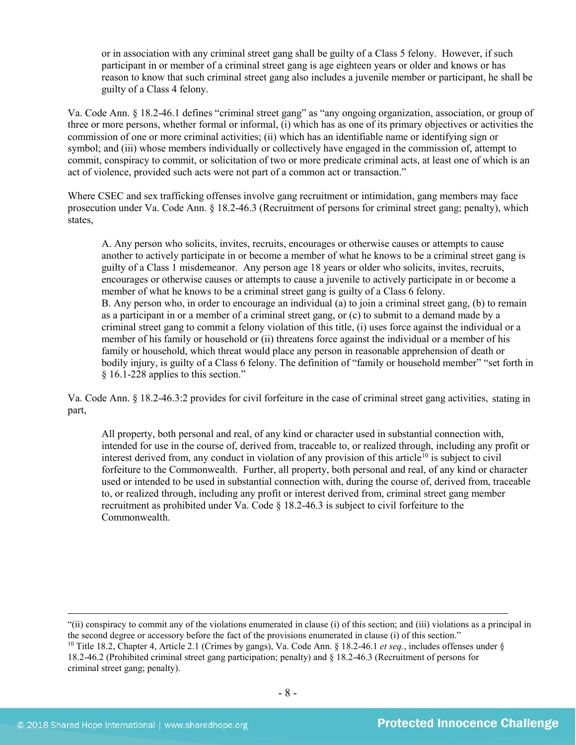> or in association with any criminal street gang shall be guilty of a Class 5 felony. However, if such participant in or member of a criminal street gang is age eighteen years or older and knows or has reason to know that such criminal street gang also includes a juvenile member or participant, he shall be guilty of a Class 4 felony.

Va. Code Ann. § 18.2-46.1 defines "criminal street gang" as "any ongoing organization, association, or group of three or more persons, whether formal or informal, (i) which has as one of its primary objectives or activities the commission of one or more criminal activities; (ii) which has an identifiable name or identifying sign or symbol; and (iii) whose members individually or collectively have engaged in the commission of, attempt to commit, conspiracy to commit, or solicitation of two or more predicate criminal acts, at least one of which is an act of violence, provided such acts were not part of a common act or transaction."

Where CSEC and sex trafficking offenses involve gang recruitment or intimidation, gang members may face prosecution under Va. Code Ann. § 18.2-46.3 (Recruitment of persons for criminal street gang; penalty), which states,

> A. Any person who solicits, invites, recruits, encourages or otherwise causes or attempts to cause another to actively participate in or become a member of what he knows to be a criminal street gang is guilty of a Class 1 misdemeanor. Any person age 18 years or older who solicits, invites, recruits, encourages or otherwise causes or attempts to cause a juvenile to actively participate in or become a member of what he knows to be a criminal street gang is guilty of a Class 6 felony.
> B. Any person who, in order to encourage an individual (a) to join a criminal street gang, (b) to remain as a participant in or a member of a criminal street gang, or (c) to submit to a demand made by a criminal street gang to commit a felony violation of this title, (i) uses force against the individual or a member of his family or household or (ii) threatens force against the individual or a member of his family or household, which threat would place any person in reasonable apprehension of death or bodily injury, is guilty of a Class 6 felony. The definition of "family or household member" "set forth in § 16.1-228 applies to this section."

Va. Code Ann. § 18.2-46.3:2 provides for civil forfeiture in the case of criminal street gang activities, stating in part,

> All property, both personal and real, of any kind or character used in substantial connection with, intended for use in the course of, derived from, traceable to, or realized through, including any profit or interest derived from, any conduct in violation of any provision of this article[10] is subject to civil forfeiture to the Commonwealth. Further, all property, both personal and real, of any kind or character used or intended to be used in substantial connection with, during the course of, derived from, traceable to, or realized through, including any profit or interest derived from, criminal street gang member recruitment as prohibited under Va. Code § 18.2-46.3 is subject to civil forfeiture to the Commonwealth.

---

"(ii) conspiracy to commit any of the violations enumerated in clause (i) of this section; and (iii) violations as a principal in the second degree or accessory before the fact of the provisions enumerated in clause (i) of this section."

[10] Title 18.2, Chapter 4, Article 2.1 (Crimes by gangs), Va. Code Ann. § 18.2-46.1 *et seq.*, includes offenses under § 18.2-46.2 (Prohibited criminal street gang participation; penalty) and § 18.2-46.3 (Recruitment of persons for criminal street gang; penalty).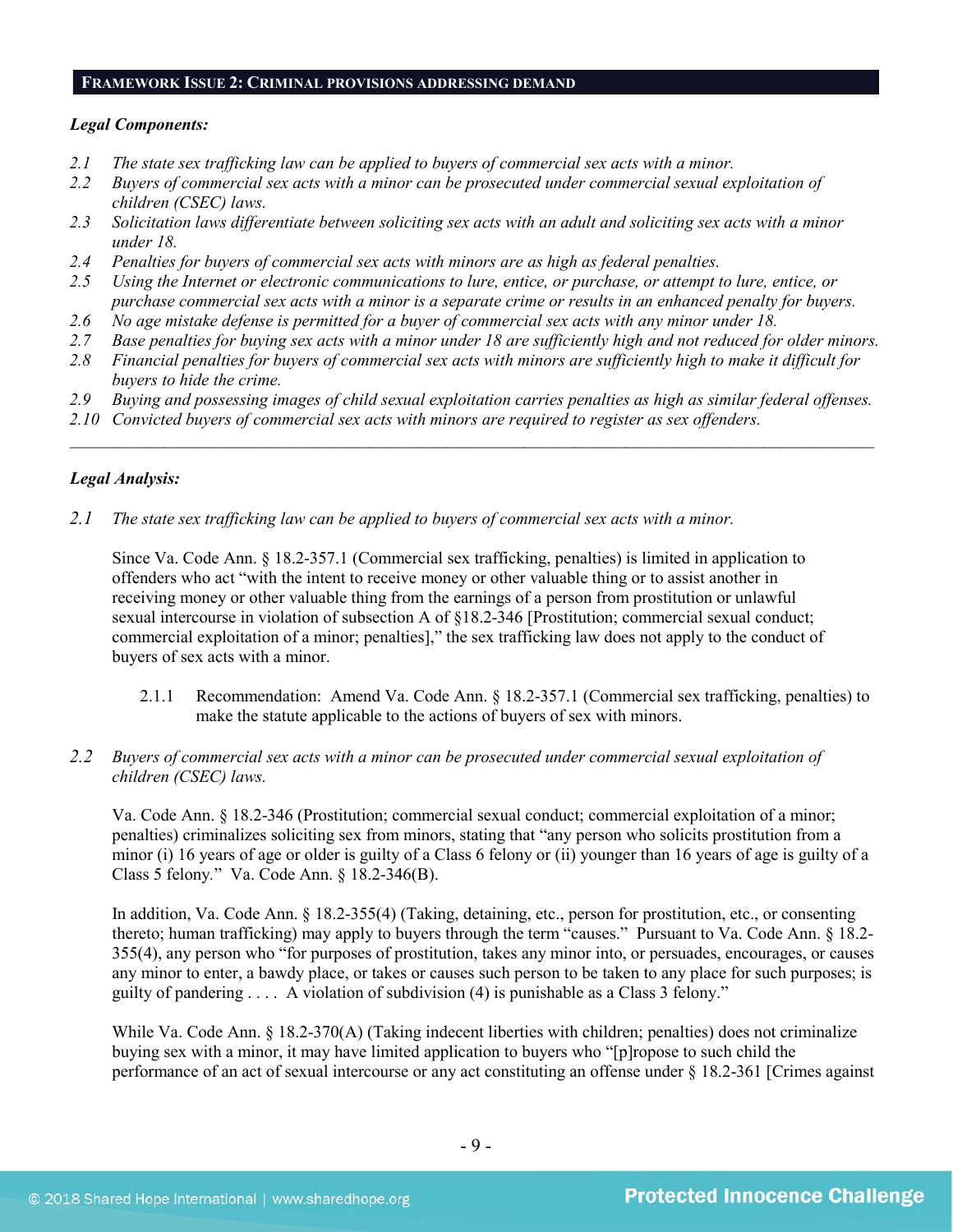## FRAMEWORK ISSUE 2: CRIMINAL PROVISIONS ADDRESSING DEMAND

***Legal Components:***

*2.1 The state sex trafficking law can be applied to buyers of commercial sex acts with a minor.*
*2.2 Buyers of commercial sex acts with a minor can be prosecuted under commercial sexual exploitation of children (CSEC) laws.*
*2.3 Solicitation laws differentiate between soliciting sex acts with an adult and soliciting sex acts with a minor under 18.*
*2.4 Penalties for buyers of commercial sex acts with minors are as high as federal penalties.*
*2.5 Using the Internet or electronic communications to lure, entice, or purchase, or attempt to lure, entice, or purchase commercial sex acts with a minor is a separate crime or results in an enhanced penalty for buyers.*
*2.6 No age mistake defense is permitted for a buyer of commercial sex acts with any minor under 18.*
*2.7 Base penalties for buying sex acts with a minor under 18 are sufficiently high and not reduced for older minors.*
*2.8 Financial penalties for buyers of commercial sex acts with minors are sufficiently high to make it difficult for buyers to hide the crime.*
*2.9 Buying and possessing images of child sexual exploitation carries penalties as high as similar federal offenses.*
*2.10 Convicted buyers of commercial sex acts with minors are required to register as sex offenders.*

---

***Legal Analysis:***

*2.1 The state sex trafficking law can be applied to buyers of commercial sex acts with a minor.*

Since Va. Code Ann. § 18.2-357.1 (Commercial sex trafficking, penalties) is limited in application to offenders who act "with the intent to receive money or other valuable thing or to assist another in receiving money or other valuable thing from the earnings of a person from prostitution or unlawful sexual intercourse in violation of subsection A of §18.2-346 [Prostitution; commercial sexual conduct; commercial exploitation of a minor; penalties]," the sex trafficking law does not apply to the conduct of buyers of sex acts with a minor.

2.1.1 Recommendation: Amend Va. Code Ann. § 18.2-357.1 (Commercial sex trafficking, penalties) to make the statute applicable to the actions of buyers of sex with minors.

*2.2 Buyers of commercial sex acts with a minor can be prosecuted under commercial sexual exploitation of children (CSEC) laws.*

Va. Code Ann. § 18.2-346 (Prostitution; commercial sexual conduct; commercial exploitation of a minor; penalties) criminalizes soliciting sex from minors, stating that "any person who solicits prostitution from a minor (i) 16 years of age or older is guilty of a Class 6 felony or (ii) younger than 16 years of age is guilty of a Class 5 felony." Va. Code Ann. § 18.2-346(B).

In addition, Va. Code Ann. § 18.2-355(4) (Taking, detaining, etc., person for prostitution, etc., or consenting thereto; human trafficking) may apply to buyers through the term "causes." Pursuant to Va. Code Ann. § 18.2-355(4), any person who "for purposes of prostitution, takes any minor into, or persuades, encourages, or causes any minor to enter, a bawdy place, or takes or causes such person to be taken to any place for such purposes; is guilty of pandering . . . . A violation of subdivision (4) is punishable as a Class 3 felony."

While Va. Code Ann. § 18.2-370(A) (Taking indecent liberties with children; penalties) does not criminalize buying sex with a minor, it may have limited application to buyers who "[p]ropose to such child the performance of an act of sexual intercourse or any act constituting an offense under § 18.2-361 [Crimes against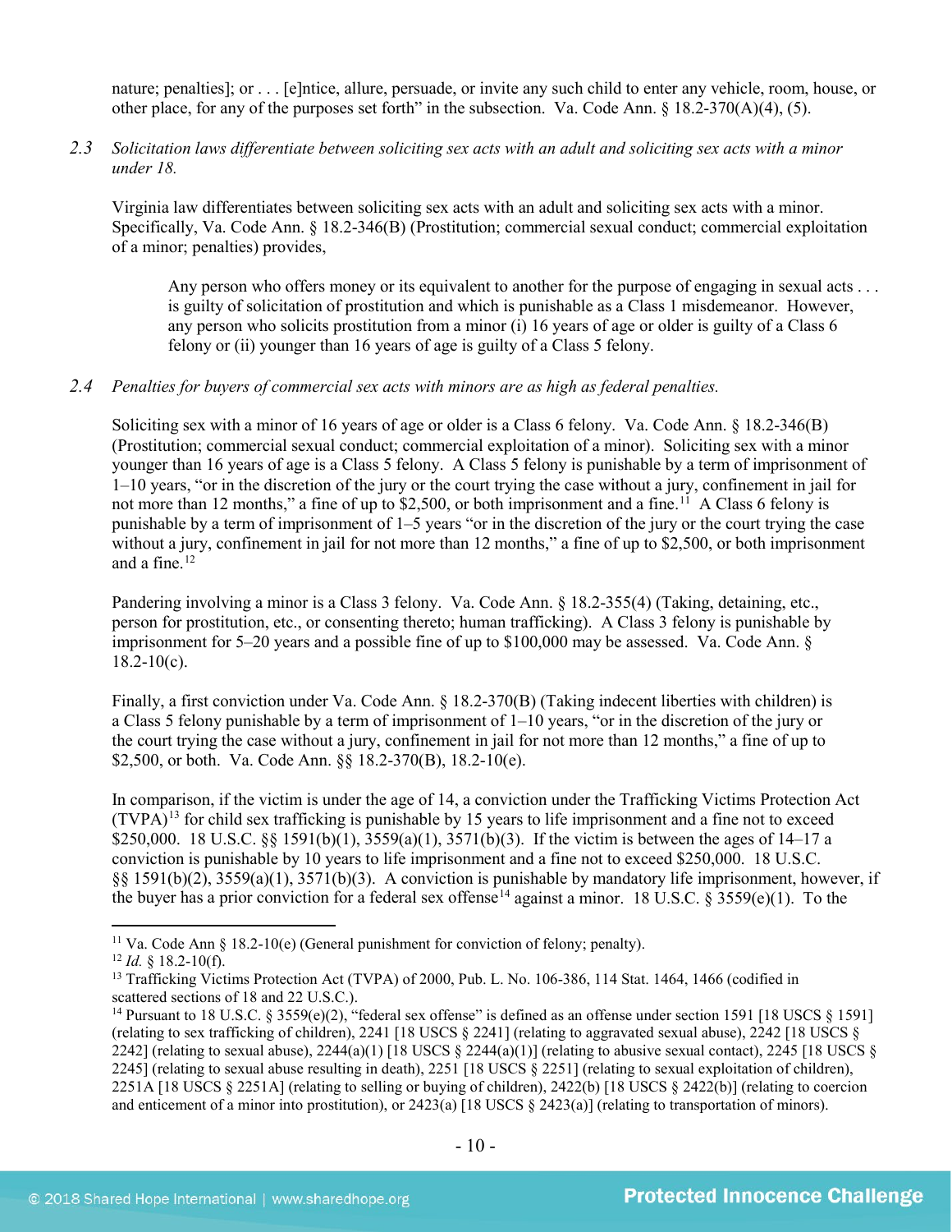nature; penalties]; or . . . [e]ntice, allure, persuade, or invite any such child to enter any vehicle, room, house, or other place, for any of the purposes set forth" in the subsection. Va. Code Ann. § 18.2-370(A)(4), (5).

*2.3 Solicitation laws differentiate between soliciting sex acts with an adult and soliciting sex acts with a minor under 18.*

Virginia law differentiates between soliciting sex acts with an adult and soliciting sex acts with a minor. Specifically, Va. Code Ann. § 18.2-346(B) (Prostitution; commercial sexual conduct; commercial exploitation of a minor; penalties) provides,

> Any person who offers money or its equivalent to another for the purpose of engaging in sexual acts . . . is guilty of solicitation of prostitution and which is punishable as a Class 1 misdemeanor. However, any person who solicits prostitution from a minor (i) 16 years of age or older is guilty of a Class 6 felony or (ii) younger than 16 years of age is guilty of a Class 5 felony.

*2.4 Penalties for buyers of commercial sex acts with minors are as high as federal penalties.*

Soliciting sex with a minor of 16 years of age or older is a Class 6 felony. Va. Code Ann. § 18.2-346(B) (Prostitution; commercial sexual conduct; commercial exploitation of a minor). Soliciting sex with a minor younger than 16 years of age is a Class 5 felony. A Class 5 felony is punishable by a term of imprisonment of 1–10 years, "or in the discretion of the jury or the court trying the case without a jury, confinement in jail for not more than 12 months," a fine of up to $2,500, or both imprisonment and a fine.[11] A Class 6 felony is punishable by a term of imprisonment of 1–5 years "or in the discretion of the jury or the court trying the case without a jury, confinement in jail for not more than 12 months," a fine of up to $2,500, or both imprisonment and a fine.[12]

Pandering involving a minor is a Class 3 felony. Va. Code Ann. § 18.2-355(4) (Taking, detaining, etc., person for prostitution, etc., or consenting thereto; human trafficking). A Class 3 felony is punishable by imprisonment for 5–20 years and a possible fine of up to $100,000 may be assessed. Va. Code Ann. § 18.2-10(c).

Finally, a first conviction under Va. Code Ann. § 18.2-370(B) (Taking indecent liberties with children) is a Class 5 felony punishable by a term of imprisonment of 1–10 years, "or in the discretion of the jury or the court trying the case without a jury, confinement in jail for not more than 12 months," a fine of up to $2,500, or both. Va. Code Ann. §§ 18.2-370(B), 18.2-10(e).

In comparison, if the victim is under the age of 14, a conviction under the Trafficking Victims Protection Act (TVPA)[13] for child sex trafficking is punishable by 15 years to life imprisonment and a fine not to exceed $250,000. 18 U.S.C. §§ 1591(b)(1), 3559(a)(1), 3571(b)(3). If the victim is between the ages of 14–17 a conviction is punishable by 10 years to life imprisonment and a fine not to exceed $250,000. 18 U.S.C. §§ 1591(b)(2), 3559(a)(1), 3571(b)(3). A conviction is punishable by mandatory life imprisonment, however, if the buyer has a prior conviction for a federal sex offense[14] against a minor. 18 U.S.C. § 3559(e)(1). To the

---

[11] Va. Code Ann § 18.2-10(e) (General punishment for conviction of felony; penalty).

[12] *Id.* § 18.2-10(f).

[13] Trafficking Victims Protection Act (TVPA) of 2000, Pub. L. No. 106-386, 114 Stat. 1464, 1466 (codified in scattered sections of 18 and 22 U.S.C.).

[14] Pursuant to 18 U.S.C. § 3559(e)(2), "federal sex offense" is defined as an offense under section 1591 [18 USCS § 1591] (relating to sex trafficking of children), 2241 [18 USCS § 2241] (relating to aggravated sexual abuse), 2242 [18 USCS § 2242] (relating to sexual abuse), 2244(a)(1) [18 USCS § 2244(a)(1)] (relating to abusive sexual contact), 2245 [18 USCS § 2245] (relating to sexual abuse resulting in death), 2251 [18 USCS § 2251] (relating to sexual exploitation of children), 2251A [18 USCS § 2251A] (relating to selling or buying of children), 2422(b) [18 USCS § 2422(b)] (relating to coercion and enticement of a minor into prostitution), or 2423(a) [18 USCS § 2423(a)] (relating to transportation of minors).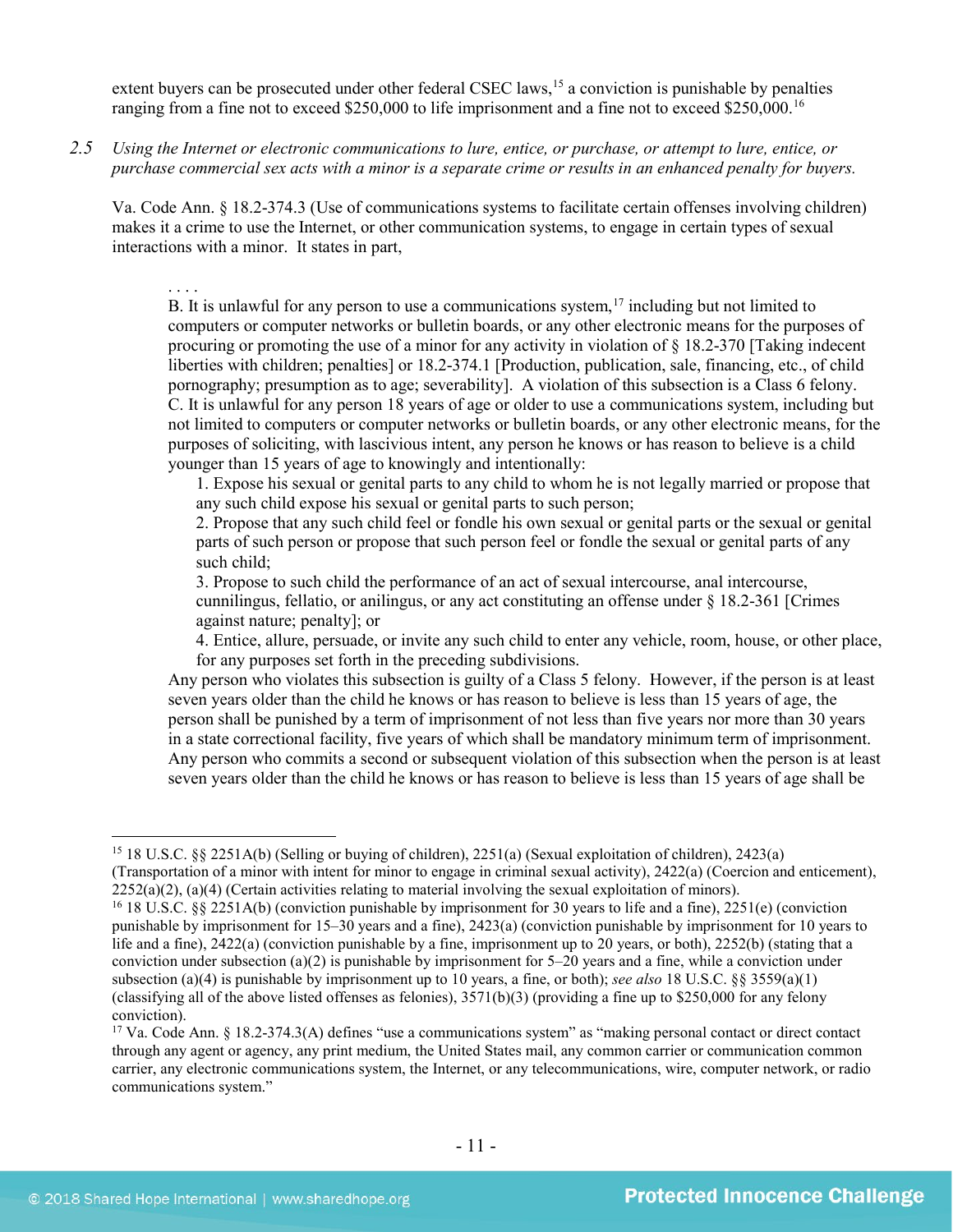extent buyers can be prosecuted under other federal CSEC laws,[15] a conviction is punishable by penalties ranging from a fine not to exceed $250,000 to life imprisonment and a fine not to exceed $250,000.[16]

2.5 *Using the Internet or electronic communications to lure, entice, or purchase, or attempt to lure, entice, or purchase commercial sex acts with a minor is a separate crime or results in an enhanced penalty for buyers.*

Va. Code Ann. § 18.2-374.3 (Use of communications systems to facilitate certain offenses involving children) makes it a crime to use the Internet, or other communication systems, to engage in certain types of sexual interactions with a minor. It states in part,

> . . . .
> B. It is unlawful for any person to use a communications system,[17] including but not limited to computers or computer networks or bulletin boards, or any other electronic means for the purposes of procuring or promoting the use of a minor for any activity in violation of § 18.2-370 [Taking indecent liberties with children; penalties] or 18.2-374.1 [Production, publication, sale, financing, etc., of child pornography; presumption as to age; severability]. A violation of this subsection is a Class 6 felony.
> C. It is unlawful for any person 18 years of age or older to use a communications system, including but not limited to computers or computer networks or bulletin boards, or any other electronic means, for the purposes of soliciting, with lascivious intent, any person he knows or has reason to believe is a child younger than 15 years of age to knowingly and intentionally:
>
> 1. Expose his sexual or genital parts to any child to whom he is not legally married or propose that any such child expose his sexual or genital parts to such person;
> 2. Propose that any such child feel or fondle his own sexual or genital parts or the sexual or genital parts of such person or propose that such person feel or fondle the sexual or genital parts of any such child;
> 3. Propose to such child the performance of an act of sexual intercourse, anal intercourse, cunnilingus, fellatio, or anilingus, or any act constituting an offense under § 18.2-361 [Crimes against nature; penalty]; or
> 4. Entice, allure, persuade, or invite any such child to enter any vehicle, room, house, or other place, for any purposes set forth in the preceding subdivisions.
>
> Any person who violates this subsection is guilty of a Class 5 felony. However, if the person is at least seven years older than the child he knows or has reason to believe is less than 15 years of age, the person shall be punished by a term of imprisonment of not less than five years nor more than 30 years in a state correctional facility, five years of which shall be mandatory minimum term of imprisonment. Any person who commits a second or subsequent violation of this subsection when the person is at least seven years older than the child he knows or has reason to believe is less than 15 years of age shall be

---

[15] 18 U.S.C. §§ 2251A(b) (Selling or buying of children), 2251(a) (Sexual exploitation of children), 2423(a) (Transportation of a minor with intent for minor to engage in criminal sexual activity), 2422(a) (Coercion and enticement), 2252(a)(2), (a)(4) (Certain activities relating to material involving the sexual exploitation of minors).

[16] 18 U.S.C. §§ 2251A(b) (conviction punishable by imprisonment for 30 years to life and a fine), 2251(e) (conviction punishable by imprisonment for 15–30 years and a fine), 2423(a) (conviction punishable by imprisonment for 10 years to life and a fine), 2422(a) (conviction punishable by a fine, imprisonment up to 20 years, or both), 2252(b) (stating that a conviction under subsection (a)(2) is punishable by imprisonment for 5–20 years and a fine, while a conviction under subsection (a)(4) is punishable by imprisonment up to 10 years, a fine, or both); *see also* 18 U.S.C. §§ 3559(a)(1) (classifying all of the above listed offenses as felonies), 3571(b)(3) (providing a fine up to $250,000 for any felony conviction).

[17] Va. Code Ann. § 18.2-374.3(A) defines "use a communications system" as "making personal contact or direct contact through any agent or agency, any print medium, the United States mail, any common carrier or communication common carrier, any electronic communications system, the Internet, or any telecommunications, wire, computer network, or radio communications system."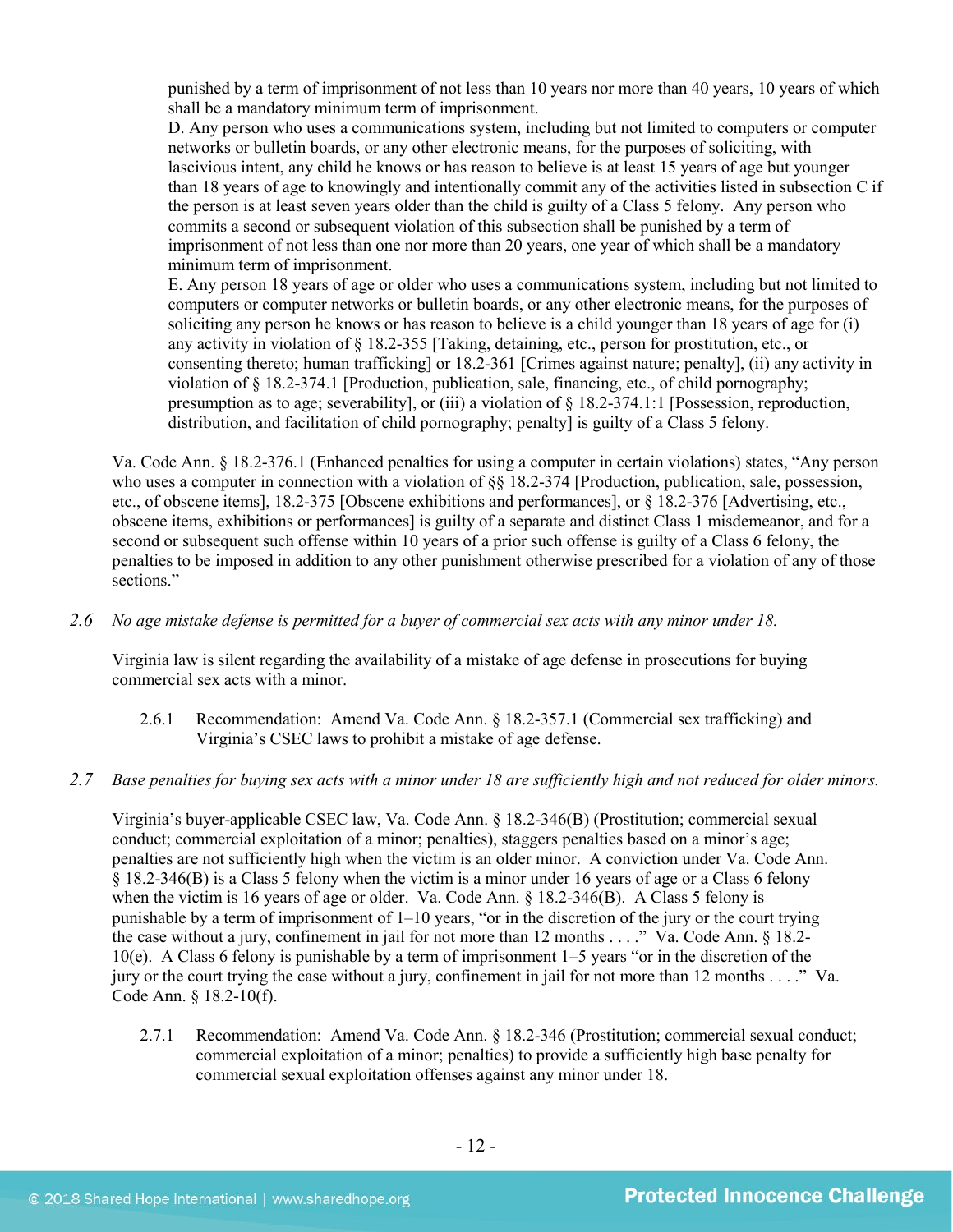punished by a term of imprisonment of not less than 10 years nor more than 40 years, 10 years of which shall be a mandatory minimum term of imprisonment.

D. Any person who uses a communications system, including but not limited to computers or computer networks or bulletin boards, or any other electronic means, for the purposes of soliciting, with lascivious intent, any child he knows or has reason to believe is at least 15 years of age but younger than 18 years of age to knowingly and intentionally commit any of the activities listed in subsection C if the person is at least seven years older than the child is guilty of a Class 5 felony. Any person who commits a second or subsequent violation of this subsection shall be punished by a term of imprisonment of not less than one nor more than 20 years, one year of which shall be a mandatory minimum term of imprisonment.

E. Any person 18 years of age or older who uses a communications system, including but not limited to computers or computer networks or bulletin boards, or any other electronic means, for the purposes of soliciting any person he knows or has reason to believe is a child younger than 18 years of age for (i) any activity in violation of § 18.2-355 [Taking, detaining, etc., person for prostitution, etc., or consenting thereto; human trafficking] or 18.2-361 [Crimes against nature; penalty], (ii) any activity in violation of § 18.2-374.1 [Production, publication, sale, financing, etc., of child pornography; presumption as to age; severability], or (iii) a violation of § 18.2-374.1:1 [Possession, reproduction, distribution, and facilitation of child pornography; penalty] is guilty of a Class 5 felony.

Va. Code Ann. § 18.2-376.1 (Enhanced penalties for using a computer in certain violations) states, "Any person who uses a computer in connection with a violation of §§ 18.2-374 [Production, publication, sale, possession, etc., of obscene items], 18.2-375 [Obscene exhibitions and performances], or § 18.2-376 [Advertising, etc., obscene items, exhibitions or performances] is guilty of a separate and distinct Class 1 misdemeanor, and for a second or subsequent such offense within 10 years of a prior such offense is guilty of a Class 6 felony, the penalties to be imposed in addition to any other punishment otherwise prescribed for a violation of any of those sections."

*2.6 No age mistake defense is permitted for a buyer of commercial sex acts with any minor under 18.*

Virginia law is silent regarding the availability of a mistake of age defense in prosecutions for buying commercial sex acts with a minor.

2.6.1 Recommendation: Amend Va. Code Ann. § 18.2-357.1 (Commercial sex trafficking) and Virginia's CSEC laws to prohibit a mistake of age defense.

*2.7 Base penalties for buying sex acts with a minor under 18 are sufficiently high and not reduced for older minors.*

Virginia's buyer-applicable CSEC law, Va. Code Ann. § 18.2-346(B) (Prostitution; commercial sexual conduct; commercial exploitation of a minor; penalties), staggers penalties based on a minor's age; penalties are not sufficiently high when the victim is an older minor. A conviction under Va. Code Ann. § 18.2-346(B) is a Class 5 felony when the victim is a minor under 16 years of age or a Class 6 felony when the victim is 16 years of age or older. Va. Code Ann. § 18.2-346(B). A Class 5 felony is punishable by a term of imprisonment of 1–10 years, "or in the discretion of the jury or the court trying the case without a jury, confinement in jail for not more than 12 months . . . ." Va. Code Ann. § 18.2-10(e). A Class 6 felony is punishable by a term of imprisonment 1–5 years "or in the discretion of the jury or the court trying the case without a jury, confinement in jail for not more than 12 months . . . ." Va. Code Ann. § 18.2-10(f).

2.7.1 Recommendation: Amend Va. Code Ann. § 18.2-346 (Prostitution; commercial sexual conduct; commercial exploitation of a minor; penalties) to provide a sufficiently high base penalty for commercial sexual exploitation offenses against any minor under 18.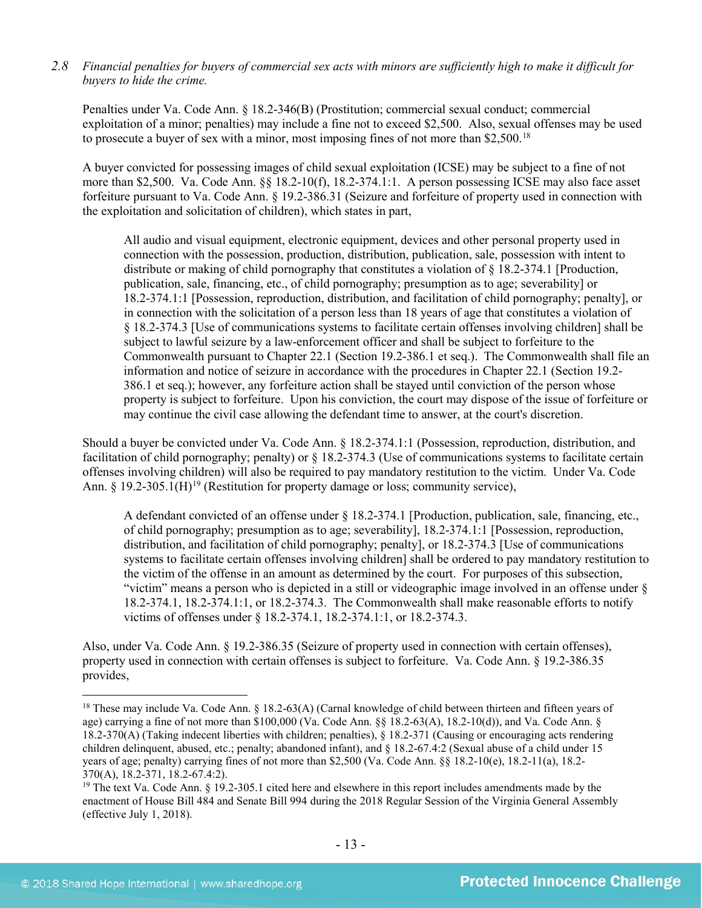*2.8 Financial penalties for buyers of commercial sex acts with minors are sufficiently high to make it difficult for buyers to hide the crime.*

Penalties under Va. Code Ann. § 18.2-346(B) (Prostitution; commercial sexual conduct; commercial exploitation of a minor; penalties) may include a fine not to exceed $2,500. Also, sexual offenses may be used to prosecute a buyer of sex with a minor, most imposing fines of not more than $2,500.[18]

A buyer convicted for possessing images of child sexual exploitation (ICSE) may be subject to a fine of not more than $2,500. Va. Code Ann. §§ 18.2-10(f), 18.2-374.1:1. A person possessing ICSE may also face asset forfeiture pursuant to Va. Code Ann. § 19.2-386.31 (Seizure and forfeiture of property used in connection with the exploitation and solicitation of children), which states in part,

> All audio and visual equipment, electronic equipment, devices and other personal property used in connection with the possession, production, distribution, publication, sale, possession with intent to distribute or making of child pornography that constitutes a violation of § 18.2-374.1 [Production, publication, sale, financing, etc., of child pornography; presumption as to age; severability] or 18.2-374.1:1 [Possession, reproduction, distribution, and facilitation of child pornography; penalty], or in connection with the solicitation of a person less than 18 years of age that constitutes a violation of § 18.2-374.3 [Use of communications systems to facilitate certain offenses involving children] shall be subject to lawful seizure by a law-enforcement officer and shall be subject to forfeiture to the Commonwealth pursuant to Chapter 22.1 (Section 19.2-386.1 et seq.). The Commonwealth shall file an information and notice of seizure in accordance with the procedures in Chapter 22.1 (Section 19.2-386.1 et seq.); however, any forfeiture action shall be stayed until conviction of the person whose property is subject to forfeiture. Upon his conviction, the court may dispose of the issue of forfeiture or may continue the civil case allowing the defendant time to answer, at the court's discretion.

Should a buyer be convicted under Va. Code Ann. § 18.2-374.1:1 (Possession, reproduction, distribution, and facilitation of child pornography; penalty) or § 18.2-374.3 (Use of communications systems to facilitate certain offenses involving children) will also be required to pay mandatory restitution to the victim. Under Va. Code Ann. § 19.2-305.1(H)[19] (Restitution for property damage or loss; community service),

> A defendant convicted of an offense under § 18.2-374.1 [Production, publication, sale, financing, etc., of child pornography; presumption as to age; severability], 18.2-374.1:1 [Possession, reproduction, distribution, and facilitation of child pornography; penalty], or 18.2-374.3 [Use of communications systems to facilitate certain offenses involving children] shall be ordered to pay mandatory restitution to the victim of the offense in an amount as determined by the court. For purposes of this subsection, "victim" means a person who is depicted in a still or videographic image involved in an offense under § 18.2-374.1, 18.2-374.1:1, or 18.2-374.3. The Commonwealth shall make reasonable efforts to notify victims of offenses under § 18.2-374.1, 18.2-374.1:1, or 18.2-374.3.

Also, under Va. Code Ann. § 19.2-386.35 (Seizure of property used in connection with certain offenses), property used in connection with certain offenses is subject to forfeiture. Va. Code Ann. § 19.2-386.35 provides,

---

[18] These may include Va. Code Ann. § 18.2-63(A) (Carnal knowledge of child between thirteen and fifteen years of age) carrying a fine of not more than $100,000 (Va. Code Ann. §§ 18.2-63(A), 18.2-10(d)), and Va. Code Ann. § 18.2-370(A) (Taking indecent liberties with children; penalties), § 18.2-371 (Causing or encouraging acts rendering children delinquent, abused, etc.; penalty; abandoned infant), and § 18.2-67.4:2 (Sexual abuse of a child under 15 years of age; penalty) carrying fines of not more than $2,500 (Va. Code Ann. §§ 18.2-10(e), 18.2-11(a), 18.2-370(A), 18.2-371, 18.2-67.4:2).

[19] The text Va. Code Ann. § 19.2-305.1 cited here and elsewhere in this report includes amendments made by the enactment of House Bill 484 and Senate Bill 994 during the 2018 Regular Session of the Virginia General Assembly (effective July 1, 2018).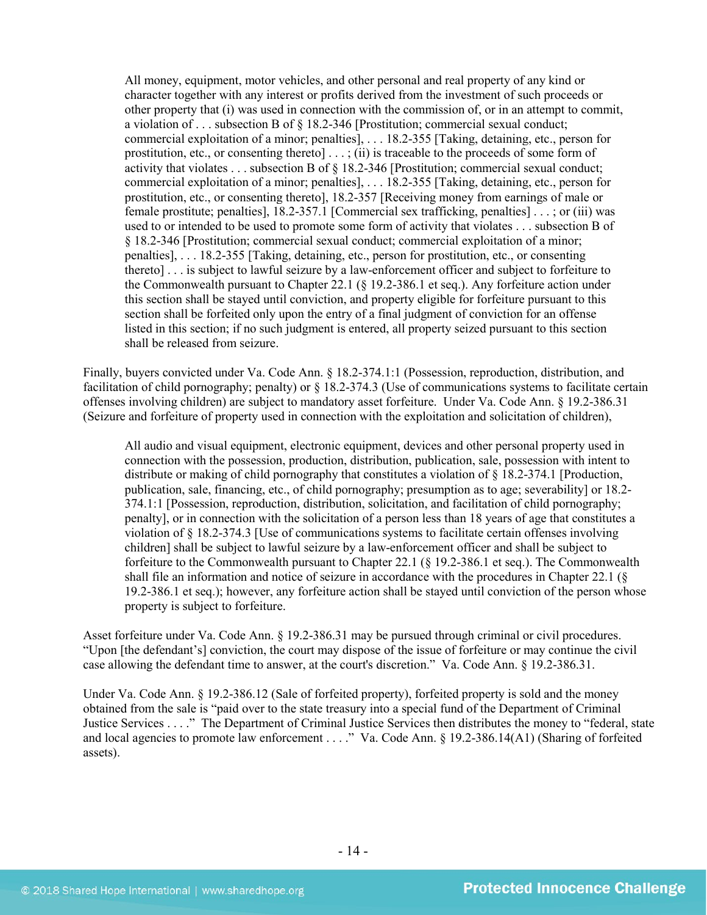> All money, equipment, motor vehicles, and other personal and real property of any kind or character together with any interest or profits derived from the investment of such proceeds or other property that (i) was used in connection with the commission of, or in an attempt to commit, a violation of . . . subsection B of § 18.2-346 [Prostitution; commercial sexual conduct; commercial exploitation of a minor; penalties], . . . 18.2-355 [Taking, detaining, etc., person for prostitution, etc., or consenting thereto] . . . ; (ii) is traceable to the proceeds of some form of activity that violates . . . subsection B of § 18.2-346 [Prostitution; commercial sexual conduct; commercial exploitation of a minor; penalties], . . . 18.2-355 [Taking, detaining, etc., person for prostitution, etc., or consenting thereto], 18.2-357 [Receiving money from earnings of male or female prostitute; penalties], 18.2-357.1 [Commercial sex trafficking, penalties] . . . ; or (iii) was used to or intended to be used to promote some form of activity that violates . . . subsection B of § 18.2-346 [Prostitution; commercial sexual conduct; commercial exploitation of a minor; penalties], . . . 18.2-355 [Taking, detaining, etc., person for prostitution, etc., or consenting thereto] . . . is subject to lawful seizure by a law-enforcement officer and subject to forfeiture to the Commonwealth pursuant to Chapter 22.1 (§ 19.2-386.1 et seq.). Any forfeiture action under this section shall be stayed until conviction, and property eligible for forfeiture pursuant to this section shall be forfeited only upon the entry of a final judgment of conviction for an offense listed in this section; if no such judgment is entered, all property seized pursuant to this section shall be released from seizure.

Finally, buyers convicted under Va. Code Ann. § 18.2-374.1:1 (Possession, reproduction, distribution, and facilitation of child pornography; penalty) or § 18.2-374.3 (Use of communications systems to facilitate certain offenses involving children) are subject to mandatory asset forfeiture. Under Va. Code Ann. § 19.2-386.31 (Seizure and forfeiture of property used in connection with the exploitation and solicitation of children),

> All audio and visual equipment, electronic equipment, devices and other personal property used in connection with the possession, production, distribution, publication, sale, possession with intent to distribute or making of child pornography that constitutes a violation of § 18.2-374.1 [Production, publication, sale, financing, etc., of child pornography; presumption as to age; severability] or 18.2-374.1:1 [Possession, reproduction, distribution, solicitation, and facilitation of child pornography; penalty], or in connection with the solicitation of a person less than 18 years of age that constitutes a violation of § 18.2-374.3 [Use of communications systems to facilitate certain offenses involving children] shall be subject to lawful seizure by a law-enforcement officer and shall be subject to forfeiture to the Commonwealth pursuant to Chapter 22.1 (§ 19.2-386.1 et seq.). The Commonwealth shall file an information and notice of seizure in accordance with the procedures in Chapter 22.1 (§ 19.2-386.1 et seq.); however, any forfeiture action shall be stayed until conviction of the person whose property is subject to forfeiture.

Asset forfeiture under Va. Code Ann. § 19.2-386.31 may be pursued through criminal or civil procedures. "Upon [the defendant's] conviction, the court may dispose of the issue of forfeiture or may continue the civil case allowing the defendant time to answer, at the court's discretion." Va. Code Ann. § 19.2-386.31.

Under Va. Code Ann. § 19.2-386.12 (Sale of forfeited property), forfeited property is sold and the money obtained from the sale is "paid over to the state treasury into a special fund of the Department of Criminal Justice Services . . . ." The Department of Criminal Justice Services then distributes the money to "federal, state and local agencies to promote law enforcement . . . ." Va. Code Ann. § 19.2-386.14(A1) (Sharing of forfeited assets).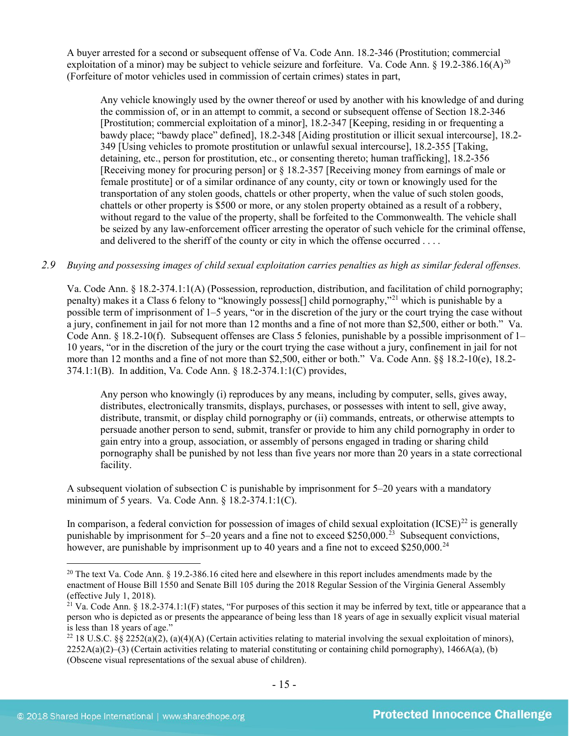A buyer arrested for a second or subsequent offense of Va. Code Ann. 18.2-346 (Prostitution; commercial exploitation of a minor) may be subject to vehicle seizure and forfeiture. Va. Code Ann. § 19.2-386.16(A)[20] (Forfeiture of motor vehicles used in commission of certain crimes) states in part,

> Any vehicle knowingly used by the owner thereof or used by another with his knowledge of and during the commission of, or in an attempt to commit, a second or subsequent offense of Section 18.2-346 [Prostitution; commercial exploitation of a minor], 18.2-347 [Keeping, residing in or frequenting a bawdy place; "bawdy place" defined], 18.2-348 [Aiding prostitution or illicit sexual intercourse], 18.2-349 [Using vehicles to promote prostitution or unlawful sexual intercourse], 18.2-355 [Taking, detaining, etc., person for prostitution, etc., or consenting thereto; human trafficking], 18.2-356 [Receiving money for procuring person] or § 18.2-357 [Receiving money from earnings of male or female prostitute] or of a similar ordinance of any county, city or town or knowingly used for the transportation of any stolen goods, chattels or other property, when the value of such stolen goods, chattels or other property is $500 or more, or any stolen property obtained as a result of a robbery, without regard to the value of the property, shall be forfeited to the Commonwealth. The vehicle shall be seized by any law-enforcement officer arresting the operator of such vehicle for the criminal offense, and delivered to the sheriff of the county or city in which the offense occurred . . . .

*2.9 Buying and possessing images of child sexual exploitation carries penalties as high as similar federal offenses.*

Va. Code Ann. § 18.2-374.1:1(A) (Possession, reproduction, distribution, and facilitation of child pornography; penalty) makes it a Class 6 felony to "knowingly possess[] child pornography,"[21] which is punishable by a possible term of imprisonment of 1–5 years, "or in the discretion of the jury or the court trying the case without a jury, confinement in jail for not more than 12 months and a fine of not more than $2,500, either or both." Va. Code Ann. § 18.2-10(f). Subsequent offenses are Class 5 felonies, punishable by a possible imprisonment of 1–10 years, "or in the discretion of the jury or the court trying the case without a jury, confinement in jail for not more than 12 months and a fine of not more than $2,500, either or both." Va. Code Ann. §§ 18.2-10(e), 18.2-374.1:1(B). In addition, Va. Code Ann. § 18.2-374.1:1(C) provides,

> Any person who knowingly (i) reproduces by any means, including by computer, sells, gives away, distributes, electronically transmits, displays, purchases, or possesses with intent to sell, give away, distribute, transmit, or display child pornography or (ii) commands, entreats, or otherwise attempts to persuade another person to send, submit, transfer or provide to him any child pornography in order to gain entry into a group, association, or assembly of persons engaged in trading or sharing child pornography shall be punished by not less than five years nor more than 20 years in a state correctional facility.

A subsequent violation of subsection C is punishable by imprisonment for 5–20 years with a mandatory minimum of 5 years. Va. Code Ann. § 18.2-374.1:1(C).

In comparison, a federal conviction for possession of images of child sexual exploitation (ICSE)[22] is generally punishable by imprisonment for 5–20 years and a fine not to exceed $250,000.[23] Subsequent convictions, however, are punishable by imprisonment up to 40 years and a fine not to exceed $250,000.[24]

---

[20] The text Va. Code Ann. § 19.2-386.16 cited here and elsewhere in this report includes amendments made by the enactment of House Bill 1550 and Senate Bill 105 during the 2018 Regular Session of the Virginia General Assembly (effective July 1, 2018).

[21] Va. Code Ann. § 18.2-374.1:1(F) states, "For purposes of this section it may be inferred by text, title or appearance that a person who is depicted as or presents the appearance of being less than 18 years of age in sexually explicit visual material is less than 18 years of age."

[22] 18 U.S.C. §§ 2252(a)(2), (a)(4)(A) (Certain activities relating to material involving the sexual exploitation of minors), 2252A(a)(2)–(3) (Certain activities relating to material constituting or containing child pornography), 1466A(a), (b) (Obscene visual representations of the sexual abuse of children).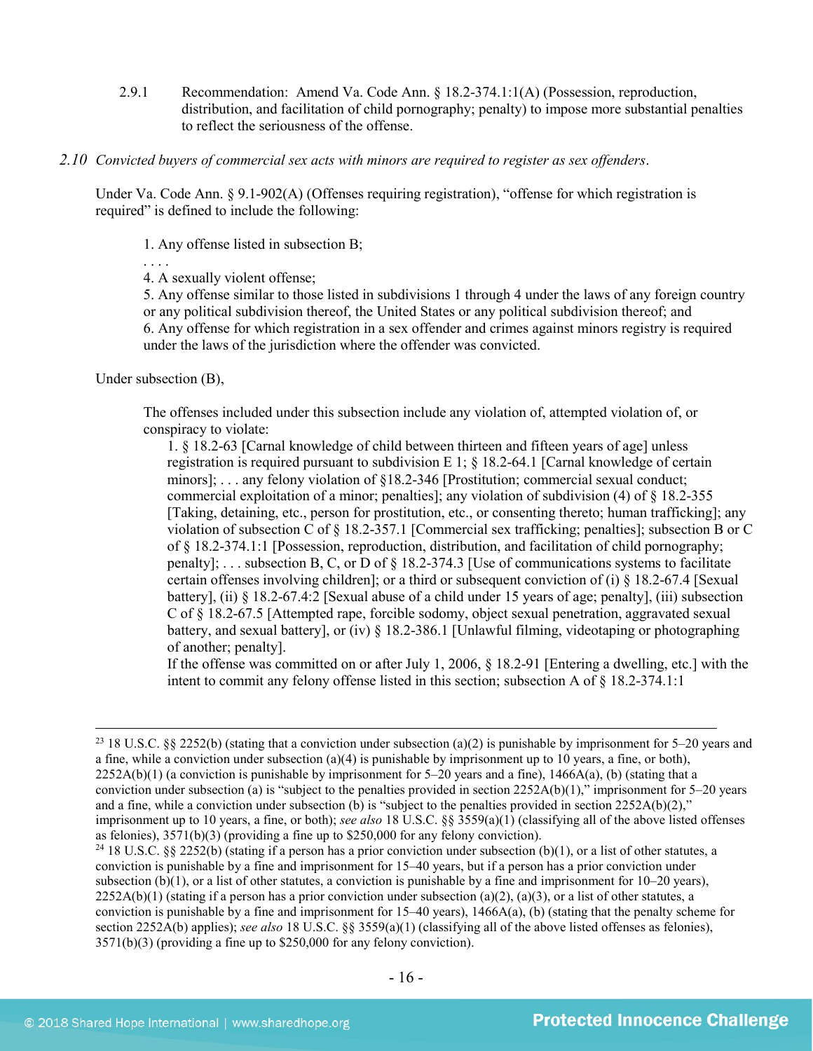2.9.1 Recommendation: Amend Va. Code Ann. § 18.2-374.1:1(A) (Possession, reproduction, distribution, and facilitation of child pornography; penalty) to impose more substantial penalties to reflect the seriousness of the offense.

*2.10 Convicted buyers of commercial sex acts with minors are required to register as sex offenders.*

Under Va. Code Ann. § 9.1-902(A) (Offenses requiring registration), "offense for which registration is required" is defined to include the following:

> 1. Any offense listed in subsection B;
> . . . .
> 4. A sexually violent offense;
> 5. Any offense similar to those listed in subdivisions 1 through 4 under the laws of any foreign country or any political subdivision thereof, the United States or any political subdivision thereof; and
> 6. Any offense for which registration in a sex offender and crimes against minors registry is required under the laws of the jurisdiction where the offender was convicted.

Under subsection (B),

> The offenses included under this subsection include any violation of, attempted violation of, or conspiracy to violate:
>
> 1. § 18.2-63 [Carnal knowledge of child between thirteen and fifteen years of age] unless registration is required pursuant to subdivision E 1; § 18.2-64.1 [Carnal knowledge of certain minors]; . . . any felony violation of §18.2-346 [Prostitution; commercial sexual conduct; commercial exploitation of a minor; penalties]; any violation of subdivision (4) of § 18.2-355 [Taking, detaining, etc., person for prostitution, etc., or consenting thereto; human trafficking]; any violation of subsection C of § 18.2-357.1 [Commercial sex trafficking; penalties]; subsection B or C of § 18.2-374.1:1 [Possession, reproduction, distribution, and facilitation of child pornography; penalty]; . . . subsection B, C, or D of § 18.2-374.3 [Use of communications systems to facilitate certain offenses involving children]; or a third or subsequent conviction of (i) § 18.2-67.4 [Sexual battery], (ii) § 18.2-67.4:2 [Sexual abuse of a child under 15 years of age; penalty], (iii) subsection C of § 18.2-67.5 [Attempted rape, forcible sodomy, object sexual penetration, aggravated sexual battery, and sexual battery], or (iv) § 18.2-386.1 [Unlawful filming, videotaping or photographing of another; penalty].
>
> If the offense was committed on or after July 1, 2006, § 18.2-91 [Entering a dwelling, etc.] with the intent to commit any felony offense listed in this section; subsection A of § 18.2-374.1:1

---

[23] 18 U.S.C. §§ 2252(b) (stating that a conviction under subsection (a)(2) is punishable by imprisonment for 5–20 years and a fine, while a conviction under subsection (a)(4) is punishable by imprisonment up to 10 years, a fine, or both), 2252A(b)(1) (a conviction is punishable by imprisonment for 5–20 years and a fine), 1466A(a), (b) (stating that a conviction under subsection (a) is "subject to the penalties provided in section 2252A(b)(1)," imprisonment for 5–20 years and a fine, while a conviction under subsection (b) is "subject to the penalties provided in section 2252A(b)(2)," imprisonment up to 10 years, a fine, or both); *see also* 18 U.S.C. §§ 3559(a)(1) (classifying all of the above listed offenses as felonies), 3571(b)(3) (providing a fine up to $250,000 for any felony conviction).

[24] 18 U.S.C. §§ 2252(b) (stating if a person has a prior conviction under subsection (b)(1), or a list of other statutes, a conviction is punishable by a fine and imprisonment for 15–40 years, but if a person has a prior conviction under subsection (b)(1), or a list of other statutes, a conviction is punishable by a fine and imprisonment for 10–20 years), 2252A(b)(1) (stating if a person has a prior conviction under subsection (a)(2), (a)(3), or a list of other statutes, a conviction is punishable by a fine and imprisonment for 15–40 years), 1466A(a), (b) (stating that the penalty scheme for section 2252A(b) applies); *see also* 18 U.S.C. §§ 3559(a)(1) (classifying all of the above listed offenses as felonies), 3571(b)(3) (providing a fine up to $250,000 for any felony conviction).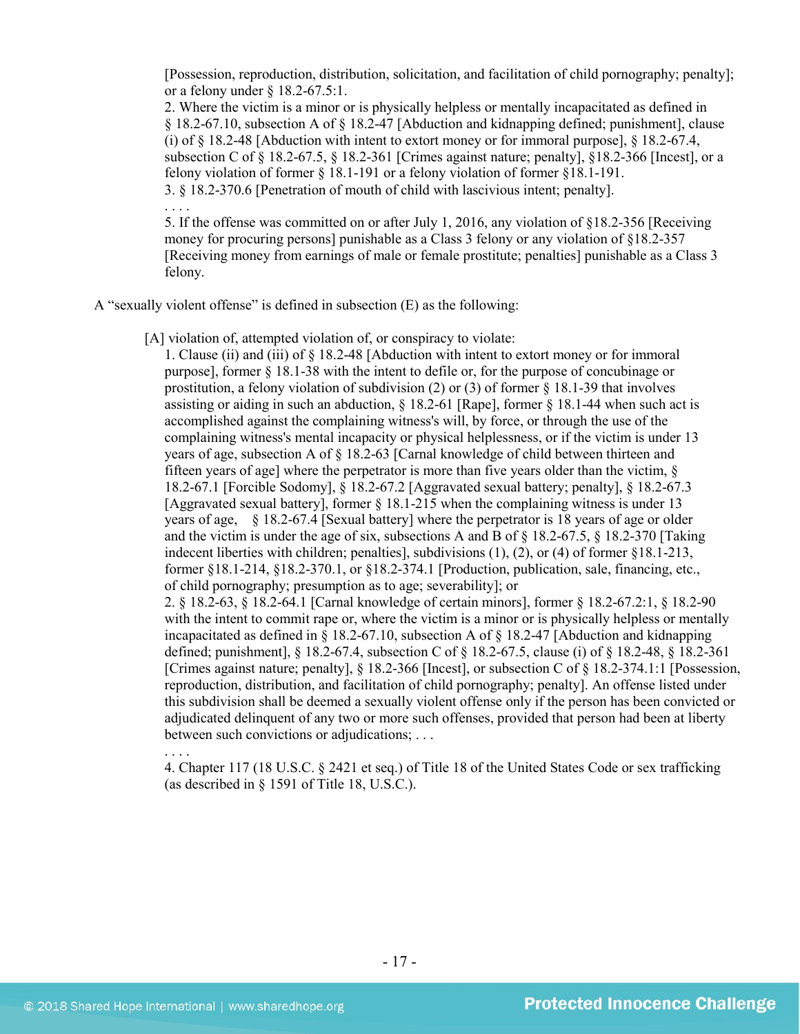[Possession, reproduction, distribution, solicitation, and facilitation of child pornography; penalty]; or a felony under § 18.2-67.5:1.

2. Where the victim is a minor or is physically helpless or mentally incapacitated as defined in § 18.2-67.10, subsection A of § 18.2-47 [Abduction and kidnapping defined; punishment], clause (i) of § 18.2-48 [Abduction with intent to extort money or for immoral purpose], § 18.2-67.4, subsection C of § 18.2-67.5, § 18.2-361 [Crimes against nature; penalty], §18.2-366 [Incest], or a felony violation of former § 18.1-191 or a felony violation of former §18.1-191.

3. § 18.2-370.6 [Penetration of mouth of child with lascivious intent; penalty].

. . . .

5. If the offense was committed on or after July 1, 2016, any violation of §18.2-356 [Receiving money for procuring persons] punishable as a Class 3 felony or any violation of §18.2-357 [Receiving money from earnings of male or female prostitute; penalties] punishable as a Class 3 felony.

A "sexually violent offense" is defined in subsection (E) as the following:

> [A] violation of, attempted violation of, or conspiracy to violate:
>
> 1. Clause (ii) and (iii) of § 18.2-48 [Abduction with intent to extort money or for immoral purpose], former § 18.1-38 with the intent to defile or, for the purpose of concubinage or prostitution, a felony violation of subdivision (2) or (3) of former § 18.1-39 that involves assisting or aiding in such an abduction, § 18.2-61 [Rape], former § 18.1-44 when such act is accomplished against the complaining witness's will, by force, or through the use of the complaining witness's mental incapacity or physical helplessness, or if the victim is under 13 years of age, subsection A of § 18.2-63 [Carnal knowledge of child between thirteen and fifteen years of age] where the perpetrator is more than five years older than the victim, § 18.2-67.1 [Forcible Sodomy], § 18.2-67.2 [Aggravated sexual battery; penalty], § 18.2-67.3 [Aggravated sexual battery], former § 18.1-215 when the complaining witness is under 13 years of age, § 18.2-67.4 [Sexual battery] where the perpetrator is 18 years of age or older and the victim is under the age of six, subsections A and B of § 18.2-67.5, § 18.2-370 [Taking indecent liberties with children; penalties], subdivisions (1), (2), or (4) of former §18.1-213, former §18.1-214, §18.2-370.1, or §18.2-374.1 [Production, publication, sale, financing, etc., of child pornography; presumption as to age; severability]; or
>
> 2. § 18.2-63, § 18.2-64.1 [Carnal knowledge of certain minors], former § 18.2-67.2:1, § 18.2-90 with the intent to commit rape or, where the victim is a minor or is physically helpless or mentally incapacitated as defined in § 18.2-67.10, subsection A of § 18.2-47 [Abduction and kidnapping defined; punishment], § 18.2-67.4, subsection C of § 18.2-67.5, clause (i) of § 18.2-48, § 18.2-361 [Crimes against nature; penalty], § 18.2-366 [Incest], or subsection C of § 18.2-374.1:1 [Possession, reproduction, distribution, and facilitation of child pornography; penalty]. An offense listed under this subdivision shall be deemed a sexually violent offense only if the person has been convicted or adjudicated delinquent of any two or more such offenses, provided that person had been at liberty between such convictions or adjudications; . . .
>
> . . . .
>
> 4. Chapter 117 (18 U.S.C. § 2421 et seq.) of Title 18 of the United States Code or sex trafficking (as described in § 1591 of Title 18, U.S.C.).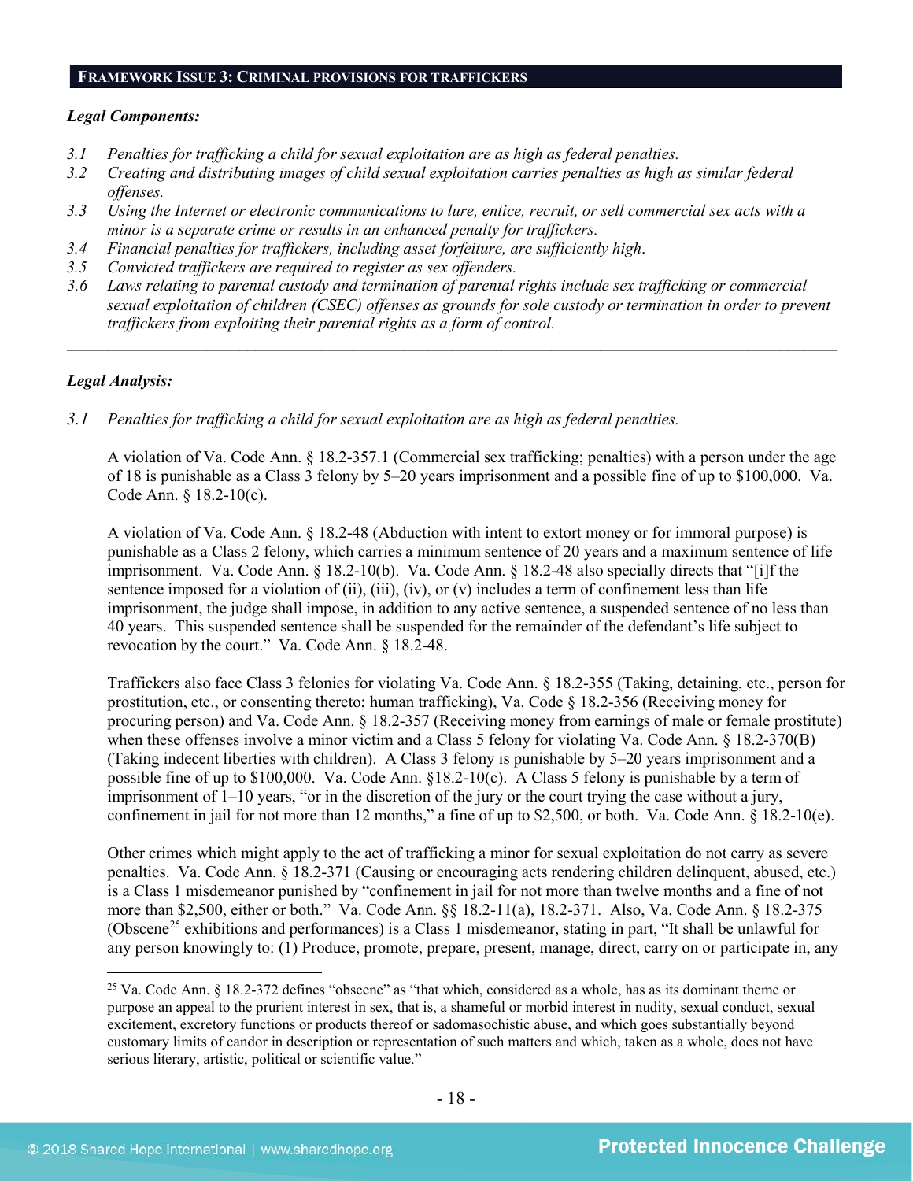## FRAMEWORK ISSUE 3: CRIMINAL PROVISIONS FOR TRAFFICKERS

***Legal Components:***

*3.1 Penalties for trafficking a child for sexual exploitation are as high as federal penalties.*
*3.2 Creating and distributing images of child sexual exploitation carries penalties as high as similar federal offenses.*
*3.3 Using the Internet or electronic communications to lure, entice, recruit, or sell commercial sex acts with a minor is a separate crime or results in an enhanced penalty for traffickers.*
*3.4 Financial penalties for traffickers, including asset forfeiture, are sufficiently high.*
*3.5 Convicted traffickers are required to register as sex offenders.*
*3.6 Laws relating to parental custody and termination of parental rights include sex trafficking or commercial sexual exploitation of children (CSEC) offenses as grounds for sole custody or termination in order to prevent traffickers from exploiting their parental rights as a form of control.*

---

***Legal Analysis:***

*3.1 Penalties for trafficking a child for sexual exploitation are as high as federal penalties.*

A violation of Va. Code Ann. § 18.2-357.1 (Commercial sex trafficking; penalties) with a person under the age of 18 is punishable as a Class 3 felony by 5–20 years imprisonment and a possible fine of up to $100,000. Va. Code Ann. § 18.2-10(c).

A violation of Va. Code Ann. § 18.2-48 (Abduction with intent to extort money or for immoral purpose) is punishable as a Class 2 felony, which carries a minimum sentence of 20 years and a maximum sentence of life imprisonment. Va. Code Ann. § 18.2-10(b). Va. Code Ann. § 18.2-48 also specially directs that "[i]f the sentence imposed for a violation of (ii), (iii), (iv), or (v) includes a term of confinement less than life imprisonment, the judge shall impose, in addition to any active sentence, a suspended sentence of no less than 40 years. This suspended sentence shall be suspended for the remainder of the defendant's life subject to revocation by the court." Va. Code Ann. § 18.2-48.

Traffickers also face Class 3 felonies for violating Va. Code Ann. § 18.2-355 (Taking, detaining, etc., person for prostitution, etc., or consenting thereto; human trafficking), Va. Code § 18.2-356 (Receiving money for procuring person) and Va. Code Ann. § 18.2-357 (Receiving money from earnings of male or female prostitute) when these offenses involve a minor victim and a Class 5 felony for violating Va. Code Ann. § 18.2-370(B) (Taking indecent liberties with children). A Class 3 felony is punishable by 5–20 years imprisonment and a possible fine of up to $100,000. Va. Code Ann. §18.2-10(c). A Class 5 felony is punishable by a term of imprisonment of 1–10 years, "or in the discretion of the jury or the court trying the case without a jury, confinement in jail for not more than 12 months," a fine of up to $2,500, or both. Va. Code Ann. § 18.2-10(e).

Other crimes which might apply to the act of trafficking a minor for sexual exploitation do not carry as severe penalties. Va. Code Ann. § 18.2-371 (Causing or encouraging acts rendering children delinquent, abused, etc.) is a Class 1 misdemeanor punished by "confinement in jail for not more than twelve months and a fine of not more than $2,500, either or both." Va. Code Ann. §§ 18.2-11(a), 18.2-371. Also, Va. Code Ann. § 18.2-375 (Obscene[25] exhibitions and performances) is a Class 1 misdemeanor, stating in part, "It shall be unlawful for any person knowingly to: (1) Produce, promote, prepare, present, manage, direct, carry on or participate in, any

[25] Va. Code Ann. § 18.2-372 defines "obscene" as "that which, considered as a whole, has as its dominant theme or purpose an appeal to the prurient interest in sex, that is, a shameful or morbid interest in nudity, sexual conduct, sexual excitement, excretory functions or products thereof or sadomasochistic abuse, and which goes substantially beyond customary limits of candor in description or representation of such matters and which, taken as a whole, does not have serious literary, artistic, political or scientific value."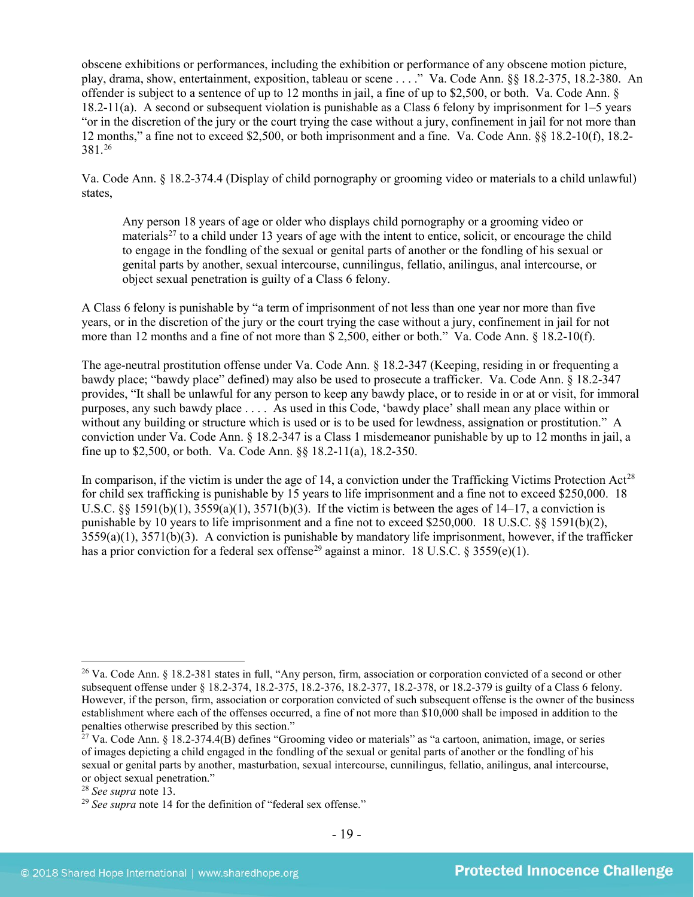obscene exhibitions or performances, including the exhibition or performance of any obscene motion picture, play, drama, show, entertainment, exposition, tableau or scene . . . ." Va. Code Ann. §§ 18.2-375, 18.2-380. An offender is subject to a sentence of up to 12 months in jail, a fine of up to $2,500, or both. Va. Code Ann. § 18.2-11(a). A second or subsequent violation is punishable as a Class 6 felony by imprisonment for 1–5 years "or in the discretion of the jury or the court trying the case without a jury, confinement in jail for not more than 12 months," a fine not to exceed $2,500, or both imprisonment and a fine. Va. Code Ann. §§ 18.2-10(f), 18.2-381.[26]

Va. Code Ann. § 18.2-374.4 (Display of child pornography or grooming video or materials to a child unlawful) states,

> Any person 18 years of age or older who displays child pornography or a grooming video or materials[27] to a child under 13 years of age with the intent to entice, solicit, or encourage the child to engage in the fondling of the sexual or genital parts of another or the fondling of his sexual or genital parts by another, sexual intercourse, cunnilingus, fellatio, anilingus, anal intercourse, or object sexual penetration is guilty of a Class 6 felony.

A Class 6 felony is punishable by "a term of imprisonment of not less than one year nor more than five years, or in the discretion of the jury or the court trying the case without a jury, confinement in jail for not more than 12 months and a fine of not more than $ 2,500, either or both." Va. Code Ann. § 18.2-10(f).

The age-neutral prostitution offense under Va. Code Ann. § 18.2-347 (Keeping, residing in or frequenting a bawdy place; "bawdy place" defined) may also be used to prosecute a trafficker. Va. Code Ann. § 18.2-347 provides, "It shall be unlawful for any person to keep any bawdy place, or to reside in or at or visit, for immoral purposes, any such bawdy place . . . . As used in this Code, 'bawdy place' shall mean any place within or without any building or structure which is used or is to be used for lewdness, assignation or prostitution." A conviction under Va. Code Ann. § 18.2-347 is a Class 1 misdemeanor punishable by up to 12 months in jail, a fine up to $2,500, or both. Va. Code Ann. §§ 18.2-11(a), 18.2-350.

In comparison, if the victim is under the age of 14, a conviction under the Trafficking Victims Protection Act[28] for child sex trafficking is punishable by 15 years to life imprisonment and a fine not to exceed $250,000. 18 U.S.C. §§ 1591(b)(1), 3559(a)(1), 3571(b)(3). If the victim is between the ages of 14–17, a conviction is punishable by 10 years to life imprisonment and a fine not to exceed $250,000. 18 U.S.C. §§ 1591(b)(2), 3559(a)(1), 3571(b)(3). A conviction is punishable by mandatory life imprisonment, however, if the trafficker has a prior conviction for a federal sex offense[29] against a minor. 18 U.S.C. § 3559(e)(1).

---

[26] Va. Code Ann. § 18.2-381 states in full, "Any person, firm, association or corporation convicted of a second or other subsequent offense under § 18.2-374, 18.2-375, 18.2-376, 18.2-377, 18.2-378, or 18.2-379 is guilty of a Class 6 felony. However, if the person, firm, association or corporation convicted of such subsequent offense is the owner of the business establishment where each of the offenses occurred, a fine of not more than $10,000 shall be imposed in addition to the penalties otherwise prescribed by this section."

[27] Va. Code Ann. § 18.2-374.4(B) defines "Grooming video or materials" as "a cartoon, animation, image, or series of images depicting a child engaged in the fondling of the sexual or genital parts of another or the fondling of his sexual or genital parts by another, masturbation, sexual intercourse, cunnilingus, fellatio, anilingus, anal intercourse, or object sexual penetration."

[28] *See supra* note 13.

[29] *See supra* note 14 for the definition of "federal sex offense."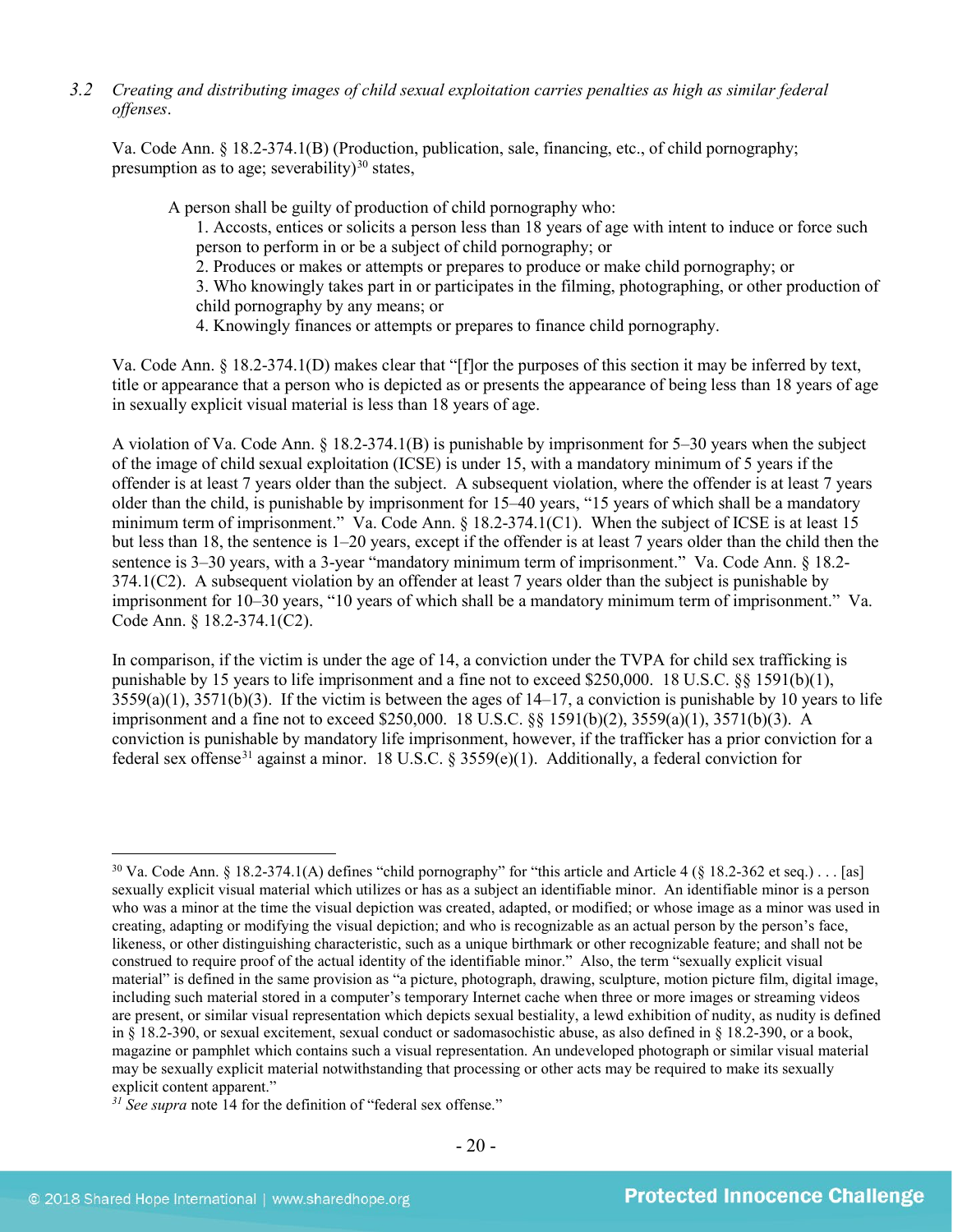*3.2 Creating and distributing images of child sexual exploitation carries penalties as high as similar federal offenses.*

Va. Code Ann. § 18.2-374.1(B) (Production, publication, sale, financing, etc., of child pornography; presumption as to age; severability)[30] states,

> A person shall be guilty of production of child pornography who:
> 1. Accosts, entices or solicits a person less than 18 years of age with intent to induce or force such person to perform in or be a subject of child pornography; or
> 2. Produces or makes or attempts or prepares to produce or make child pornography; or
> 3. Who knowingly takes part in or participates in the filming, photographing, or other production of child pornography by any means; or
> 4. Knowingly finances or attempts or prepares to finance child pornography.

Va. Code Ann. § 18.2-374.1(D) makes clear that "[f]or the purposes of this section it may be inferred by text, title or appearance that a person who is depicted as or presents the appearance of being less than 18 years of age in sexually explicit visual material is less than 18 years of age.

A violation of Va. Code Ann. § 18.2-374.1(B) is punishable by imprisonment for 5–30 years when the subject of the image of child sexual exploitation (ICSE) is under 15, with a mandatory minimum of 5 years if the offender is at least 7 years older than the subject. A subsequent violation, where the offender is at least 7 years older than the child, is punishable by imprisonment for 15–40 years, "15 years of which shall be a mandatory minimum term of imprisonment." Va. Code Ann. § 18.2-374.1(C1). When the subject of ICSE is at least 15 but less than 18, the sentence is 1–20 years, except if the offender is at least 7 years older than the child then the sentence is 3–30 years, with a 3-year "mandatory minimum term of imprisonment." Va. Code Ann. § 18.2-374.1(C2). A subsequent violation by an offender at least 7 years older than the subject is punishable by imprisonment for 10–30 years, "10 years of which shall be a mandatory minimum term of imprisonment." Va. Code Ann. § 18.2-374.1(C2).

In comparison, if the victim is under the age of 14, a conviction under the TVPA for child sex trafficking is punishable by 15 years to life imprisonment and a fine not to exceed $250,000. 18 U.S.C. §§ 1591(b)(1), 3559(a)(1), 3571(b)(3). If the victim is between the ages of 14–17, a conviction is punishable by 10 years to life imprisonment and a fine not to exceed $250,000. 18 U.S.C. §§ 1591(b)(2), 3559(a)(1), 3571(b)(3). A conviction is punishable by mandatory life imprisonment, however, if the trafficker has a prior conviction for a federal sex offense[31] against a minor. 18 U.S.C. § 3559(e)(1). Additionally, a federal conviction for

---

[30] Va. Code Ann. § 18.2-374.1(A) defines "child pornography" for "this article and Article 4 (§ 18.2-362 et seq.) . . . [as] sexually explicit visual material which utilizes or has as a subject an identifiable minor. An identifiable minor is a person who was a minor at the time the visual depiction was created, adapted, or modified; or whose image as a minor was used in creating, adapting or modifying the visual depiction; and who is recognizable as an actual person by the person's face, likeness, or other distinguishing characteristic, such as a unique birthmark or other recognizable feature; and shall not be construed to require proof of the actual identity of the identifiable minor." Also, the term "sexually explicit visual material" is defined in the same provision as "a picture, photograph, drawing, sculpture, motion picture film, digital image, including such material stored in a computer's temporary Internet cache when three or more images or streaming videos are present, or similar visual representation which depicts sexual bestiality, a lewd exhibition of nudity, as nudity is defined in § 18.2-390, or sexual excitement, sexual conduct or sadomasochistic abuse, as also defined in § 18.2-390, or a book, magazine or pamphlet which contains such a visual representation. An undeveloped photograph or similar visual material may be sexually explicit material notwithstanding that processing or other acts may be required to make its sexually explicit content apparent."

[31] *See supra* note 14 for the definition of "federal sex offense."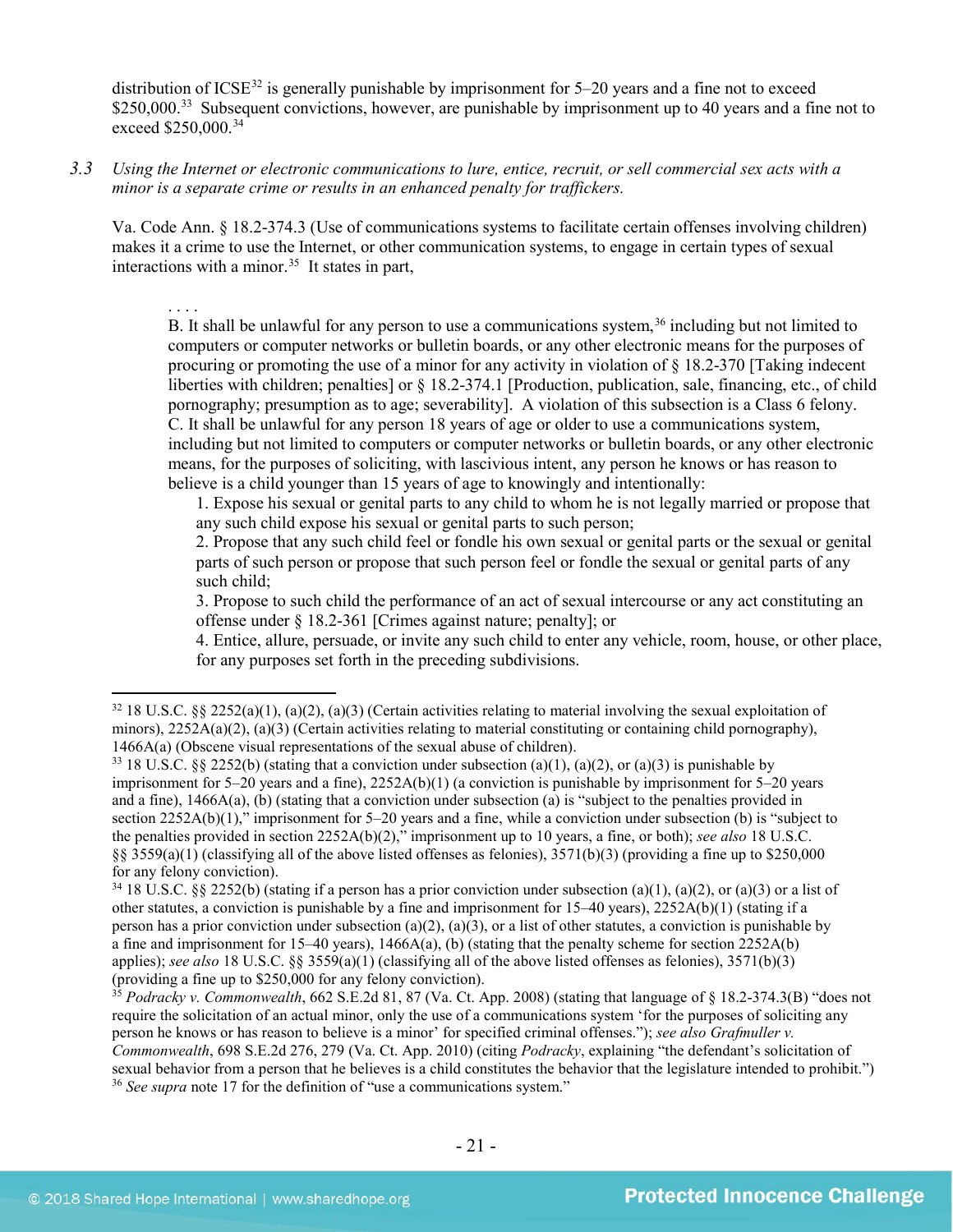distribution of ICSE[32] is generally punishable by imprisonment for 5–20 years and a fine not to exceed $250,000.[33] Subsequent convictions, however, are punishable by imprisonment up to 40 years and a fine not to exceed $250,000.[34]

3.3 *Using the Internet or electronic communications to lure, entice, recruit, or sell commercial sex acts with a minor is a separate crime or results in an enhanced penalty for traffickers.*

Va. Code Ann. § 18.2-374.3 (Use of communications systems to facilitate certain offenses involving children) makes it a crime to use the Internet, or other communication systems, to engage in certain types of sexual interactions with a minor.[35] It states in part,

> . . . .
> B. It shall be unlawful for any person to use a communications system,[36] including but not limited to computers or computer networks or bulletin boards, or any other electronic means for the purposes of procuring or promoting the use of a minor for any activity in violation of § 18.2-370 [Taking indecent liberties with children; penalties] or § 18.2-374.1 [Production, publication, sale, financing, etc., of child pornography; presumption as to age; severability]. A violation of this subsection is a Class 6 felony.
> C. It shall be unlawful for any person 18 years of age or older to use a communications system, including but not limited to computers or computer networks or bulletin boards, or any other electronic means, for the purposes of soliciting, with lascivious intent, any person he knows or has reason to believe is a child younger than 15 years of age to knowingly and intentionally:
> 1. Expose his sexual or genital parts to any child to whom he is not legally married or propose that any such child expose his sexual or genital parts to such person;
> 2. Propose that any such child feel or fondle his own sexual or genital parts or the sexual or genital parts of such person or propose that such person feel or fondle the sexual or genital parts of any such child;
> 3. Propose to such child the performance of an act of sexual intercourse or any act constituting an offense under § 18.2-361 [Crimes against nature; penalty]; or
> 4. Entice, allure, persuade, or invite any such child to enter any vehicle, room, house, or other place, for any purposes set forth in the preceding subdivisions.

---

[32] 18 U.S.C. §§ 2252(a)(1), (a)(2), (a)(3) (Certain activities relating to material involving the sexual exploitation of minors), 2252A(a)(2), (a)(3) (Certain activities relating to material constituting or containing child pornography), 1466A(a) (Obscene visual representations of the sexual abuse of children).

[33] 18 U.S.C. §§ 2252(b) (stating that a conviction under subsection (a)(1), (a)(2), or (a)(3) is punishable by imprisonment for 5–20 years and a fine), 2252A(b)(1) (a conviction is punishable by imprisonment for 5–20 years and a fine), 1466A(a), (b) (stating that a conviction under subsection (a) is "subject to the penalties provided in section 2252A(b)(1)," imprisonment for 5–20 years and a fine, while a conviction under subsection (b) is "subject to the penalties provided in section 2252A(b)(2)," imprisonment up to 10 years, a fine, or both); *see also* 18 U.S.C. §§ 3559(a)(1) (classifying all of the above listed offenses as felonies), 3571(b)(3) (providing a fine up to $250,000 for any felony conviction).

[34] 18 U.S.C. §§ 2252(b) (stating if a person has a prior conviction under subsection (a)(1), (a)(2), or (a)(3) or a list of other statutes, a conviction is punishable by a fine and imprisonment for 15–40 years), 2252A(b)(1) (stating if a person has a prior conviction under subsection (a)(2), (a)(3), or a list of other statutes, a conviction is punishable by a fine and imprisonment for 15–40 years), 1466A(a), (b) (stating that the penalty scheme for section 2252A(b) applies); *see also* 18 U.S.C. §§ 3559(a)(1) (classifying all of the above listed offenses as felonies), 3571(b)(3) (providing a fine up to $250,000 for any felony conviction).

[35] *Podracky v. Commonwealth*, 662 S.E.2d 81, 87 (Va. Ct. App. 2008) (stating that language of § 18.2-374.3(B) "does not require the solicitation of an actual minor, only the use of a communications system 'for the purposes of soliciting any person he knows or has reason to believe is a minor' for specified criminal offenses."); *see also Grafmuller v. Commonwealth*, 698 S.E.2d 276, 279 (Va. Ct. App. 2010) (citing *Podracky*, explaining "the defendant's solicitation of sexual behavior from a person that he believes is a child constitutes the behavior that the legislature intended to prohibit.")

[36] *See supra* note 17 for the definition of "use a communications system."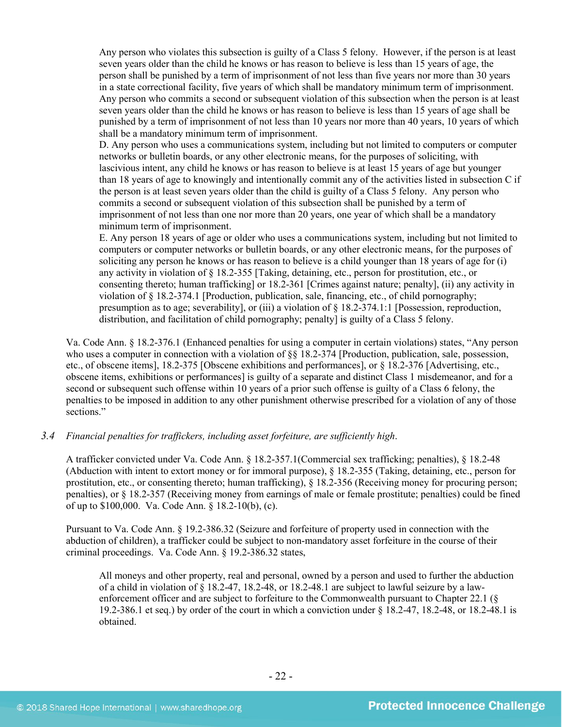> Any person who violates this subsection is guilty of a Class 5 felony. However, if the person is at least seven years older than the child he knows or has reason to believe is less than 15 years of age, the person shall be punished by a term of imprisonment of not less than five years nor more than 30 years in a state correctional facility, five years of which shall be mandatory minimum term of imprisonment. Any person who commits a second or subsequent violation of this subsection when the person is at least seven years older than the child he knows or has reason to believe is less than 15 years of age shall be punished by a term of imprisonment of not less than 10 years nor more than 40 years, 10 years of which shall be a mandatory minimum term of imprisonment.
> D. Any person who uses a communications system, including but not limited to computers or computer networks or bulletin boards, or any other electronic means, for the purposes of soliciting, with lascivious intent, any child he knows or has reason to believe is at least 15 years of age but younger than 18 years of age to knowingly and intentionally commit any of the activities listed in subsection C if the person is at least seven years older than the child is guilty of a Class 5 felony. Any person who commits a second or subsequent violation of this subsection shall be punished by a term of imprisonment of not less than one nor more than 20 years, one year of which shall be a mandatory minimum term of imprisonment.
> E. Any person 18 years of age or older who uses a communications system, including but not limited to computers or computer networks or bulletin boards, or any other electronic means, for the purposes of soliciting any person he knows or has reason to believe is a child younger than 18 years of age for (i) any activity in violation of § 18.2-355 [Taking, detaining, etc., person for prostitution, etc., or consenting thereto; human trafficking] or 18.2-361 [Crimes against nature; penalty], (ii) any activity in violation of § 18.2-374.1 [Production, publication, sale, financing, etc., of child pornography; presumption as to age; severability], or (iii) a violation of § 18.2-374.1:1 [Possession, reproduction, distribution, and facilitation of child pornography; penalty] is guilty of a Class 5 felony.

Va. Code Ann. § 18.2-376.1 (Enhanced penalties for using a computer in certain violations) states, "Any person who uses a computer in connection with a violation of §§ 18.2-374 [Production, publication, sale, possession, etc., of obscene items], 18.2-375 [Obscene exhibitions and performances], or § 18.2-376 [Advertising, etc., obscene items, exhibitions or performances] is guilty of a separate and distinct Class 1 misdemeanor, and for a second or subsequent such offense within 10 years of a prior such offense is guilty of a Class 6 felony, the penalties to be imposed in addition to any other punishment otherwise prescribed for a violation of any of those sections."

*3.4 Financial penalties for traffickers, including asset forfeiture, are sufficiently high.*

A trafficker convicted under Va. Code Ann. § 18.2-357.1(Commercial sex trafficking; penalties), § 18.2-48 (Abduction with intent to extort money or for immoral purpose), § 18.2-355 (Taking, detaining, etc., person for prostitution, etc., or consenting thereto; human trafficking), § 18.2-356 (Receiving money for procuring person; penalties), or § 18.2-357 (Receiving money from earnings of male or female prostitute; penalties) could be fined of up to $100,000. Va. Code Ann. § 18.2-10(b), (c).

Pursuant to Va. Code Ann. § 19.2-386.32 (Seizure and forfeiture of property used in connection with the abduction of children), a trafficker could be subject to non-mandatory asset forfeiture in the course of their criminal proceedings. Va. Code Ann. § 19.2-386.32 states,

> All moneys and other property, real and personal, owned by a person and used to further the abduction of a child in violation of § 18.2-47, 18.2-48, or 18.2-48.1 are subject to lawful seizure by a law-enforcement officer and are subject to forfeiture to the Commonwealth pursuant to Chapter 22.1 (§ 19.2-386.1 et seq.) by order of the court in which a conviction under § 18.2-47, 18.2-48, or 18.2-48.1 is obtained.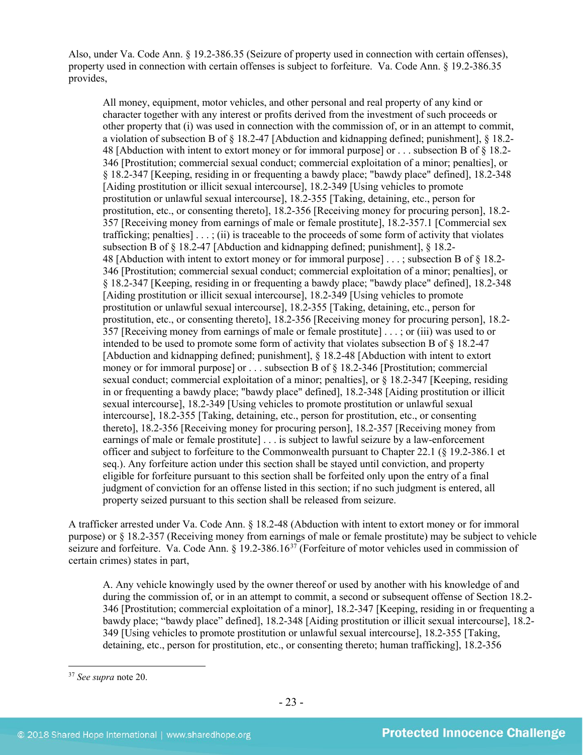Also, under Va. Code Ann. § 19.2-386.35 (Seizure of property used in connection with certain offenses), property used in connection with certain offenses is subject to forfeiture. Va. Code Ann. § 19.2-386.35 provides,

> All money, equipment, motor vehicles, and other personal and real property of any kind or character together with any interest or profits derived from the investment of such proceeds or other property that (i) was used in connection with the commission of, or in an attempt to commit, a violation of subsection B of § 18.2-47 [Abduction and kidnapping defined; punishment], § 18.2-48 [Abduction with intent to extort money or for immoral purpose] or . . . subsection B of § 18.2-346 [Prostitution; commercial sexual conduct; commercial exploitation of a minor; penalties], or § 18.2-347 [Keeping, residing in or frequenting a bawdy place; "bawdy place" defined], 18.2-348 [Aiding prostitution or illicit sexual intercourse], 18.2-349 [Using vehicles to promote prostitution or unlawful sexual intercourse], 18.2-355 [Taking, detaining, etc., person for prostitution, etc., or consenting thereto], 18.2-356 [Receiving money for procuring person], 18.2-357 [Receiving money from earnings of male or female prostitute], 18.2-357.1 [Commercial sex trafficking; penalties] . . . ; (ii) is traceable to the proceeds of some form of activity that violates subsection B of § 18.2-47 [Abduction and kidnapping defined; punishment], § 18.2-48 [Abduction with intent to extort money or for immoral purpose] . . . ; subsection B of § 18.2-346 [Prostitution; commercial sexual conduct; commercial exploitation of a minor; penalties], or § 18.2-347 [Keeping, residing in or frequenting a bawdy place; "bawdy place" defined], 18.2-348 [Aiding prostitution or illicit sexual intercourse], 18.2-349 [Using vehicles to promote prostitution or unlawful sexual intercourse], 18.2-355 [Taking, detaining, etc., person for prostitution, etc., or consenting thereto], 18.2-356 [Receiving money for procuring person], 18.2-357 [Receiving money from earnings of male or female prostitute] . . . ; or (iii) was used to or intended to be used to promote some form of activity that violates subsection B of § 18.2-47 [Abduction and kidnapping defined; punishment], § 18.2-48 [Abduction with intent to extort money or for immoral purpose] or . . . subsection B of § 18.2-346 [Prostitution; commercial sexual conduct; commercial exploitation of a minor; penalties], or § 18.2-347 [Keeping, residing in or frequenting a bawdy place; "bawdy place" defined], 18.2-348 [Aiding prostitution or illicit sexual intercourse], 18.2-349 [Using vehicles to promote prostitution or unlawful sexual intercourse], 18.2-355 [Taking, detaining, etc., person for prostitution, etc., or consenting thereto], 18.2-356 [Receiving money for procuring person], 18.2-357 [Receiving money from earnings of male or female prostitute] . . . is subject to lawful seizure by a law-enforcement officer and subject to forfeiture to the Commonwealth pursuant to Chapter 22.1 (§ 19.2-386.1 et seq.). Any forfeiture action under this section shall be stayed until conviction, and property eligible for forfeiture pursuant to this section shall be forfeited only upon the entry of a final judgment of conviction for an offense listed in this section; if no such judgment is entered, all property seized pursuant to this section shall be released from seizure.

A trafficker arrested under Va. Code Ann. § 18.2-48 (Abduction with intent to extort money or for immoral purpose) or § 18.2-357 (Receiving money from earnings of male or female prostitute) may be subject to vehicle seizure and forfeiture. Va. Code Ann. § 19.2-386.16[37] (Forfeiture of motor vehicles used in commission of certain crimes) states in part,

> A. Any vehicle knowingly used by the owner thereof or used by another with his knowledge of and during the commission of, or in an attempt to commit, a second or subsequent offense of Section 18.2-346 [Prostitution; commercial exploitation of a minor], 18.2-347 [Keeping, residing in or frequenting a bawdy place; "bawdy place" defined], 18.2-348 [Aiding prostitution or illicit sexual intercourse], 18.2-349 [Using vehicles to promote prostitution or unlawful sexual intercourse], 18.2-355 [Taking, detaining, etc., person for prostitution, etc., or consenting thereto; human trafficking], 18.2-356

---

[37] *See supra* note 20.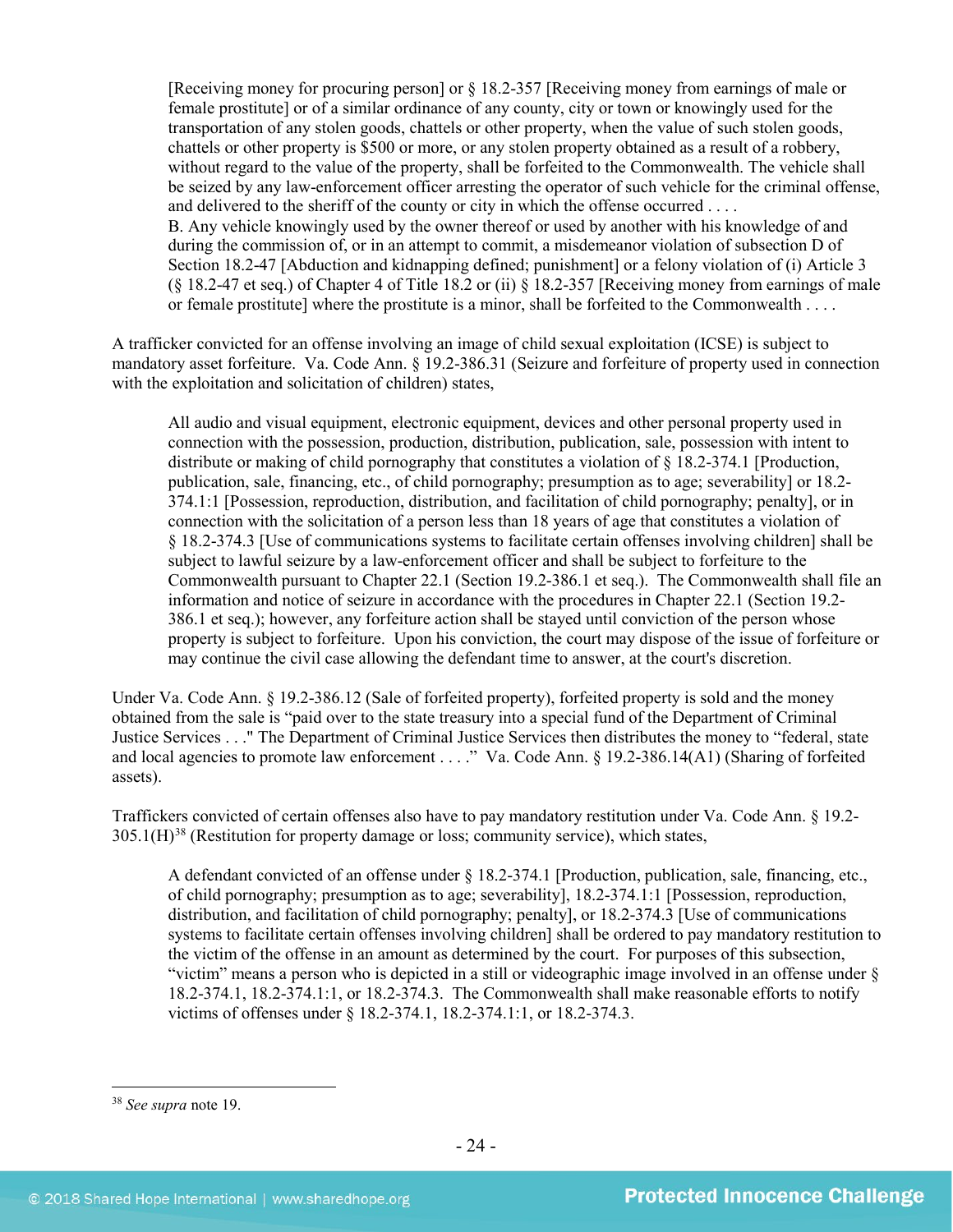> [Receiving money for procuring person] or § 18.2-357 [Receiving money from earnings of male or female prostitute] or of a similar ordinance of any county, city or town or knowingly used for the transportation of any stolen goods, chattels or other property, when the value of such stolen goods, chattels or other property is $500 or more, or any stolen property obtained as a result of a robbery, without regard to the value of the property, shall be forfeited to the Commonwealth. The vehicle shall be seized by any law-enforcement officer arresting the operator of such vehicle for the criminal offense, and delivered to the sheriff of the county or city in which the offense occurred . . . .
> B. Any vehicle knowingly used by the owner thereof or used by another with his knowledge of and during the commission of, or in an attempt to commit, a misdemeanor violation of subsection D of Section 18.2-47 [Abduction and kidnapping defined; punishment] or a felony violation of (i) Article 3 (§ 18.2-47 et seq.) of Chapter 4 of Title 18.2 or (ii) § 18.2-357 [Receiving money from earnings of male or female prostitute] where the prostitute is a minor, shall be forfeited to the Commonwealth . . . .

A trafficker convicted for an offense involving an image of child sexual exploitation (ICSE) is subject to mandatory asset forfeiture. Va. Code Ann. § 19.2-386.31 (Seizure and forfeiture of property used in connection with the exploitation and solicitation of children) states,

> All audio and visual equipment, electronic equipment, devices and other personal property used in connection with the possession, production, distribution, publication, sale, possession with intent to distribute or making of child pornography that constitutes a violation of § 18.2-374.1 [Production, publication, sale, financing, etc., of child pornography; presumption as to age; severability] or 18.2-374.1:1 [Possession, reproduction, distribution, and facilitation of child pornography; penalty], or in connection with the solicitation of a person less than 18 years of age that constitutes a violation of § 18.2-374.3 [Use of communications systems to facilitate certain offenses involving children] shall be subject to lawful seizure by a law-enforcement officer and shall be subject to forfeiture to the Commonwealth pursuant to Chapter 22.1 (Section 19.2-386.1 et seq.). The Commonwealth shall file an information and notice of seizure in accordance with the procedures in Chapter 22.1 (Section 19.2-386.1 et seq.); however, any forfeiture action shall be stayed until conviction of the person whose property is subject to forfeiture. Upon his conviction, the court may dispose of the issue of forfeiture or may continue the civil case allowing the defendant time to answer, at the court's discretion.

Under Va. Code Ann. § 19.2-386.12 (Sale of forfeited property), forfeited property is sold and the money obtained from the sale is "paid over to the state treasury into a special fund of the Department of Criminal Justice Services . . ." The Department of Criminal Justice Services then distributes the money to "federal, state and local agencies to promote law enforcement . . . ." Va. Code Ann. § 19.2-386.14(A1) (Sharing of forfeited assets).

Traffickers convicted of certain offenses also have to pay mandatory restitution under Va. Code Ann. § 19.2-305.1(H)[38] (Restitution for property damage or loss; community service), which states,

> A defendant convicted of an offense under § 18.2-374.1 [Production, publication, sale, financing, etc., of child pornography; presumption as to age; severability], 18.2-374.1:1 [Possession, reproduction, distribution, and facilitation of child pornography; penalty], or 18.2-374.3 [Use of communications systems to facilitate certain offenses involving children] shall be ordered to pay mandatory restitution to the victim of the offense in an amount as determined by the court. For purposes of this subsection, "victim" means a person who is depicted in a still or videographic image involved in an offense under § 18.2-374.1, 18.2-374.1:1, or 18.2-374.3. The Commonwealth shall make reasonable efforts to notify victims of offenses under § 18.2-374.1, 18.2-374.1:1, or 18.2-374.3.

---

[38] *See supra* note 19.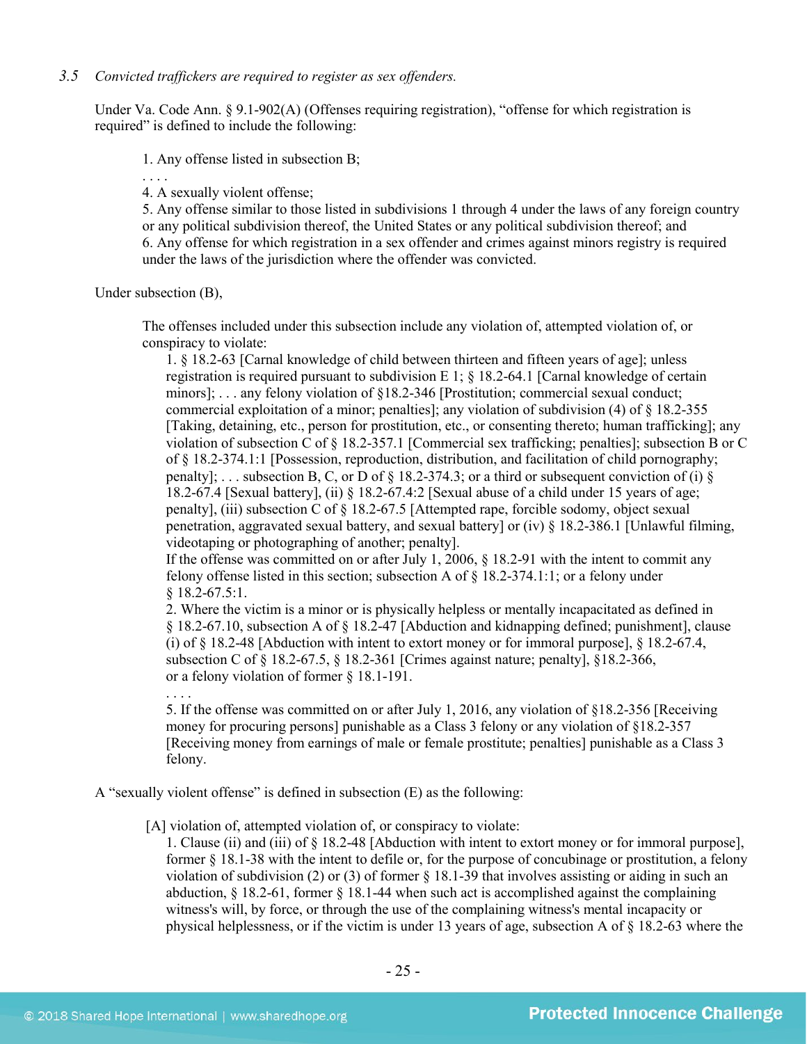*3.5 Convicted traffickers are required to register as sex offenders.*

Under Va. Code Ann. § 9.1-902(A) (Offenses requiring registration), "offense for which registration is required" is defined to include the following:

> 1. Any offense listed in subsection B;
>
> . . . .
>
> 4. A sexually violent offense;
>
> 5. Any offense similar to those listed in subdivisions 1 through 4 under the laws of any foreign country or any political subdivision thereof, the United States or any political subdivision thereof; and
>
> 6. Any offense for which registration in a sex offender and crimes against minors registry is required under the laws of the jurisdiction where the offender was convicted.

Under subsection (B),

> The offenses included under this subsection include any violation of, attempted violation of, or conspiracy to violate:
>
> 1. § 18.2-63 [Carnal knowledge of child between thirteen and fifteen years of age]; unless registration is required pursuant to subdivision E 1; § 18.2-64.1 [Carnal knowledge of certain minors]; . . . any felony violation of §18.2-346 [Prostitution; commercial sexual conduct; commercial exploitation of a minor; penalties]; any violation of subdivision (4) of § 18.2-355 [Taking, detaining, etc., person for prostitution, etc., or consenting thereto; human trafficking]; any violation of subsection C of § 18.2-357.1 [Commercial sex trafficking; penalties]; subsection B or C of § 18.2-374.1:1 [Possession, reproduction, distribution, and facilitation of child pornography; penalty]; . . . subsection B, C, or D of § 18.2-374.3; or a third or subsequent conviction of (i) § 18.2-67.4 [Sexual battery], (ii) § 18.2-67.4:2 [Sexual abuse of a child under 15 years of age; penalty], (iii) subsection C of § 18.2-67.5 [Attempted rape, forcible sodomy, object sexual penetration, aggravated sexual battery, and sexual battery] or (iv) § 18.2-386.1 [Unlawful filming, videotaping or photographing of another; penalty].
>
> If the offense was committed on or after July 1, 2006, § 18.2-91 with the intent to commit any felony offense listed in this section; subsection A of § 18.2-374.1:1; or a felony under § 18.2-67.5:1.
>
> 2. Where the victim is a minor or is physically helpless or mentally incapacitated as defined in § 18.2-67.10, subsection A of § 18.2-47 [Abduction and kidnapping defined; punishment], clause (i) of § 18.2-48 [Abduction with intent to extort money or for immoral purpose], § 18.2-67.4, subsection C of § 18.2-67.5, § 18.2-361 [Crimes against nature; penalty], §18.2-366, or a felony violation of former § 18.1-191.
>
> . . . .
>
> 5. If the offense was committed on or after July 1, 2016, any violation of §18.2-356 [Receiving money for procuring persons] punishable as a Class 3 felony or any violation of §18.2-357 [Receiving money from earnings of male or female prostitute; penalties] punishable as a Class 3 felony.

A "sexually violent offense" is defined in subsection (E) as the following:

> [A] violation of, attempted violation of, or conspiracy to violate:
>
> 1. Clause (ii) and (iii) of § 18.2-48 [Abduction with intent to extort money or for immoral purpose], former § 18.1-38 with the intent to defile or, for the purpose of concubinage or prostitution, a felony violation of subdivision (2) or (3) of former § 18.1-39 that involves assisting or aiding in such an abduction, § 18.2-61, former § 18.1-44 when such act is accomplished against the complaining witness's will, by force, or through the use of the complaining witness's mental incapacity or physical helplessness, or if the victim is under 13 years of age, subsection A of § 18.2-63 where the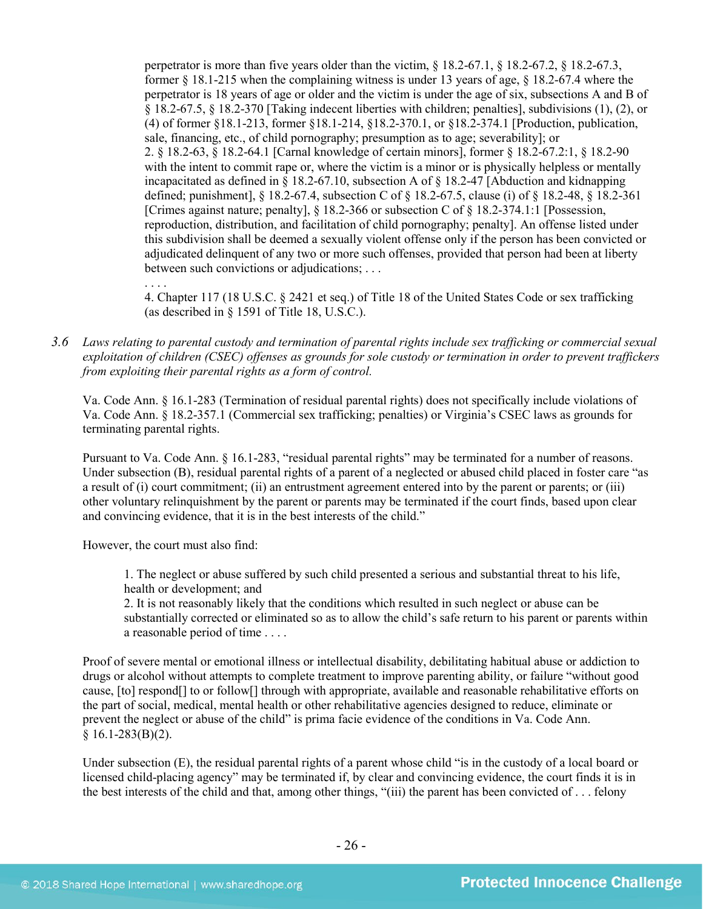perpetrator is more than five years older than the victim, § 18.2-67.1, § 18.2-67.2, § 18.2-67.3, former § 18.1-215 when the complaining witness is under 13 years of age, § 18.2-67.4 where the perpetrator is 18 years of age or older and the victim is under the age of six, subsections A and B of § 18.2-67.5, § 18.2-370 [Taking indecent liberties with children; penalties], subdivisions (1), (2), or (4) of former §18.1-213, former §18.1-214, §18.2-370.1, or §18.2-374.1 [Production, publication, sale, financing, etc., of child pornography; presumption as to age; severability]; or

2. § 18.2-63, § 18.2-64.1 [Carnal knowledge of certain minors], former § 18.2-67.2:1, § 18.2-90 with the intent to commit rape or, where the victim is a minor or is physically helpless or mentally incapacitated as defined in § 18.2-67.10, subsection A of § 18.2-47 [Abduction and kidnapping defined; punishment], § 18.2-67.4, subsection C of § 18.2-67.5, clause (i) of § 18.2-48, § 18.2-361 [Crimes against nature; penalty], § 18.2-366 or subsection C of § 18.2-374.1:1 [Possession, reproduction, distribution, and facilitation of child pornography; penalty]. An offense listed under this subdivision shall be deemed a sexually violent offense only if the person has been convicted or adjudicated delinquent of any two or more such offenses, provided that person had been at liberty between such convictions or adjudications; . . .

. . . .

4. Chapter 117 (18 U.S.C. § 2421 et seq.) of Title 18 of the United States Code or sex trafficking (as described in § 1591 of Title 18, U.S.C.).

3.6 *Laws relating to parental custody and termination of parental rights include sex trafficking or commercial sexual exploitation of children (CSEC) offenses as grounds for sole custody or termination in order to prevent traffickers from exploiting their parental rights as a form of control.*

Va. Code Ann. § 16.1-283 (Termination of residual parental rights) does not specifically include violations of Va. Code Ann. § 18.2-357.1 (Commercial sex trafficking; penalties) or Virginia's CSEC laws as grounds for terminating parental rights.

Pursuant to Va. Code Ann. § 16.1-283, "residual parental rights" may be terminated for a number of reasons. Under subsection (B), residual parental rights of a parent of a neglected or abused child placed in foster care "as a result of (i) court commitment; (ii) an entrustment agreement entered into by the parent or parents; or (iii) other voluntary relinquishment by the parent or parents may be terminated if the court finds, based upon clear and convincing evidence, that it is in the best interests of the child."

However, the court must also find:

1. The neglect or abuse suffered by such child presented a serious and substantial threat to his life, health or development; and

2. It is not reasonably likely that the conditions which resulted in such neglect or abuse can be substantially corrected or eliminated so as to allow the child's safe return to his parent or parents within a reasonable period of time . . . .

Proof of severe mental or emotional illness or intellectual disability, debilitating habitual abuse or addiction to drugs or alcohol without attempts to complete treatment to improve parenting ability, or failure "without good cause, [to] respond[] to or follow[] through with appropriate, available and reasonable rehabilitative efforts on the part of social, medical, mental health or other rehabilitative agencies designed to reduce, eliminate or prevent the neglect or abuse of the child" is prima facie evidence of the conditions in Va. Code Ann. § 16.1-283(B)(2).

Under subsection (E), the residual parental rights of a parent whose child "is in the custody of a local board or licensed child-placing agency" may be terminated if, by clear and convincing evidence, the court finds it is in the best interests of the child and that, among other things, "(iii) the parent has been convicted of . . . felony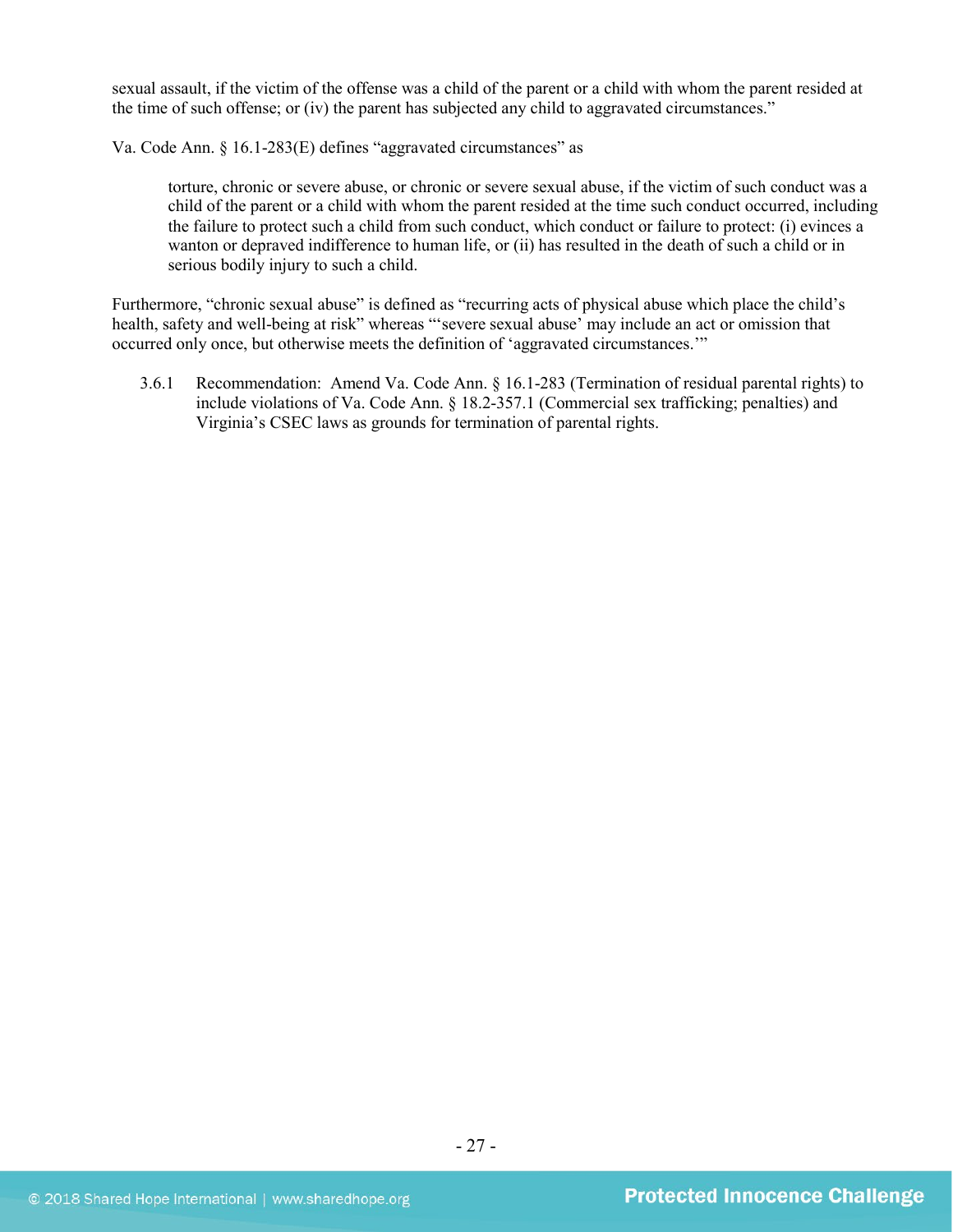sexual assault, if the victim of the offense was a child of the parent or a child with whom the parent resided at the time of such offense; or (iv) the parent has subjected any child to aggravated circumstances."

Va. Code Ann. § 16.1-283(E) defines "aggravated circumstances" as

> torture, chronic or severe abuse, or chronic or severe sexual abuse, if the victim of such conduct was a child of the parent or a child with whom the parent resided at the time such conduct occurred, including the failure to protect such a child from such conduct, which conduct or failure to protect: (i) evinces a wanton or depraved indifference to human life, or (ii) has resulted in the death of such a child or in serious bodily injury to such a child.

Furthermore, "chronic sexual abuse" is defined as "recurring acts of physical abuse which place the child's health, safety and well-being at risk" whereas "'severe sexual abuse' may include an act or omission that occurred only once, but otherwise meets the definition of 'aggravated circumstances.'"

3.6.1 Recommendation: Amend Va. Code Ann. § 16.1-283 (Termination of residual parental rights) to include violations of Va. Code Ann. § 18.2-357.1 (Commercial sex trafficking; penalties) and Virginia's CSEC laws as grounds for termination of parental rights.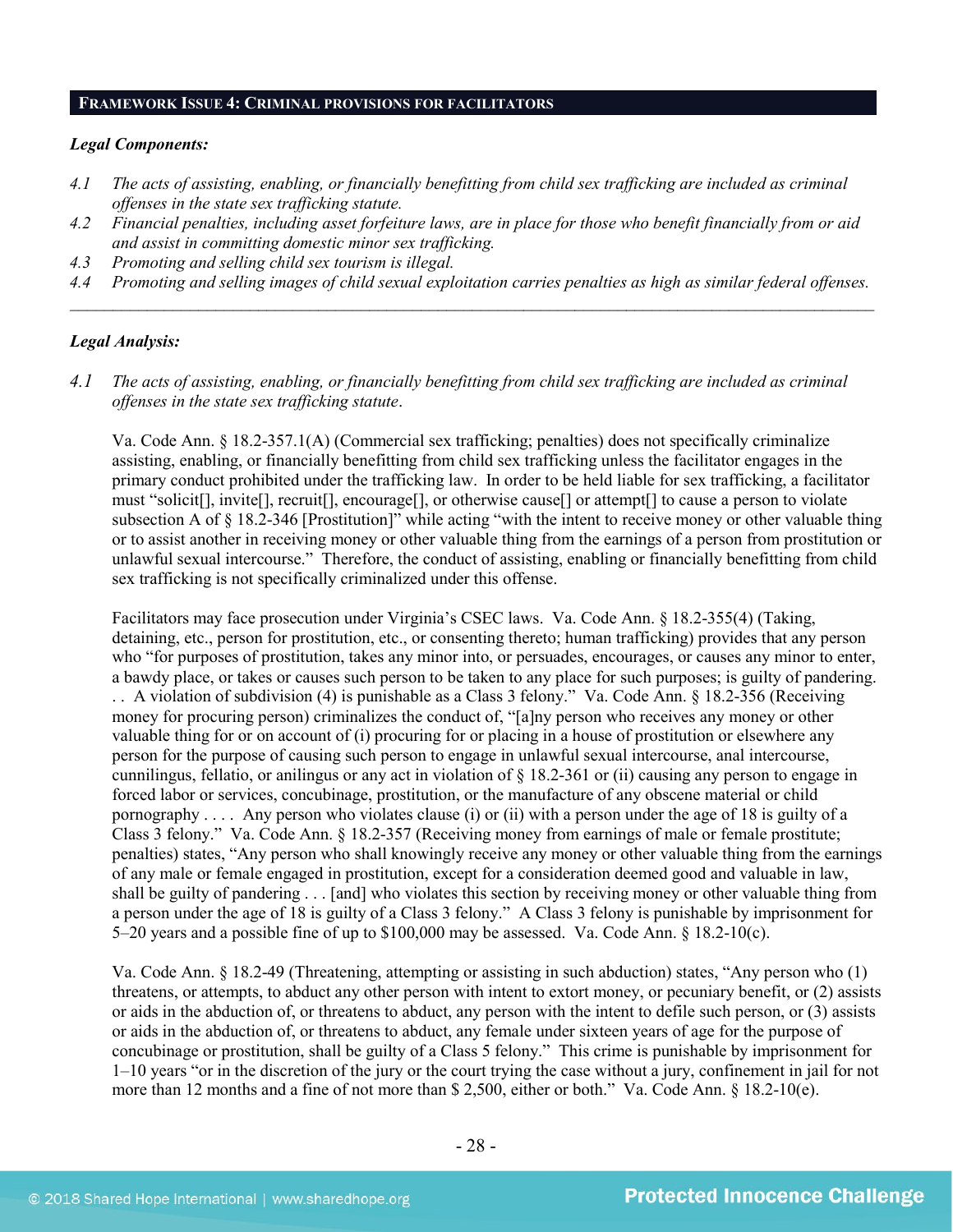## FRAMEWORK ISSUE 4: CRIMINAL PROVISIONS FOR FACILITATORS

***Legal Components:***

*4.1 The acts of assisting, enabling, or financially benefitting from child sex trafficking are included as criminal offenses in the state sex trafficking statute.*

*4.2 Financial penalties, including asset forfeiture laws, are in place for those who benefit financially from or aid and assist in committing domestic minor sex trafficking.*

*4.3 Promoting and selling child sex tourism is illegal.*

*4.4 Promoting and selling images of child sexual exploitation carries penalties as high as similar federal offenses.*

---

***Legal Analysis:***

*4.1 The acts of assisting, enabling, or financially benefitting from child sex trafficking are included as criminal offenses in the state sex trafficking statute.*

Va. Code Ann. § 18.2-357.1(A) (Commercial sex trafficking; penalties) does not specifically criminalize assisting, enabling, or financially benefitting from child sex trafficking unless the facilitator engages in the primary conduct prohibited under the trafficking law. In order to be held liable for sex trafficking, a facilitator must "solicit[], invite[], recruit[], encourage[], or otherwise cause[] or attempt[] to cause a person to violate subsection A of § 18.2-346 [Prostitution]" while acting "with the intent to receive money or other valuable thing or to assist another in receiving money or other valuable thing from the earnings of a person from prostitution or unlawful sexual intercourse." Therefore, the conduct of assisting, enabling or financially benefitting from child sex trafficking is not specifically criminalized under this offense.

Facilitators may face prosecution under Virginia's CSEC laws. Va. Code Ann. § 18.2-355(4) (Taking, detaining, etc., person for prostitution, etc., or consenting thereto; human trafficking) provides that any person who "for purposes of prostitution, takes any minor into, or persuades, encourages, or causes any minor to enter, a bawdy place, or takes or causes such person to be taken to any place for such purposes; is guilty of pandering. . . A violation of subdivision (4) is punishable as a Class 3 felony." Va. Code Ann. § 18.2-356 (Receiving money for procuring person) criminalizes the conduct of, "[a]ny person who receives any money or other valuable thing for or on account of (i) procuring for or placing in a house of prostitution or elsewhere any person for the purpose of causing such person to engage in unlawful sexual intercourse, anal intercourse, cunnilingus, fellatio, or anilingus or any act in violation of § 18.2-361 or (ii) causing any person to engage in forced labor or services, concubinage, prostitution, or the manufacture of any obscene material or child pornography . . . . Any person who violates clause (i) or (ii) with a person under the age of 18 is guilty of a Class 3 felony." Va. Code Ann. § 18.2-357 (Receiving money from earnings of male or female prostitute; penalties) states, "Any person who shall knowingly receive any money or other valuable thing from the earnings of any male or female engaged in prostitution, except for a consideration deemed good and valuable in law, shall be guilty of pandering . . . [and] who violates this section by receiving money or other valuable thing from a person under the age of 18 is guilty of a Class 3 felony." A Class 3 felony is punishable by imprisonment for 5–20 years and a possible fine of up to $100,000 may be assessed. Va. Code Ann. § 18.2-10(c).

Va. Code Ann. § 18.2-49 (Threatening, attempting or assisting in such abduction) states, "Any person who (1) threatens, or attempts, to abduct any other person with intent to extort money, or pecuniary benefit, or (2) assists or aids in the abduction of, or threatens to abduct, any person with the intent to defile such person, or (3) assists or aids in the abduction of, or threatens to abduct, any female under sixteen years of age for the purpose of concubinage or prostitution, shall be guilty of a Class 5 felony." This crime is punishable by imprisonment for 1–10 years "or in the discretion of the jury or the court trying the case without a jury, confinement in jail for not more than 12 months and a fine of not more than $ 2,500, either or both." Va. Code Ann. § 18.2-10(e).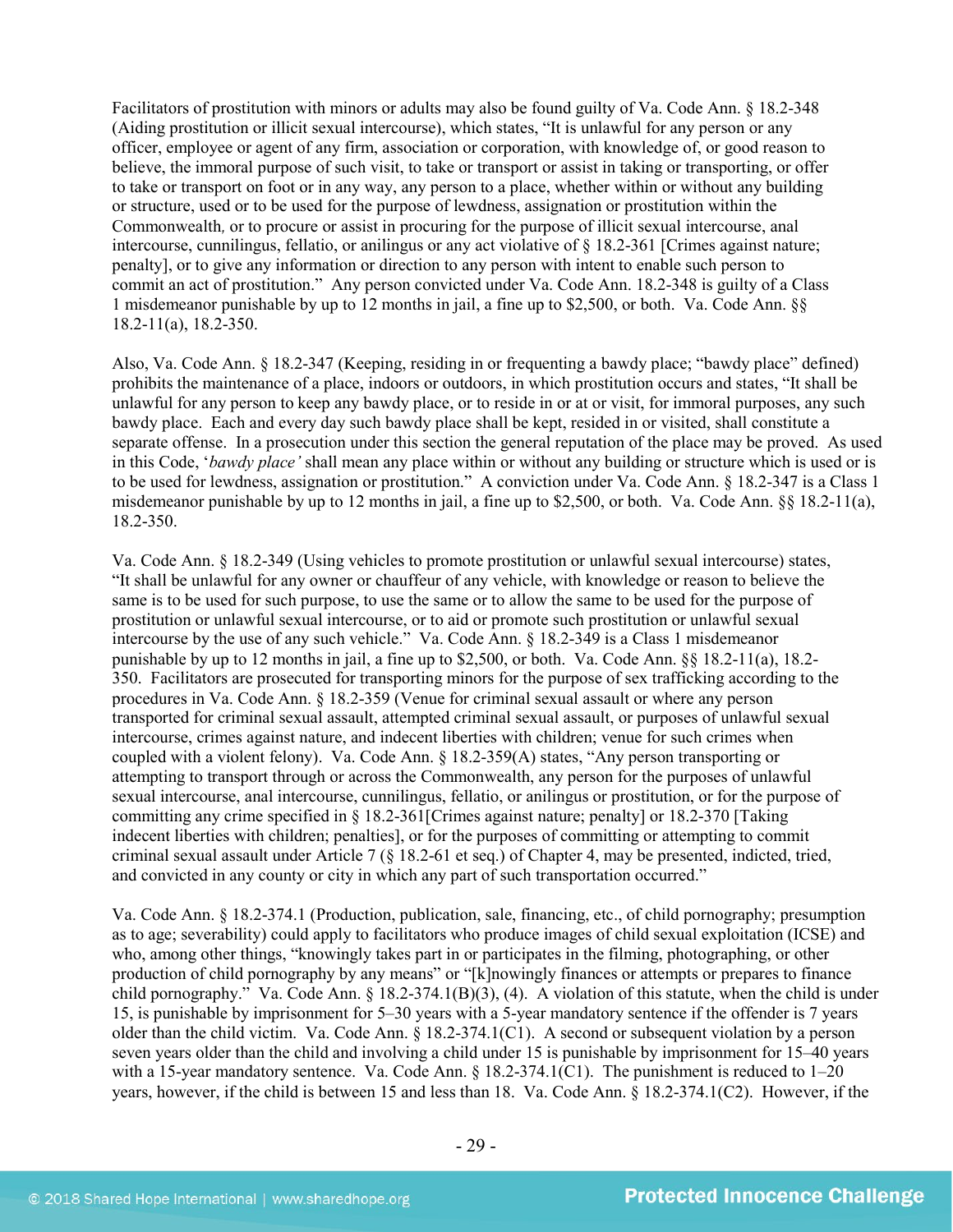Facilitators of prostitution with minors or adults may also be found guilty of Va. Code Ann. § 18.2-348 (Aiding prostitution or illicit sexual intercourse), which states, "It is unlawful for any person or any officer, employee or agent of any firm, association or corporation, with knowledge of, or good reason to believe, the immoral purpose of such visit, to take or transport or assist in taking or transporting, or offer to take or transport on foot or in any way, any person to a place, whether within or without any building or structure, used or to be used for the purpose of lewdness, assignation or prostitution within the Commonwealth, or to procure or assist in procuring for the purpose of illicit sexual intercourse, anal intercourse, cunnilingus, fellatio, or anilingus or any act violative of § 18.2-361 [Crimes against nature; penalty], or to give any information or direction to any person with intent to enable such person to commit an act of prostitution." Any person convicted under Va. Code Ann. 18.2-348 is guilty of a Class 1 misdemeanor punishable by up to 12 months in jail, a fine up to $2,500, or both. Va. Code Ann. §§ 18.2-11(a), 18.2-350.

Also, Va. Code Ann. § 18.2-347 (Keeping, residing in or frequenting a bawdy place; "bawdy place" defined) prohibits the maintenance of a place, indoors or outdoors, in which prostitution occurs and states, "It shall be unlawful for any person to keep any bawdy place, or to reside in or at or visit, for immoral purposes, any such bawdy place. Each and every day such bawdy place shall be kept, resided in or visited, shall constitute a separate offense. In a prosecution under this section the general reputation of the place may be proved. As used in this Code, '*bawdy place'* shall mean any place within or without any building or structure which is used or is to be used for lewdness, assignation or prostitution." A conviction under Va. Code Ann. § 18.2-347 is a Class 1 misdemeanor punishable by up to 12 months in jail, a fine up to $2,500, or both. Va. Code Ann. §§ 18.2-11(a), 18.2-350.

Va. Code Ann. § 18.2-349 (Using vehicles to promote prostitution or unlawful sexual intercourse) states, "It shall be unlawful for any owner or chauffeur of any vehicle, with knowledge or reason to believe the same is to be used for such purpose, to use the same or to allow the same to be used for the purpose of prostitution or unlawful sexual intercourse, or to aid or promote such prostitution or unlawful sexual intercourse by the use of any such vehicle." Va. Code Ann. § 18.2-349 is a Class 1 misdemeanor punishable by up to 12 months in jail, a fine up to $2,500, or both. Va. Code Ann. §§ 18.2-11(a), 18.2-350. Facilitators are prosecuted for transporting minors for the purpose of sex trafficking according to the procedures in Va. Code Ann. § 18.2-359 (Venue for criminal sexual assault or where any person transported for criminal sexual assault, attempted criminal sexual assault, or purposes of unlawful sexual intercourse, crimes against nature, and indecent liberties with children; venue for such crimes when coupled with a violent felony). Va. Code Ann. § 18.2-359(A) states, "Any person transporting or attempting to transport through or across the Commonwealth, any person for the purposes of unlawful sexual intercourse, anal intercourse, cunnilingus, fellatio, or anilingus or prostitution, or for the purpose of committing any crime specified in § 18.2-361[Crimes against nature; penalty] or 18.2-370 [Taking indecent liberties with children; penalties], or for the purposes of committing or attempting to commit criminal sexual assault under Article 7 (§ 18.2-61 et seq.) of Chapter 4, may be presented, indicted, tried, and convicted in any county or city in which any part of such transportation occurred."

Va. Code Ann. § 18.2-374.1 (Production, publication, sale, financing, etc., of child pornography; presumption as to age; severability) could apply to facilitators who produce images of child sexual exploitation (ICSE) and who, among other things, "knowingly takes part in or participates in the filming, photographing, or other production of child pornography by any means" or "[k]nowingly finances or attempts or prepares to finance child pornography." Va. Code Ann. § 18.2-374.1(B)(3), (4). A violation of this statute, when the child is under 15, is punishable by imprisonment for 5–30 years with a 5-year mandatory sentence if the offender is 7 years older than the child victim. Va. Code Ann. § 18.2-374.1(C1). A second or subsequent violation by a person seven years older than the child and involving a child under 15 is punishable by imprisonment for 15–40 years with a 15-year mandatory sentence. Va. Code Ann. § 18.2-374.1(C1). The punishment is reduced to 1–20 years, however, if the child is between 15 and less than 18. Va. Code Ann. § 18.2-374.1(C2). However, if the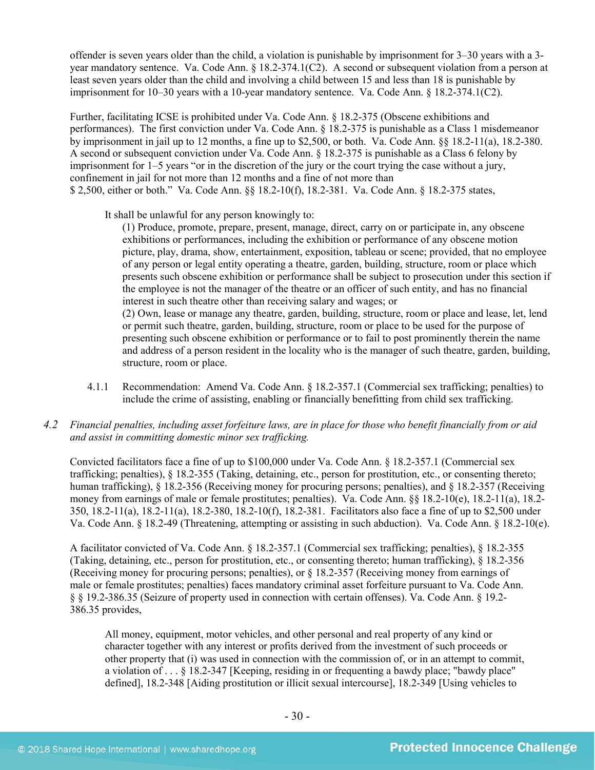offender is seven years older than the child, a violation is punishable by imprisonment for 3–30 years with a 3-year mandatory sentence. Va. Code Ann. § 18.2-374.1(C2). A second or subsequent violation from a person at least seven years older than the child and involving a child between 15 and less than 18 is punishable by imprisonment for 10–30 years with a 10-year mandatory sentence. Va. Code Ann. § 18.2-374.1(C2).

Further, facilitating ICSE is prohibited under Va. Code Ann. § 18.2-375 (Obscene exhibitions and performances). The first conviction under Va. Code Ann. § 18.2-375 is punishable as a Class 1 misdemeanor by imprisonment in jail up to 12 months, a fine up to $2,500, or both. Va. Code Ann. §§ 18.2-11(a), 18.2-380. A second or subsequent conviction under Va. Code Ann. § 18.2-375 is punishable as a Class 6 felony by imprisonment for 1–5 years "or in the discretion of the jury or the court trying the case without a jury, confinement in jail for not more than 12 months and a fine of not more than $ 2,500, either or both." Va. Code Ann. §§ 18.2-10(f), 18.2-381. Va. Code Ann. § 18.2-375 states,

> It shall be unlawful for any person knowingly to:
>
> (1) Produce, promote, prepare, present, manage, direct, carry on or participate in, any obscene exhibitions or performances, including the exhibition or performance of any obscene motion picture, play, drama, show, entertainment, exposition, tableau or scene; provided, that no employee of any person or legal entity operating a theatre, garden, building, structure, room or place which presents such obscene exhibition or performance shall be subject to prosecution under this section if the employee is not the manager of the theatre or an officer of such entity, and has no financial interest in such theatre other than receiving salary and wages; or
>
> (2) Own, lease or manage any theatre, garden, building, structure, room or place and lease, let, lend or permit such theatre, garden, building, structure, room or place to be used for the purpose of presenting such obscene exhibition or performance or to fail to post prominently therein the name and address of a person resident in the locality who is the manager of such theatre, garden, building, structure, room or place.

4.1.1 Recommendation: Amend Va. Code Ann. § 18.2-357.1 (Commercial sex trafficking; penalties) to include the crime of assisting, enabling or financially benefitting from child sex trafficking.

*4.2 Financial penalties, including asset forfeiture laws, are in place for those who benefit financially from or aid and assist in committing domestic minor sex trafficking.*

Convicted facilitators face a fine of up to $100,000 under Va. Code Ann. § 18.2-357.1 (Commercial sex trafficking; penalties), § 18.2-355 (Taking, detaining, etc., person for prostitution, etc., or consenting thereto; human trafficking), § 18.2-356 (Receiving money for procuring persons; penalties), and § 18.2-357 (Receiving money from earnings of male or female prostitutes; penalties). Va. Code Ann. §§ 18.2-10(e), 18.2-11(a), 18.2-350, 18.2-11(a), 18.2-11(a), 18.2-380, 18.2-10(f), 18.2-381. Facilitators also face a fine of up to $2,500 under Va. Code Ann. § 18.2-49 (Threatening, attempting or assisting in such abduction). Va. Code Ann. § 18.2-10(e).

A facilitator convicted of Va. Code Ann. § 18.2-357.1 (Commercial sex trafficking; penalties), § 18.2-355 (Taking, detaining, etc., person for prostitution, etc., or consenting thereto; human trafficking), § 18.2-356 (Receiving money for procuring persons; penalties), or § 18.2-357 (Receiving money from earnings of male or female prostitutes; penalties) faces mandatory criminal asset forfeiture pursuant to Va. Code Ann. § § 19.2-386.35 (Seizure of property used in connection with certain offenses). Va. Code Ann. § 19.2-386.35 provides,

> All money, equipment, motor vehicles, and other personal and real property of any kind or character together with any interest or profits derived from the investment of such proceeds or other property that (i) was used in connection with the commission of, or in an attempt to commit, a violation of . . . § 18.2-347 [Keeping, residing in or frequenting a bawdy place; "bawdy place" defined], 18.2-348 [Aiding prostitution or illicit sexual intercourse], 18.2-349 [Using vehicles to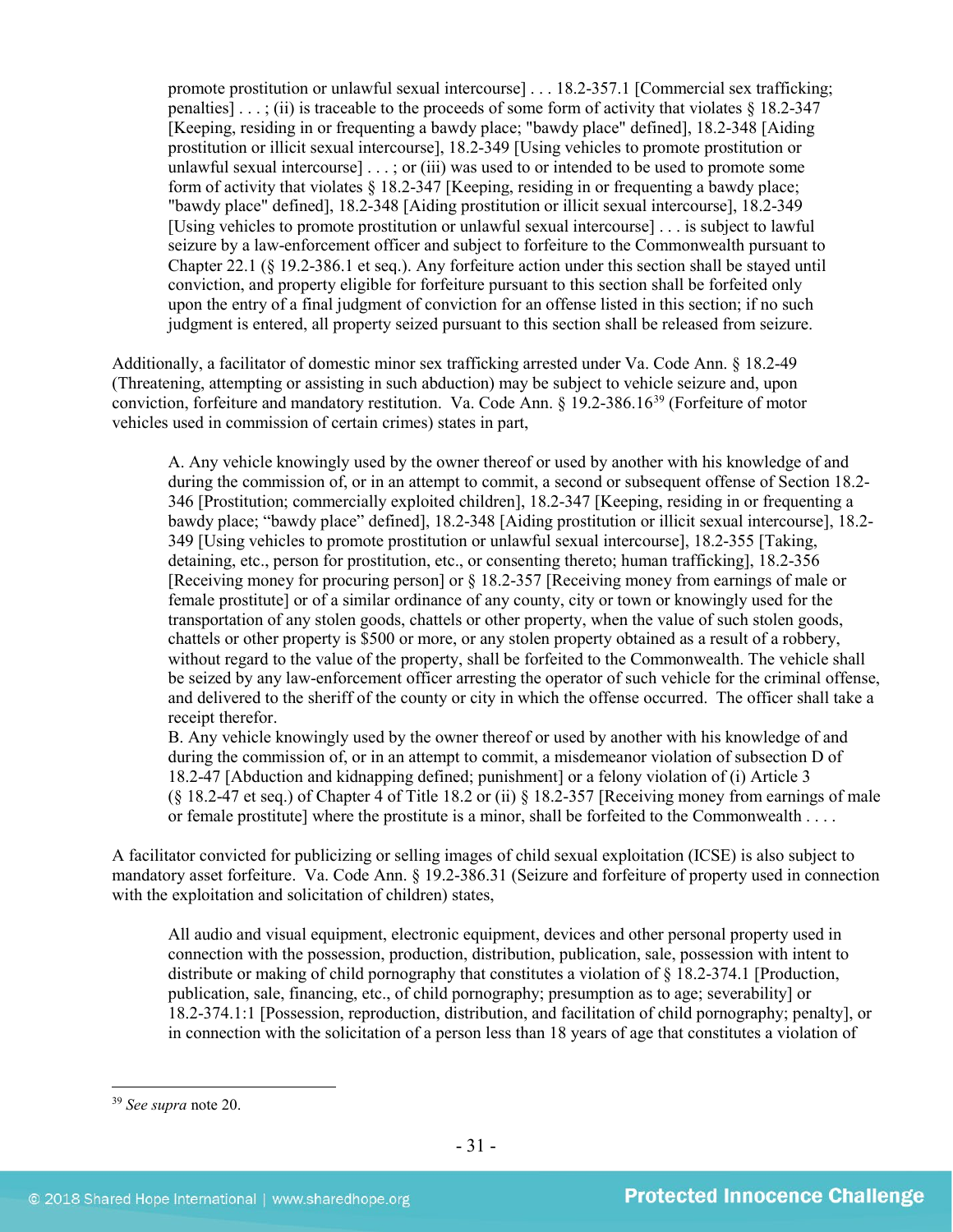> promote prostitution or unlawful sexual intercourse] . . . 18.2-357.1 [Commercial sex trafficking; penalties] . . . ; (ii) is traceable to the proceeds of some form of activity that violates § 18.2-347 [Keeping, residing in or frequenting a bawdy place; "bawdy place" defined], 18.2-348 [Aiding prostitution or illicit sexual intercourse], 18.2-349 [Using vehicles to promote prostitution or unlawful sexual intercourse] . . . ; or (iii) was used to or intended to be used to promote some form of activity that violates § 18.2-347 [Keeping, residing in or frequenting a bawdy place; "bawdy place" defined], 18.2-348 [Aiding prostitution or illicit sexual intercourse], 18.2-349 [Using vehicles to promote prostitution or unlawful sexual intercourse] . . . is subject to lawful seizure by a law-enforcement officer and subject to forfeiture to the Commonwealth pursuant to Chapter 22.1 (§ 19.2-386.1 et seq.). Any forfeiture action under this section shall be stayed until conviction, and property eligible for forfeiture pursuant to this section shall be forfeited only upon the entry of a final judgment of conviction for an offense listed in this section; if no such judgment is entered, all property seized pursuant to this section shall be released from seizure.

Additionally, a facilitator of domestic minor sex trafficking arrested under Va. Code Ann. § 18.2-49 (Threatening, attempting or assisting in such abduction) may be subject to vehicle seizure and, upon conviction, forfeiture and mandatory restitution. Va. Code Ann. § 19.2-386.16[39] (Forfeiture of motor vehicles used in commission of certain crimes) states in part,

> A. Any vehicle knowingly used by the owner thereof or used by another with his knowledge of and during the commission of, or in an attempt to commit, a second or subsequent offense of Section 18.2-346 [Prostitution; commercially exploited children], 18.2-347 [Keeping, residing in or frequenting a bawdy place; "bawdy place" defined], 18.2-348 [Aiding prostitution or illicit sexual intercourse], 18.2-349 [Using vehicles to promote prostitution or unlawful sexual intercourse], 18.2-355 [Taking, detaining, etc., person for prostitution, etc., or consenting thereto; human trafficking], 18.2-356 [Receiving money for procuring person] or § 18.2-357 [Receiving money from earnings of male or female prostitute] or of a similar ordinance of any county, city or town or knowingly used for the transportation of any stolen goods, chattels or other property, when the value of such stolen goods, chattels or other property is $500 or more, or any stolen property obtained as a result of a robbery, without regard to the value of the property, shall be forfeited to the Commonwealth. The vehicle shall be seized by any law-enforcement officer arresting the operator of such vehicle for the criminal offense, and delivered to the sheriff of the county or city in which the offense occurred. The officer shall take a receipt therefor.
>
> B. Any vehicle knowingly used by the owner thereof or used by another with his knowledge of and during the commission of, or in an attempt to commit, a misdemeanor violation of subsection D of 18.2-47 [Abduction and kidnapping defined; punishment] or a felony violation of (i) Article 3 (§ 18.2-47 et seq.) of Chapter 4 of Title 18.2 or (ii) § 18.2-357 [Receiving money from earnings of male or female prostitute] where the prostitute is a minor, shall be forfeited to the Commonwealth . . . .

A facilitator convicted for publicizing or selling images of child sexual exploitation (ICSE) is also subject to mandatory asset forfeiture. Va. Code Ann. § 19.2-386.31 (Seizure and forfeiture of property used in connection with the exploitation and solicitation of children) states,

> All audio and visual equipment, electronic equipment, devices and other personal property used in connection with the possession, production, distribution, publication, sale, possession with intent to distribute or making of child pornography that constitutes a violation of § 18.2-374.1 [Production, publication, sale, financing, etc., of child pornography; presumption as to age; severability] or 18.2-374.1:1 [Possession, reproduction, distribution, and facilitation of child pornography; penalty], or in connection with the solicitation of a person less than 18 years of age that constitutes a violation of

[39] *See supra* note 20.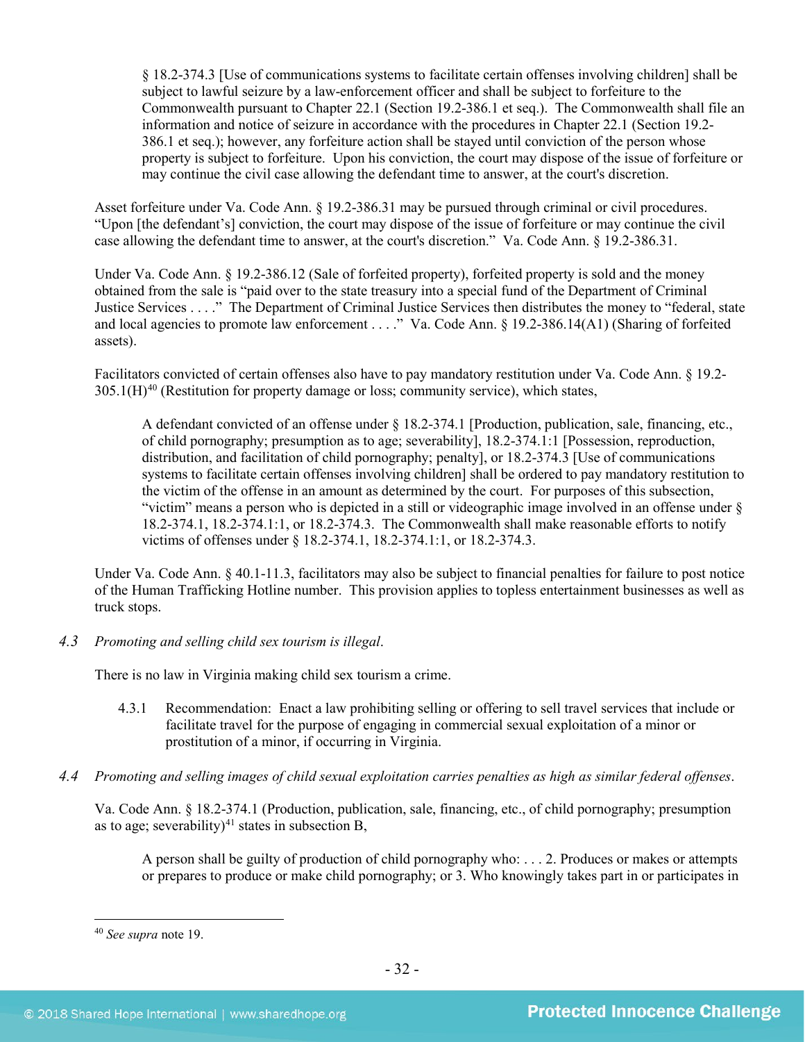> § 18.2-374.3 [Use of communications systems to facilitate certain offenses involving children] shall be subject to lawful seizure by a law-enforcement officer and shall be subject to forfeiture to the Commonwealth pursuant to Chapter 22.1 (Section 19.2-386.1 et seq.). The Commonwealth shall file an information and notice of seizure in accordance with the procedures in Chapter 22.1 (Section 19.2-386.1 et seq.); however, any forfeiture action shall be stayed until conviction of the person whose property is subject to forfeiture. Upon his conviction, the court may dispose of the issue of forfeiture or may continue the civil case allowing the defendant time to answer, at the court's discretion.

Asset forfeiture under Va. Code Ann. § 19.2-386.31 may be pursued through criminal or civil procedures. "Upon [the defendant's] conviction, the court may dispose of the issue of forfeiture or may continue the civil case allowing the defendant time to answer, at the court's discretion." Va. Code Ann. § 19.2-386.31.

Under Va. Code Ann. § 19.2-386.12 (Sale of forfeited property), forfeited property is sold and the money obtained from the sale is "paid over to the state treasury into a special fund of the Department of Criminal Justice Services . . . ." The Department of Criminal Justice Services then distributes the money to "federal, state and local agencies to promote law enforcement . . . ." Va. Code Ann. § 19.2-386.14(A1) (Sharing of forfeited assets).

Facilitators convicted of certain offenses also have to pay mandatory restitution under Va. Code Ann. § 19.2-305.1(H)[40] (Restitution for property damage or loss; community service), which states,

> A defendant convicted of an offense under § 18.2-374.1 [Production, publication, sale, financing, etc., of child pornography; presumption as to age; severability], 18.2-374.1:1 [Possession, reproduction, distribution, and facilitation of child pornography; penalty], or 18.2-374.3 [Use of communications systems to facilitate certain offenses involving children] shall be ordered to pay mandatory restitution to the victim of the offense in an amount as determined by the court. For purposes of this subsection, "victim" means a person who is depicted in a still or videographic image involved in an offense under § 18.2-374.1, 18.2-374.1:1, or 18.2-374.3. The Commonwealth shall make reasonable efforts to notify victims of offenses under § 18.2-374.1, 18.2-374.1:1, or 18.2-374.3.

Under Va. Code Ann. § 40.1-11.3, facilitators may also be subject to financial penalties for failure to post notice of the Human Trafficking Hotline number. This provision applies to topless entertainment businesses as well as truck stops.

*4.3 Promoting and selling child sex tourism is illegal.*

There is no law in Virginia making child sex tourism a crime.

4.3.1 Recommendation: Enact a law prohibiting selling or offering to sell travel services that include or facilitate travel for the purpose of engaging in commercial sexual exploitation of a minor or prostitution of a minor, if occurring in Virginia.

*4.4 Promoting and selling images of child sexual exploitation carries penalties as high as similar federal offenses.*

Va. Code Ann. § 18.2-374.1 (Production, publication, sale, financing, etc., of child pornography; presumption as to age; severability)[41] states in subsection B,

> A person shall be guilty of production of child pornography who: . . . 2. Produces or makes or attempts or prepares to produce or make child pornography; or 3. Who knowingly takes part in or participates in

---

[40] *See supra* note 19.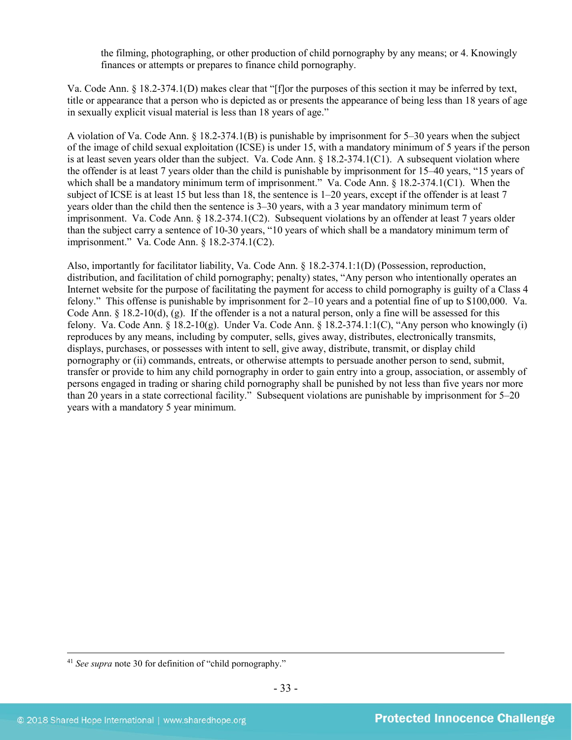> the filming, photographing, or other production of child pornography by any means; or 4. Knowingly finances or attempts or prepares to finance child pornography.

Va. Code Ann. § 18.2-374.1(D) makes clear that "[f]or the purposes of this section it may be inferred by text, title or appearance that a person who is depicted as or presents the appearance of being less than 18 years of age in sexually explicit visual material is less than 18 years of age."

A violation of Va. Code Ann. § 18.2-374.1(B) is punishable by imprisonment for 5–30 years when the subject of the image of child sexual exploitation (ICSE) is under 15, with a mandatory minimum of 5 years if the person is at least seven years older than the subject. Va. Code Ann. § 18.2-374.1(C1). A subsequent violation where the offender is at least 7 years older than the child is punishable by imprisonment for 15–40 years, "15 years of which shall be a mandatory minimum term of imprisonment." Va. Code Ann. § 18.2-374.1(C1). When the subject of ICSE is at least 15 but less than 18, the sentence is 1–20 years, except if the offender is at least 7 years older than the child then the sentence is 3–30 years, with a 3 year mandatory minimum term of imprisonment. Va. Code Ann. § 18.2-374.1(C2). Subsequent violations by an offender at least 7 years older than the subject carry a sentence of 10-30 years, "10 years of which shall be a mandatory minimum term of imprisonment." Va. Code Ann. § 18.2-374.1(C2).

Also, importantly for facilitator liability, Va. Code Ann. § 18.2-374.1:1(D) (Possession, reproduction, distribution, and facilitation of child pornography; penalty) states, "Any person who intentionally operates an Internet website for the purpose of facilitating the payment for access to child pornography is guilty of a Class 4 felony." This offense is punishable by imprisonment for 2–10 years and a potential fine of up to $100,000. Va. Code Ann. § 18.2-10(d), (g). If the offender is a not a natural person, only a fine will be assessed for this felony. Va. Code Ann. § 18.2-10(g). Under Va. Code Ann. § 18.2-374.1:1(C), "Any person who knowingly (i) reproduces by any means, including by computer, sells, gives away, distributes, electronically transmits, displays, purchases, or possesses with intent to sell, give away, distribute, transmit, or display child pornography or (ii) commands, entreats, or otherwise attempts to persuade another person to send, submit, transfer or provide to him any child pornography in order to gain entry into a group, association, or assembly of persons engaged in trading or sharing child pornography shall be punished by not less than five years nor more than 20 years in a state correctional facility." Subsequent violations are punishable by imprisonment for 5–20 years with a mandatory 5 year minimum.

---

[41] *See supra* note 30 for definition of "child pornography."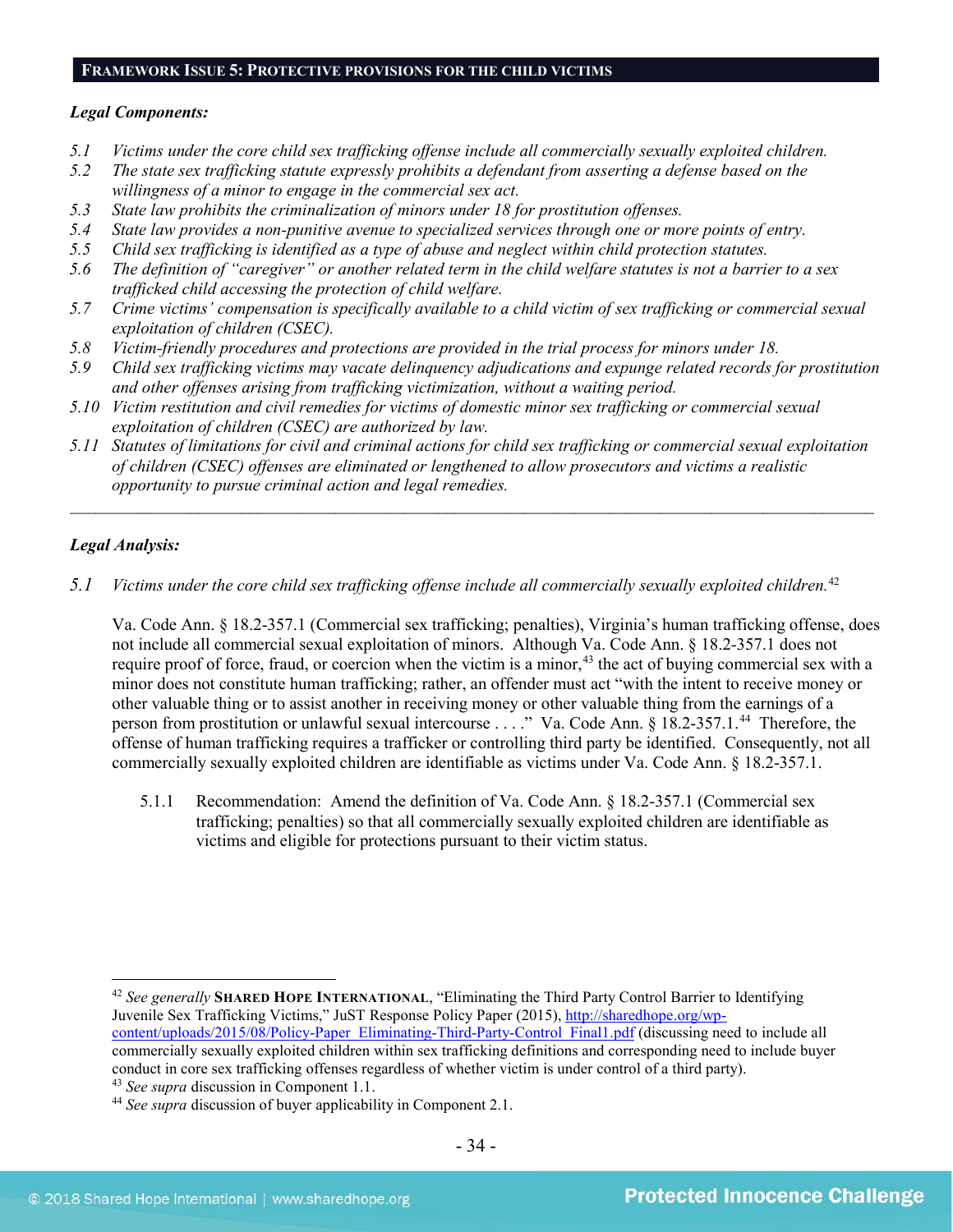## FRAMEWORK ISSUE 5: PROTECTIVE PROVISIONS FOR THE CHILD VICTIMS

***Legal Components:***

*5.1 Victims under the core child sex trafficking offense include all commercially sexually exploited children.*

*5.2 The state sex trafficking statute expressly prohibits a defendant from asserting a defense based on the willingness of a minor to engage in the commercial sex act.*

*5.3 State law prohibits the criminalization of minors under 18 for prostitution offenses.*

*5.4 State law provides a non-punitive avenue to specialized services through one or more points of entry.*

*5.5 Child sex trafficking is identified as a type of abuse and neglect within child protection statutes.*

*5.6 The definition of "caregiver" or another related term in the child welfare statutes is not a barrier to a sex trafficked child accessing the protection of child welfare.*

*5.7 Crime victims' compensation is specifically available to a child victim of sex trafficking or commercial sexual exploitation of children (CSEC).*

*5.8 Victim-friendly procedures and protections are provided in the trial process for minors under 18.*

*5.9 Child sex trafficking victims may vacate delinquency adjudications and expunge related records for prostitution and other offenses arising from trafficking victimization, without a waiting period.*

*5.10 Victim restitution and civil remedies for victims of domestic minor sex trafficking or commercial sexual exploitation of children (CSEC) are authorized by law.*

*5.11 Statutes of limitations for civil and criminal actions for child sex trafficking or commercial sexual exploitation of children (CSEC) offenses are eliminated or lengthened to allow prosecutors and victims a realistic opportunity to pursue criminal action and legal remedies.*

---

***Legal Analysis:***

*5.1 Victims under the core child sex trafficking offense include all commercially sexually exploited children.*[42]

Va. Code Ann. § 18.2-357.1 (Commercial sex trafficking; penalties), Virginia's human trafficking offense, does not include all commercial sexual exploitation of minors. Although Va. Code Ann. § 18.2-357.1 does not require proof of force, fraud, or coercion when the victim is a minor,[43] the act of buying commercial sex with a minor does not constitute human trafficking; rather, an offender must act "with the intent to receive money or other valuable thing or to assist another in receiving money or other valuable thing from the earnings of a person from prostitution or unlawful sexual intercourse . . . ." Va. Code Ann. § 18.2-357.1.[44] Therefore, the offense of human trafficking requires a trafficker or controlling third party be identified. Consequently, not all commercially sexually exploited children are identifiable as victims under Va. Code Ann. § 18.2-357.1.

5.1.1 Recommendation: Amend the definition of Va. Code Ann. § 18.2-357.1 (Commercial sex trafficking; penalties) so that all commercially sexually exploited children are identifiable as victims and eligible for protections pursuant to their victim status.

---

[42] *See generally* **SHARED HOPE INTERNATIONAL**, "Eliminating the Third Party Control Barrier to Identifying Juvenile Sex Trafficking Victims," JuST Response Policy Paper (2015), http://sharedhope.org/wp-content/uploads/2015/08/Policy-Paper_Eliminating-Third-Party-Control_Final1.pdf (discussing need to include all commercially sexually exploited children within sex trafficking definitions and corresponding need to include buyer conduct in core sex trafficking offenses regardless of whether victim is under control of a third party).

[43] *See supra* discussion in Component 1.1.

[44] *See supra* discussion of buyer applicability in Component 2.1.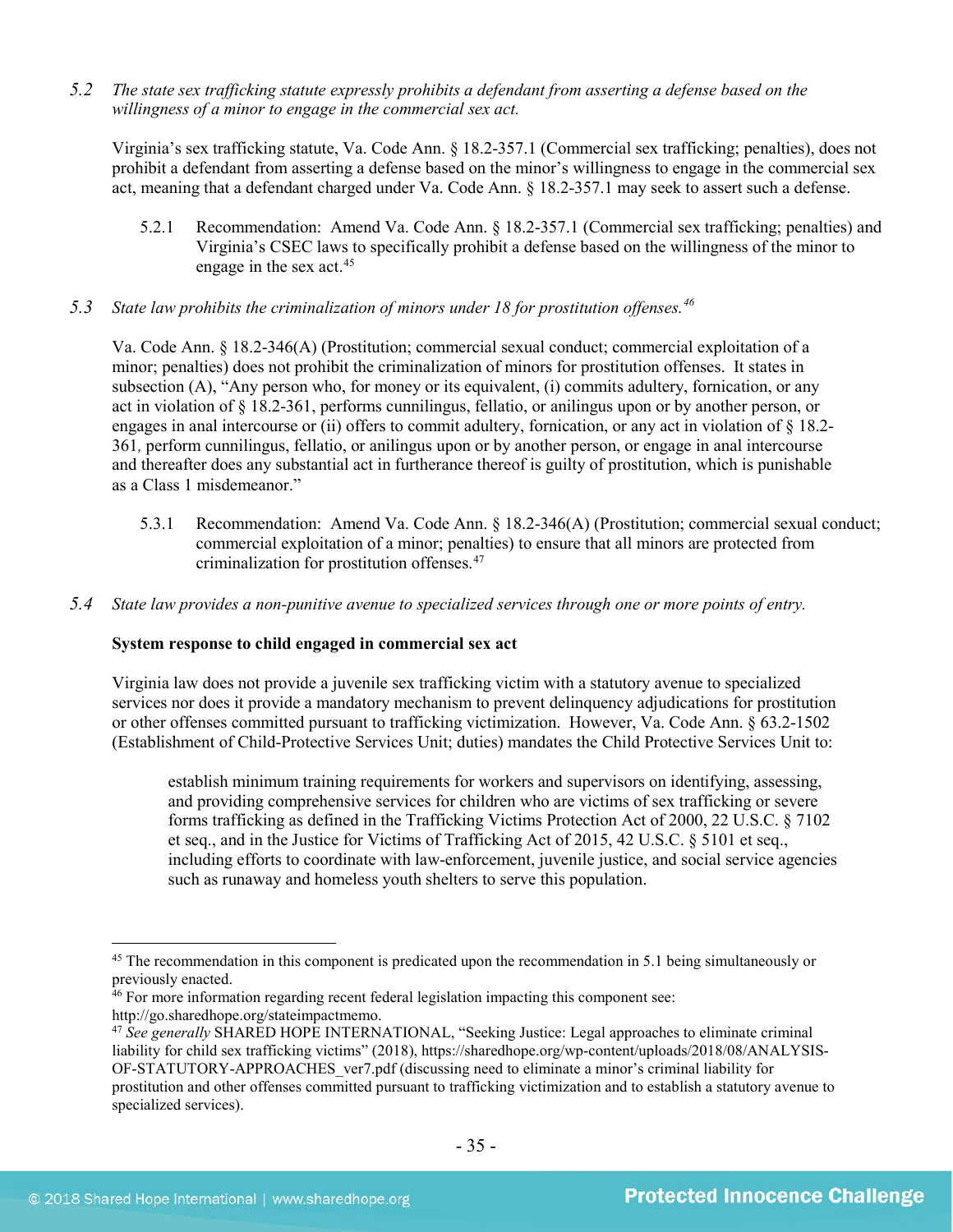*5.2 The state sex trafficking statute expressly prohibits a defendant from asserting a defense based on the willingness of a minor to engage in the commercial sex act.*

Virginia's sex trafficking statute, Va. Code Ann. § 18.2-357.1 (Commercial sex trafficking; penalties), does not prohibit a defendant from asserting a defense based on the minor's willingness to engage in the commercial sex act, meaning that a defendant charged under Va. Code Ann. § 18.2-357.1 may seek to assert such a defense.

5.2.1 Recommendation: Amend Va. Code Ann. § 18.2-357.1 (Commercial sex trafficking; penalties) and Virginia's CSEC laws to specifically prohibit a defense based on the willingness of the minor to engage in the sex act.[45]

*5.3 State law prohibits the criminalization of minors under 18 for prostitution offenses.*[46]

Va. Code Ann. § 18.2-346(A) (Prostitution; commercial sexual conduct; commercial exploitation of a minor; penalties) does not prohibit the criminalization of minors for prostitution offenses. It states in subsection (A), "Any person who, for money or its equivalent, (i) commits adultery, fornication, or any act in violation of § 18.2-361, performs cunnilingus, fellatio, or anilingus upon or by another person, or engages in anal intercourse or (ii) offers to commit adultery, fornication, or any act in violation of § 18.2-361, perform cunnilingus, fellatio, or anilingus upon or by another person, or engage in anal intercourse and thereafter does any substantial act in furtherance thereof is guilty of prostitution, which is punishable as a Class 1 misdemeanor."

5.3.1 Recommendation: Amend Va. Code Ann. § 18.2-346(A) (Prostitution; commercial sexual conduct; commercial exploitation of a minor; penalties) to ensure that all minors are protected from criminalization for prostitution offenses.[47]

*5.4 State law provides a non-punitive avenue to specialized services through one or more points of entry.*

**System response to child engaged in commercial sex act**

Virginia law does not provide a juvenile sex trafficking victim with a statutory avenue to specialized services nor does it provide a mandatory mechanism to prevent delinquency adjudications for prostitution or other offenses committed pursuant to trafficking victimization. However, Va. Code Ann. § 63.2-1502 (Establishment of Child-Protective Services Unit; duties) mandates the Child Protective Services Unit to:

> establish minimum training requirements for workers and supervisors on identifying, assessing, and providing comprehensive services for children who are victims of sex trafficking or severe forms trafficking as defined in the Trafficking Victims Protection Act of 2000, 22 U.S.C. § 7102 et seq., and in the Justice for Victims of Trafficking Act of 2015, 42 U.S.C. § 5101 et seq., including efforts to coordinate with law-enforcement, juvenile justice, and social service agencies such as runaway and homeless youth shelters to serve this population.

---

[45] The recommendation in this component is predicated upon the recommendation in 5.1 being simultaneously or previously enacted.

[46] For more information regarding recent federal legislation impacting this component see: http://go.sharedhope.org/stateimpactmemo.

[47] *See generally* SHARED HOPE INTERNATIONAL, "Seeking Justice: Legal approaches to eliminate criminal liability for child sex trafficking victims" (2018), https://sharedhope.org/wp-content/uploads/2018/08/ANALYSIS-OF-STATUTORY-APPROACHES_ver7.pdf (discussing need to eliminate a minor's criminal liability for prostitution and other offenses committed pursuant to trafficking victimization and to establish a statutory avenue to specialized services).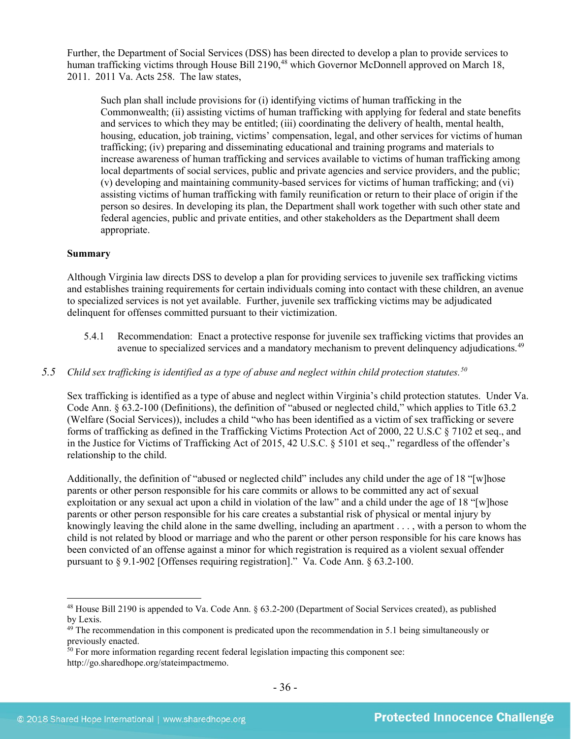Further, the Department of Social Services (DSS) has been directed to develop a plan to provide services to human trafficking victims through House Bill 2190,[48] which Governor McDonnell approved on March 18, 2011. 2011 Va. Acts 258. The law states,

> Such plan shall include provisions for (i) identifying victims of human trafficking in the Commonwealth; (ii) assisting victims of human trafficking with applying for federal and state benefits and services to which they may be entitled; (iii) coordinating the delivery of health, mental health, housing, education, job training, victims' compensation, legal, and other services for victims of human trafficking; (iv) preparing and disseminating educational and training programs and materials to increase awareness of human trafficking and services available to victims of human trafficking among local departments of social services, public and private agencies and service providers, and the public; (v) developing and maintaining community-based services for victims of human trafficking; and (vi) assisting victims of human trafficking with family reunification or return to their place of origin if the person so desires. In developing its plan, the Department shall work together with such other state and federal agencies, public and private entities, and other stakeholders as the Department shall deem appropriate.

**Summary**

Although Virginia law directs DSS to develop a plan for providing services to juvenile sex trafficking victims and establishes training requirements for certain individuals coming into contact with these children, an avenue to specialized services is not yet available. Further, juvenile sex trafficking victims may be adjudicated delinquent for offenses committed pursuant to their victimization.

5.4.1 Recommendation: Enact a protective response for juvenile sex trafficking victims that provides an avenue to specialized services and a mandatory mechanism to prevent delinquency adjudications.[49]

*5.5 Child sex trafficking is identified as a type of abuse and neglect within child protection statutes.*[50]

Sex trafficking is identified as a type of abuse and neglect within Virginia's child protection statutes. Under Va. Code Ann. § 63.2-100 (Definitions), the definition of "abused or neglected child," which applies to Title 63.2 (Welfare (Social Services)), includes a child "who has been identified as a victim of sex trafficking or severe forms of trafficking as defined in the Trafficking Victims Protection Act of 2000, 22 U.S.C § 7102 et seq., and in the Justice for Victims of Trafficking Act of 2015, 42 U.S.C. § 5101 et seq.," regardless of the offender's relationship to the child.

Additionally, the definition of "abused or neglected child" includes any child under the age of 18 "[w]hose parents or other person responsible for his care commits or allows to be committed any act of sexual exploitation or any sexual act upon a child in violation of the law" and a child under the age of 18 "[w]hose parents or other person responsible for his care creates a substantial risk of physical or mental injury by knowingly leaving the child alone in the same dwelling, including an apartment . . . , with a person to whom the child is not related by blood or marriage and who the parent or other person responsible for his care knows has been convicted of an offense against a minor for which registration is required as a violent sexual offender pursuant to § 9.1-902 [Offenses requiring registration]." Va. Code Ann. § 63.2-100.

---

[48] House Bill 2190 is appended to Va. Code Ann. § 63.2-200 (Department of Social Services created), as published by Lexis.

[49] The recommendation in this component is predicated upon the recommendation in 5.1 being simultaneously or previously enacted.

[50] For more information regarding recent federal legislation impacting this component see: http://go.sharedhope.org/stateimpactmemo.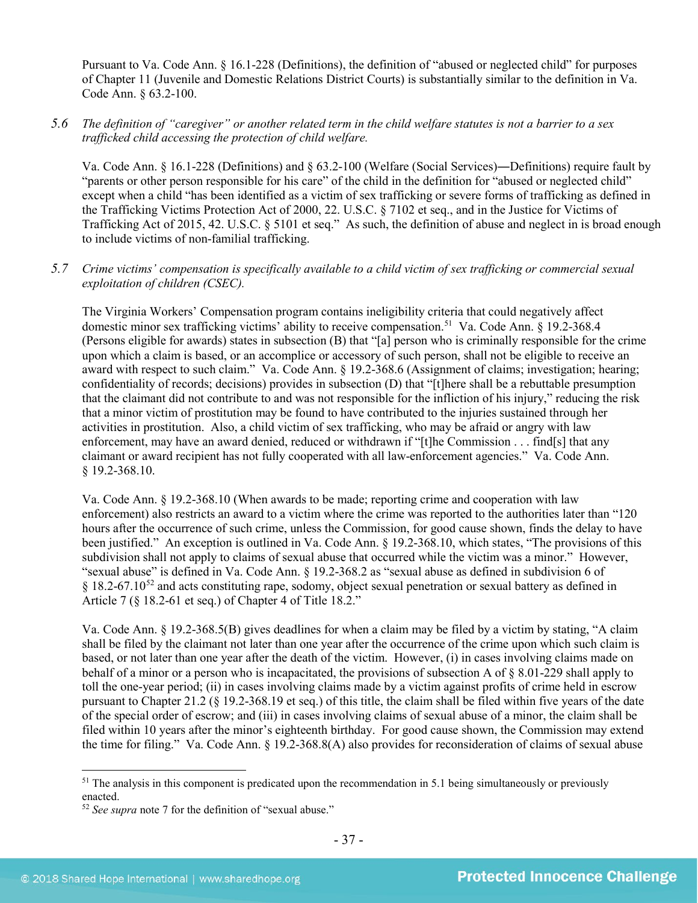Pursuant to Va. Code Ann. § 16.1-228 (Definitions), the definition of "abused or neglected child" for purposes of Chapter 11 (Juvenile and Domestic Relations District Courts) is substantially similar to the definition in Va. Code Ann. § 63.2-100.

*5.6 The definition of "caregiver" or another related term in the child welfare statutes is not a barrier to a sex trafficked child accessing the protection of child welfare.*

Va. Code Ann. § 16.1-228 (Definitions) and § 63.2-100 (Welfare (Social Services)—Definitions) require fault by "parents or other person responsible for his care" of the child in the definition for "abused or neglected child" except when a child "has been identified as a victim of sex trafficking or severe forms of trafficking as defined in the Trafficking Victims Protection Act of 2000, 22. U.S.C. § 7102 et seq., and in the Justice for Victims of Trafficking Act of 2015, 42. U.S.C. § 5101 et seq." As such, the definition of abuse and neglect in is broad enough to include victims of non-familial trafficking.

*5.7 Crime victims' compensation is specifically available to a child victim of sex trafficking or commercial sexual exploitation of children (CSEC).*

The Virginia Workers' Compensation program contains ineligibility criteria that could negatively affect domestic minor sex trafficking victims' ability to receive compensation.[51] Va. Code Ann. § 19.2-368.4 (Persons eligible for awards) states in subsection (B) that "[a] person who is criminally responsible for the crime upon which a claim is based, or an accomplice or accessory of such person, shall not be eligible to receive an award with respect to such claim." Va. Code Ann. § 19.2-368.6 (Assignment of claims; investigation; hearing; confidentiality of records; decisions) provides in subsection (D) that "[t]here shall be a rebuttable presumption that the claimant did not contribute to and was not responsible for the infliction of his injury," reducing the risk that a minor victim of prostitution may be found to have contributed to the injuries sustained through her activities in prostitution. Also, a child victim of sex trafficking, who may be afraid or angry with law enforcement, may have an award denied, reduced or withdrawn if "[t]he Commission . . . find[s] that any claimant or award recipient has not fully cooperated with all law-enforcement agencies." Va. Code Ann. § 19.2-368.10.

Va. Code Ann. § 19.2-368.10 (When awards to be made; reporting crime and cooperation with law enforcement) also restricts an award to a victim where the crime was reported to the authorities later than "120 hours after the occurrence of such crime, unless the Commission, for good cause shown, finds the delay to have been justified." An exception is outlined in Va. Code Ann. § 19.2-368.10, which states, "The provisions of this subdivision shall not apply to claims of sexual abuse that occurred while the victim was a minor." However, "sexual abuse" is defined in Va. Code Ann. § 19.2-368.2 as "sexual abuse as defined in subdivision 6 of § 18.2-67.10[52] and acts constituting rape, sodomy, object sexual penetration or sexual battery as defined in Article 7 (§ 18.2-61 et seq.) of Chapter 4 of Title 18.2."

Va. Code Ann. § 19.2-368.5(B) gives deadlines for when a claim may be filed by a victim by stating, "A claim shall be filed by the claimant not later than one year after the occurrence of the crime upon which such claim is based, or not later than one year after the death of the victim. However, (i) in cases involving claims made on behalf of a minor or a person who is incapacitated, the provisions of subsection A of § 8.01-229 shall apply to toll the one-year period; (ii) in cases involving claims made by a victim against profits of crime held in escrow pursuant to Chapter 21.2 (§ 19.2-368.19 et seq.) of this title, the claim shall be filed within five years of the date of the special order of escrow; and (iii) in cases involving claims of sexual abuse of a minor, the claim shall be filed within 10 years after the minor's eighteenth birthday. For good cause shown, the Commission may extend the time for filing." Va. Code Ann. § 19.2-368.8(A) also provides for reconsideration of claims of sexual abuse

---

[51] The analysis in this component is predicated upon the recommendation in 5.1 being simultaneously or previously enacted.

[52] *See supra* note 7 for the definition of "sexual abuse."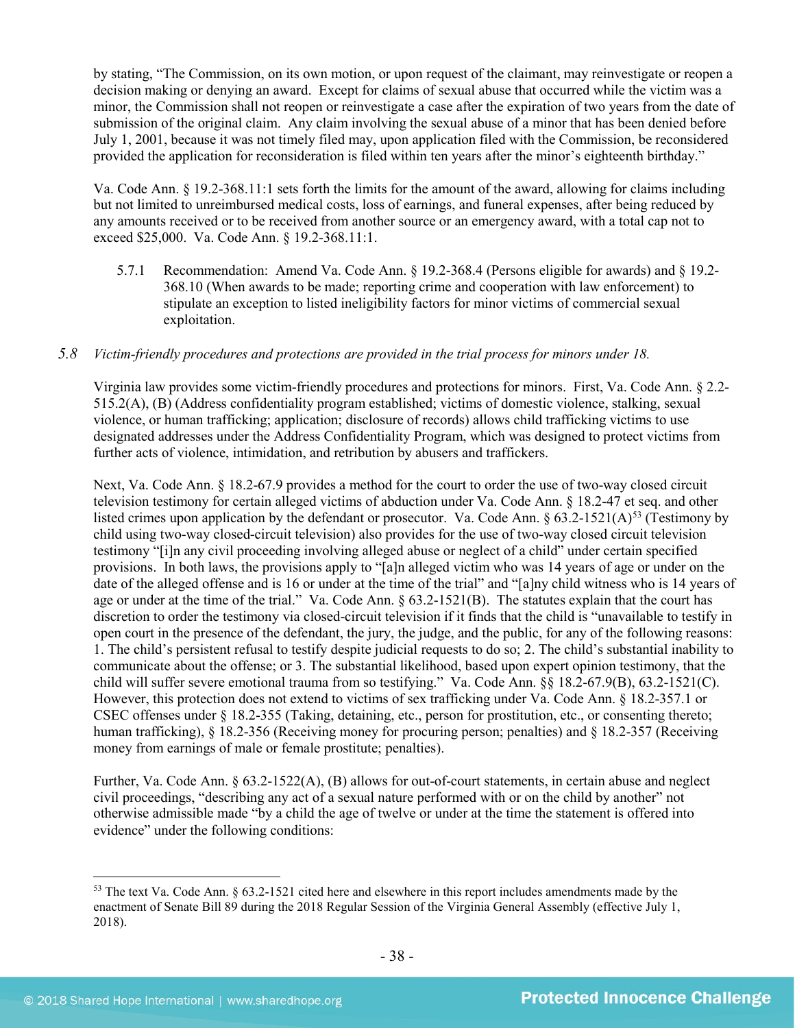by stating, "The Commission, on its own motion, or upon request of the claimant, may reinvestigate or reopen a decision making or denying an award. Except for claims of sexual abuse that occurred while the victim was a minor, the Commission shall not reopen or reinvestigate a case after the expiration of two years from the date of submission of the original claim. Any claim involving the sexual abuse of a minor that has been denied before July 1, 2001, because it was not timely filed may, upon application filed with the Commission, be reconsidered provided the application for reconsideration is filed within ten years after the minor's eighteenth birthday."

Va. Code Ann. § 19.2-368.11:1 sets forth the limits for the amount of the award, allowing for claims including but not limited to unreimbursed medical costs, loss of earnings, and funeral expenses, after being reduced by any amounts received or to be received from another source or an emergency award, with a total cap not to exceed $25,000. Va. Code Ann. § 19.2-368.11:1.

> 5.7.1 Recommendation: Amend Va. Code Ann. § 19.2-368.4 (Persons eligible for awards) and § 19.2-368.10 (When awards to be made; reporting crime and cooperation with law enforcement) to stipulate an exception to listed ineligibility factors for minor victims of commercial sexual exploitation.

*5.8 Victim-friendly procedures and protections are provided in the trial process for minors under 18.*

Virginia law provides some victim-friendly procedures and protections for minors. First, Va. Code Ann. § 2.2-515.2(A), (B) (Address confidentiality program established; victims of domestic violence, stalking, sexual violence, or human trafficking; application; disclosure of records) allows child trafficking victims to use designated addresses under the Address Confidentiality Program, which was designed to protect victims from further acts of violence, intimidation, and retribution by abusers and traffickers.

Next, Va. Code Ann. § 18.2-67.9 provides a method for the court to order the use of two-way closed circuit television testimony for certain alleged victims of abduction under Va. Code Ann. § 18.2-47 et seq. and other listed crimes upon application by the defendant or prosecutor. Va. Code Ann. § 63.2-1521(A)[53] (Testimony by child using two-way closed-circuit television) also provides for the use of two-way closed circuit television testimony "[i]n any civil proceeding involving alleged abuse or neglect of a child" under certain specified provisions. In both laws, the provisions apply to "[a]n alleged victim who was 14 years of age or under on the date of the alleged offense and is 16 or under at the time of the trial" and "[a]ny child witness who is 14 years of age or under at the time of the trial." Va. Code Ann. § 63.2-1521(B). The statutes explain that the court has discretion to order the testimony via closed-circuit television if it finds that the child is "unavailable to testify in open court in the presence of the defendant, the jury, the judge, and the public, for any of the following reasons: 1. The child's persistent refusal to testify despite judicial requests to do so; 2. The child's substantial inability to communicate about the offense; or 3. The substantial likelihood, based upon expert opinion testimony, that the child will suffer severe emotional trauma from so testifying." Va. Code Ann. §§ 18.2-67.9(B), 63.2-1521(C). However, this protection does not extend to victims of sex trafficking under Va. Code Ann. § 18.2-357.1 or CSEC offenses under § 18.2-355 (Taking, detaining, etc., person for prostitution, etc., or consenting thereto; human trafficking), § 18.2-356 (Receiving money for procuring person; penalties) and § 18.2-357 (Receiving money from earnings of male or female prostitute; penalties).

Further, Va. Code Ann. § 63.2-1522(A), (B) allows for out-of-court statements, in certain abuse and neglect civil proceedings, "describing any act of a sexual nature performed with or on the child by another" not otherwise admissible made "by a child the age of twelve or under at the time the statement is offered into evidence" under the following conditions:

---

[53] The text Va. Code Ann. § 63.2-1521 cited here and elsewhere in this report includes amendments made by the enactment of Senate Bill 89 during the 2018 Regular Session of the Virginia General Assembly (effective July 1, 2018).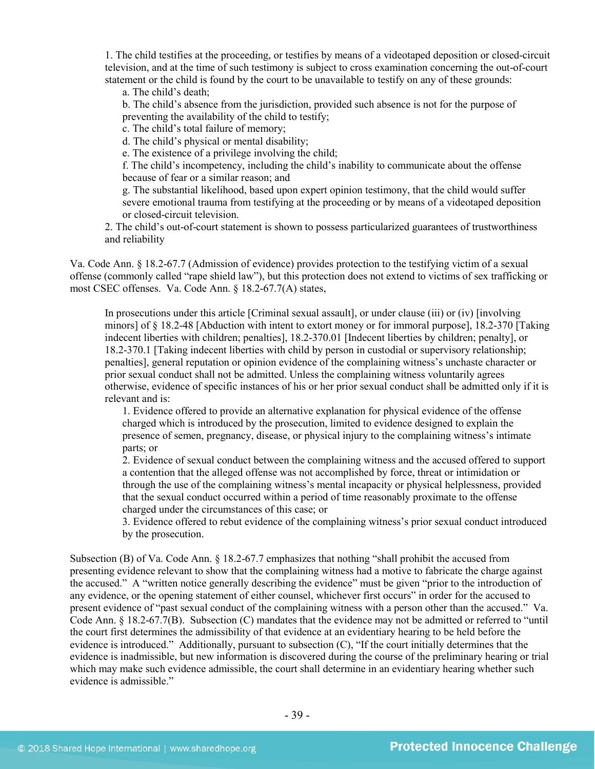1. The child testifies at the proceeding, or testifies by means of a videotaped deposition or closed-circuit television, and at the time of such testimony is subject to cross examination concerning the out-of-court statement or the child is found by the court to be unavailable to testify on any of these grounds:
   a. The child's death;
   b. The child's absence from the jurisdiction, provided such absence is not for the purpose of preventing the availability of the child to testify;
   c. The child's total failure of memory;
   d. The child's physical or mental disability;
   e. The existence of a privilege involving the child;
   f. The child's incompetency, including the child's inability to communicate about the offense because of fear or a similar reason; and
   g. The substantial likelihood, based upon expert opinion testimony, that the child would suffer severe emotional trauma from testifying at the proceeding or by means of a videotaped deposition or closed-circuit television.
2. The child's out-of-court statement is shown to possess particularized guarantees of trustworthiness and reliability

Va. Code Ann. § 18.2-67.7 (Admission of evidence) provides protection to the testifying victim of a sexual offense (commonly called "rape shield law"), but this protection does not extend to victims of sex trafficking or most CSEC offenses. Va. Code Ann. § 18.2-67.7(A) states,

> In prosecutions under this article [Criminal sexual assault], or under clause (iii) or (iv) [involving minors] of § 18.2-48 [Abduction with intent to extort money or for immoral purpose], 18.2-370 [Taking indecent liberties with children; penalties], 18.2-370.01 [Indecent liberties by children; penalty], or 18.2-370.1 [Taking indecent liberties with child by person in custodial or supervisory relationship; penalties], general reputation or opinion evidence of the complaining witness's unchaste character or prior sexual conduct shall not be admitted. Unless the complaining witness voluntarily agrees otherwise, evidence of specific instances of his or her prior sexual conduct shall be admitted only if it is relevant and is:
>
> 1. Evidence offered to provide an alternative explanation for physical evidence of the offense charged which is introduced by the prosecution, limited to evidence designed to explain the presence of semen, pregnancy, disease, or physical injury to the complaining witness's intimate parts; or
> 2. Evidence of sexual conduct between the complaining witness and the accused offered to support a contention that the alleged offense was not accomplished by force, threat or intimidation or through the use of the complaining witness's mental incapacity or physical helplessness, provided that the sexual conduct occurred within a period of time reasonably proximate to the offense charged under the circumstances of this case; or
> 3. Evidence offered to rebut evidence of the complaining witness's prior sexual conduct introduced by the prosecution.

Subsection (B) of Va. Code Ann. § 18.2-67.7 emphasizes that nothing "shall prohibit the accused from presenting evidence relevant to show that the complaining witness had a motive to fabricate the charge against the accused." A "written notice generally describing the evidence" must be given "prior to the introduction of any evidence, or the opening statement of either counsel, whichever first occurs" in order for the accused to present evidence of "past sexual conduct of the complaining witness with a person other than the accused." Va. Code Ann. § 18.2-67.7(B). Subsection (C) mandates that the evidence may not be admitted or referred to "until the court first determines the admissibility of that evidence at an evidentiary hearing to be held before the evidence is introduced." Additionally, pursuant to subsection (C), "If the court initially determines that the evidence is inadmissible, but new information is discovered during the course of the preliminary hearing or trial which may make such evidence admissible, the court shall determine in an evidentiary hearing whether such evidence is admissible."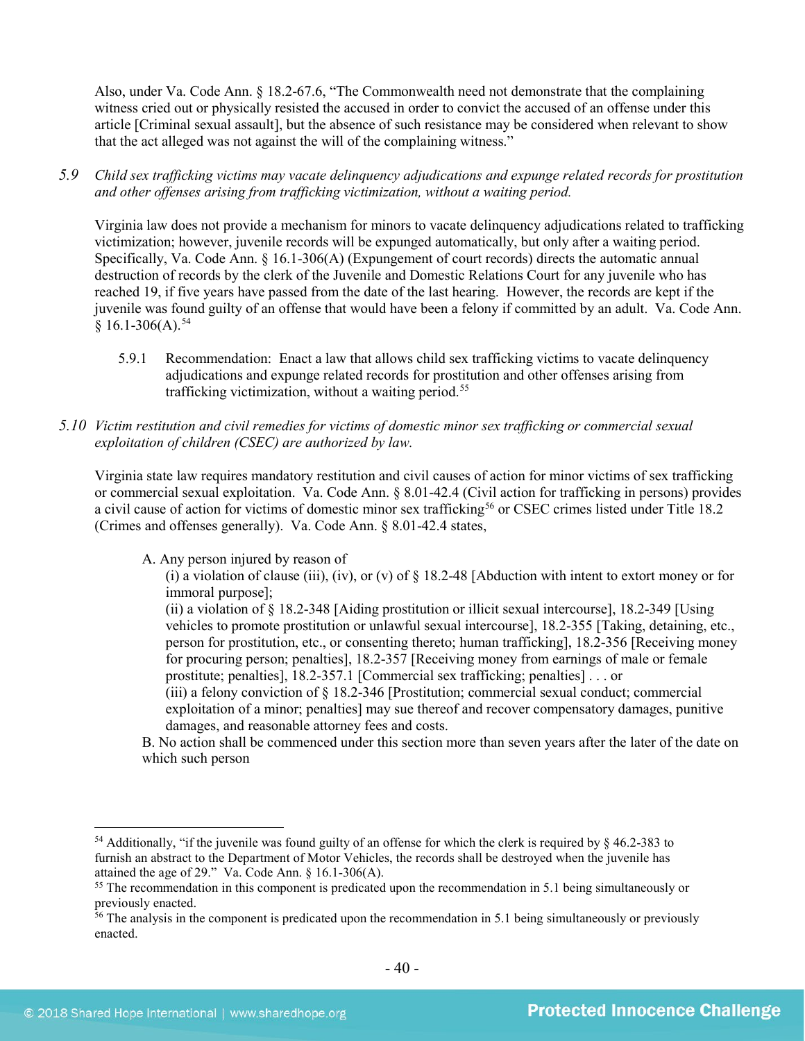Also, under Va. Code Ann. § 18.2-67.6, "The Commonwealth need not demonstrate that the complaining witness cried out or physically resisted the accused in order to convict the accused of an offense under this article [Criminal sexual assault], but the absence of such resistance may be considered when relevant to show that the act alleged was not against the will of the complaining witness."

*5.9 Child sex trafficking victims may vacate delinquency adjudications and expunge related records for prostitution and other offenses arising from trafficking victimization, without a waiting period.*

Virginia law does not provide a mechanism for minors to vacate delinquency adjudications related to trafficking victimization; however, juvenile records will be expunged automatically, but only after a waiting period. Specifically, Va. Code Ann. § 16.1-306(A) (Expungement of court records) directs the automatic annual destruction of records by the clerk of the Juvenile and Domestic Relations Court for any juvenile who has reached 19, if five years have passed from the date of the last hearing. However, the records are kept if the juvenile was found guilty of an offense that would have been a felony if committed by an adult. Va. Code Ann. § 16.1-306(A).[54]

5.9.1 Recommendation: Enact a law that allows child sex trafficking victims to vacate delinquency adjudications and expunge related records for prostitution and other offenses arising from trafficking victimization, without a waiting period.[55]

*5.10 Victim restitution and civil remedies for victims of domestic minor sex trafficking or commercial sexual exploitation of children (CSEC) are authorized by law.*

Virginia state law requires mandatory restitution and civil causes of action for minor victims of sex trafficking or commercial sexual exploitation. Va. Code Ann. § 8.01-42.4 (Civil action for trafficking in persons) provides a civil cause of action for victims of domestic minor sex trafficking[56] or CSEC crimes listed under Title 18.2 (Crimes and offenses generally). Va. Code Ann. § 8.01-42.4 states,

> A. Any person injured by reason of
> (i) a violation of clause (iii), (iv), or (v) of § 18.2-48 [Abduction with intent to extort money or for immoral purpose];
> (ii) a violation of § 18.2-348 [Aiding prostitution or illicit sexual intercourse], 18.2-349 [Using vehicles to promote prostitution or unlawful sexual intercourse], 18.2-355 [Taking, detaining, etc., person for prostitution, etc., or consenting thereto; human trafficking], 18.2-356 [Receiving money for procuring person; penalties], 18.2-357 [Receiving money from earnings of male or female prostitute; penalties], 18.2-357.1 [Commercial sex trafficking; penalties] . . . or
> (iii) a felony conviction of § 18.2-346 [Prostitution; commercial sexual conduct; commercial exploitation of a minor; penalties] may sue thereof and recover compensatory damages, punitive damages, and reasonable attorney fees and costs.
> B. No action shall be commenced under this section more than seven years after the later of the date on which such person

---

[54] Additionally, "if the juvenile was found guilty of an offense for which the clerk is required by § 46.2-383 to furnish an abstract to the Department of Motor Vehicles, the records shall be destroyed when the juvenile has attained the age of 29." Va. Code Ann. § 16.1-306(A).

[55] The recommendation in this component is predicated upon the recommendation in 5.1 being simultaneously or previously enacted.

[56] The analysis in the component is predicated upon the recommendation in 5.1 being simultaneously or previously enacted.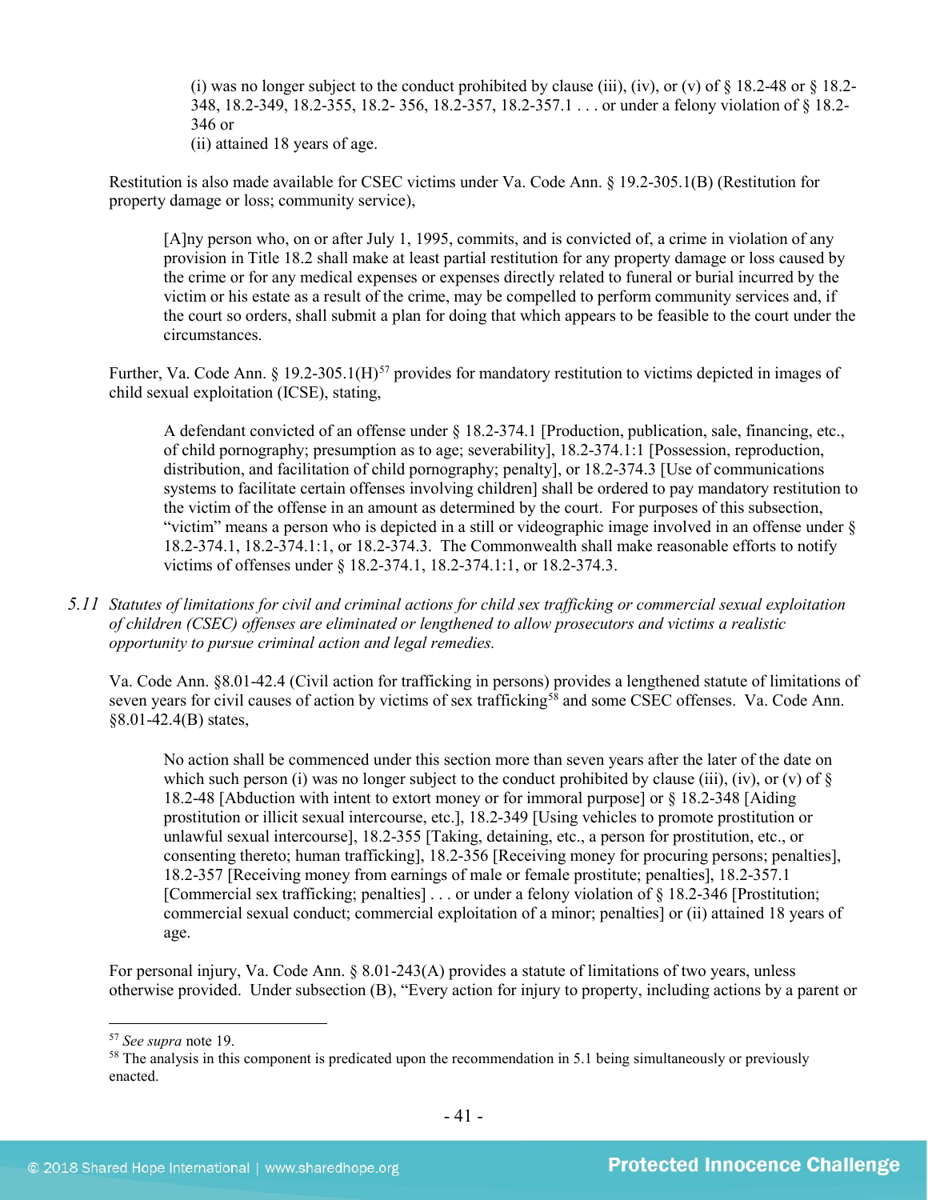> (i) was no longer subject to the conduct prohibited by clause (iii), (iv), or (v) of § 18.2-48 or § 18.2-348, 18.2-349, 18.2-355, 18.2- 356, 18.2-357, 18.2-357.1 . . . or under a felony violation of § 18.2-346 or
> (ii) attained 18 years of age.

Restitution is also made available for CSEC victims under Va. Code Ann. § 19.2-305.1(B) (Restitution for property damage or loss; community service),

> [A]ny person who, on or after July 1, 1995, commits, and is convicted of, a crime in violation of any provision in Title 18.2 shall make at least partial restitution for any property damage or loss caused by the crime or for any medical expenses or expenses directly related to funeral or burial incurred by the victim or his estate as a result of the crime, may be compelled to perform community services and, if the court so orders, shall submit a plan for doing that which appears to be feasible to the court under the circumstances.

Further, Va. Code Ann. § 19.2-305.1(H)[57] provides for mandatory restitution to victims depicted in images of child sexual exploitation (ICSE), stating,

> A defendant convicted of an offense under § 18.2-374.1 [Production, publication, sale, financing, etc., of child pornography; presumption as to age; severability], 18.2-374.1:1 [Possession, reproduction, distribution, and facilitation of child pornography; penalty], or 18.2-374.3 [Use of communications systems to facilitate certain offenses involving children] shall be ordered to pay mandatory restitution to the victim of the offense in an amount as determined by the court. For purposes of this subsection, "victim" means a person who is depicted in a still or videographic image involved in an offense under § 18.2-374.1, 18.2-374.1:1, or 18.2-374.3. The Commonwealth shall make reasonable efforts to notify victims of offenses under § 18.2-374.1, 18.2-374.1:1, or 18.2-374.3.

*5.11 Statutes of limitations for civil and criminal actions for child sex trafficking or commercial sexual exploitation of children (CSEC) offenses are eliminated or lengthened to allow prosecutors and victims a realistic opportunity to pursue criminal action and legal remedies.*

Va. Code Ann. §8.01-42.4 (Civil action for trafficking in persons) provides a lengthened statute of limitations of seven years for civil causes of action by victims of sex trafficking[58] and some CSEC offenses. Va. Code Ann. §8.01-42.4(B) states,

> No action shall be commenced under this section more than seven years after the later of the date on which such person (i) was no longer subject to the conduct prohibited by clause (iii), (iv), or (v) of § 18.2-48 [Abduction with intent to extort money or for immoral purpose] or § 18.2-348 [Aiding prostitution or illicit sexual intercourse, etc.], 18.2-349 [Using vehicles to promote prostitution or unlawful sexual intercourse], 18.2-355 [Taking, detaining, etc., a person for prostitution, etc., or consenting thereto; human trafficking], 18.2-356 [Receiving money for procuring persons; penalties], 18.2-357 [Receiving money from earnings of male or female prostitute; penalties], 18.2-357.1 [Commercial sex trafficking; penalties] . . . or under a felony violation of § 18.2-346 [Prostitution; commercial sexual conduct; commercial exploitation of a minor; penalties] or (ii) attained 18 years of age.

For personal injury, Va. Code Ann. § 8.01-243(A) provides a statute of limitations of two years, unless otherwise provided. Under subsection (B), "Every action for injury to property, including actions by a parent or

---

[57] *See supra* note 19.

[58] The analysis in this component is predicated upon the recommendation in 5.1 being simultaneously or previously enacted.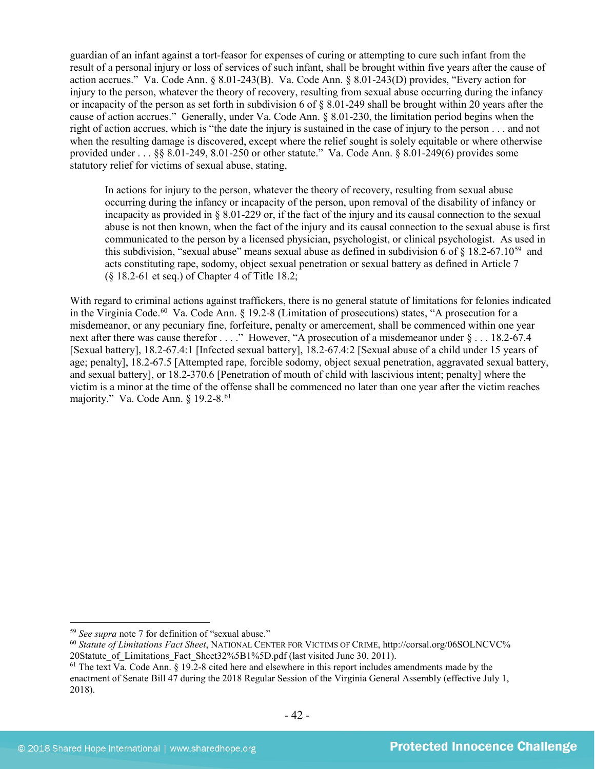guardian of an infant against a tort-feasor for expenses of curing or attempting to cure such infant from the result of a personal injury or loss of services of such infant, shall be brought within five years after the cause of action accrues." Va. Code Ann. § 8.01-243(B). Va. Code Ann. § 8.01-243(D) provides, "Every action for injury to the person, whatever the theory of recovery, resulting from sexual abuse occurring during the infancy or incapacity of the person as set forth in subdivision 6 of § 8.01-249 shall be brought within 20 years after the cause of action accrues." Generally, under Va. Code Ann. § 8.01-230, the limitation period begins when the right of action accrues, which is "the date the injury is sustained in the case of injury to the person . . . and not when the resulting damage is discovered, except where the relief sought is solely equitable or where otherwise provided under . . . §§ 8.01-249, 8.01-250 or other statute." Va. Code Ann. § 8.01-249(6) provides some statutory relief for victims of sexual abuse, stating,

> In actions for injury to the person, whatever the theory of recovery, resulting from sexual abuse occurring during the infancy or incapacity of the person, upon removal of the disability of infancy or incapacity as provided in § 8.01-229 or, if the fact of the injury and its causal connection to the sexual abuse is not then known, when the fact of the injury and its causal connection to the sexual abuse is first communicated to the person by a licensed physician, psychologist, or clinical psychologist. As used in this subdivision, "sexual abuse" means sexual abuse as defined in subdivision 6 of § 18.2-67.10[59] and acts constituting rape, sodomy, object sexual penetration or sexual battery as defined in Article 7 (§ 18.2-61 et seq.) of Chapter 4 of Title 18.2;

With regard to criminal actions against traffickers, there is no general statute of limitations for felonies indicated in the Virginia Code.[60] Va. Code Ann. § 19.2-8 (Limitation of prosecutions) states, "A prosecution for a misdemeanor, or any pecuniary fine, forfeiture, penalty or amercement, shall be commenced within one year next after there was cause therefor . . . ." However, "A prosecution of a misdemeanor under § . . . 18.2-67.4 [Sexual battery], 18.2-67.4:1 [Infected sexual battery], 18.2-67.4:2 [Sexual abuse of a child under 15 years of age; penalty], 18.2-67.5 [Attempted rape, forcible sodomy, object sexual penetration, aggravated sexual battery, and sexual battery], or 18.2-370.6 [Penetration of mouth of child with lascivious intent; penalty] where the victim is a minor at the time of the offense shall be commenced no later than one year after the victim reaches majority." Va. Code Ann. § 19.2-8.[61]

---

[59] *See supra* note 7 for definition of "sexual abuse."

[60] *Statute of Limitations Fact Sheet*, NATIONAL CENTER FOR VICTIMS OF CRIME, http://corsal.org/06SOLNCVC%20Statute_of_Limitations_Fact_Sheet32%5B1%5D.pdf (last visited June 30, 2011).

[61] The text Va. Code Ann. § 19.2-8 cited here and elsewhere in this report includes amendments made by the enactment of Senate Bill 47 during the 2018 Regular Session of the Virginia General Assembly (effective July 1, 2018).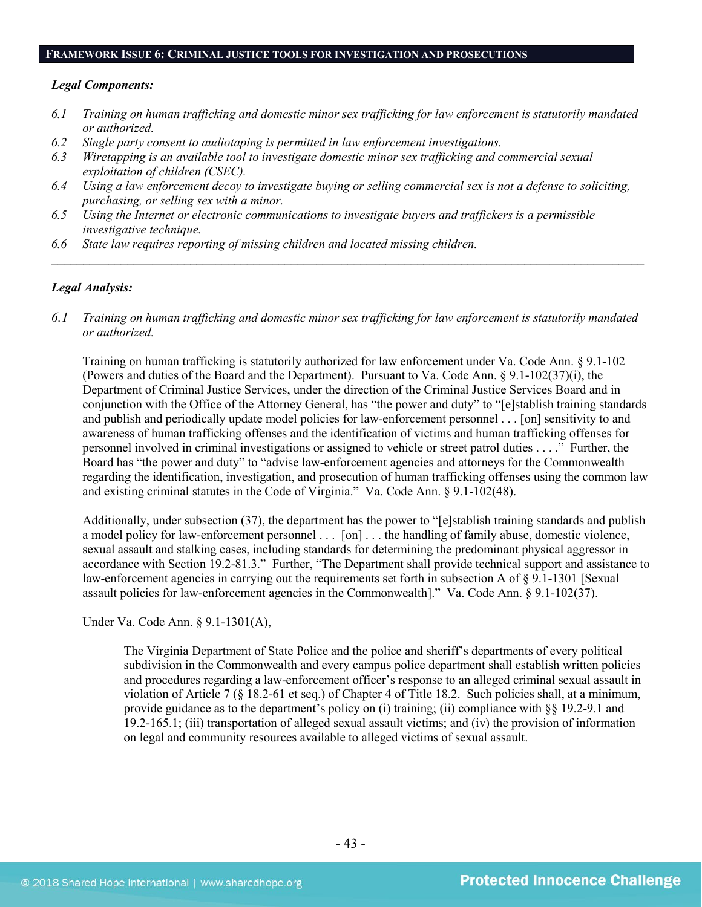## FRAMEWORK ISSUE 6: CRIMINAL JUSTICE TOOLS FOR INVESTIGATION AND PROSECUTIONS

***Legal Components:***

*6.1 Training on human trafficking and domestic minor sex trafficking for law enforcement is statutorily mandated or authorized.*

*6.2 Single party consent to audiotaping is permitted in law enforcement investigations.*

*6.3 Wiretapping is an available tool to investigate domestic minor sex trafficking and commercial sexual exploitation of children (CSEC).*

*6.4 Using a law enforcement decoy to investigate buying or selling commercial sex is not a defense to soliciting, purchasing, or selling sex with a minor.*

*6.5 Using the Internet or electronic communications to investigate buyers and traffickers is a permissible investigative technique.*

*6.6 State law requires reporting of missing children and located missing children.*

---

***Legal Analysis:***

*6.1 Training on human trafficking and domestic minor sex trafficking for law enforcement is statutorily mandated or authorized.*

Training on human trafficking is statutorily authorized for law enforcement under Va. Code Ann. § 9.1-102 (Powers and duties of the Board and the Department). Pursuant to Va. Code Ann. § 9.1-102(37)(i), the Department of Criminal Justice Services, under the direction of the Criminal Justice Services Board and in conjunction with the Office of the Attorney General, has "the power and duty" to "[e]stablish training standards and publish and periodically update model policies for law-enforcement personnel . . . [on] sensitivity to and awareness of human trafficking offenses and the identification of victims and human trafficking offenses for personnel involved in criminal investigations or assigned to vehicle or street patrol duties . . . ." Further, the Board has "the power and duty" to "advise law-enforcement agencies and attorneys for the Commonwealth regarding the identification, investigation, and prosecution of human trafficking offenses using the common law and existing criminal statutes in the Code of Virginia." Va. Code Ann. § 9.1-102(48).

Additionally, under subsection (37), the department has the power to "[e]stablish training standards and publish a model policy for law-enforcement personnel . . . [on] . . . the handling of family abuse, domestic violence, sexual assault and stalking cases, including standards for determining the predominant physical aggressor in accordance with Section 19.2-81.3." Further, "The Department shall provide technical support and assistance to law-enforcement agencies in carrying out the requirements set forth in subsection A of § 9.1-1301 [Sexual assault policies for law-enforcement agencies in the Commonwealth]." Va. Code Ann. § 9.1-102(37).

Under Va. Code Ann. § 9.1-1301(A),

> The Virginia Department of State Police and the police and sheriff's departments of every political subdivision in the Commonwealth and every campus police department shall establish written policies and procedures regarding a law-enforcement officer's response to an alleged criminal sexual assault in violation of Article 7 (§ 18.2-61 et seq.) of Chapter 4 of Title 18.2. Such policies shall, at a minimum, provide guidance as to the department's policy on (i) training; (ii) compliance with §§ 19.2-9.1 and 19.2-165.1; (iii) transportation of alleged sexual assault victims; and (iv) the provision of information on legal and community resources available to alleged victims of sexual assault.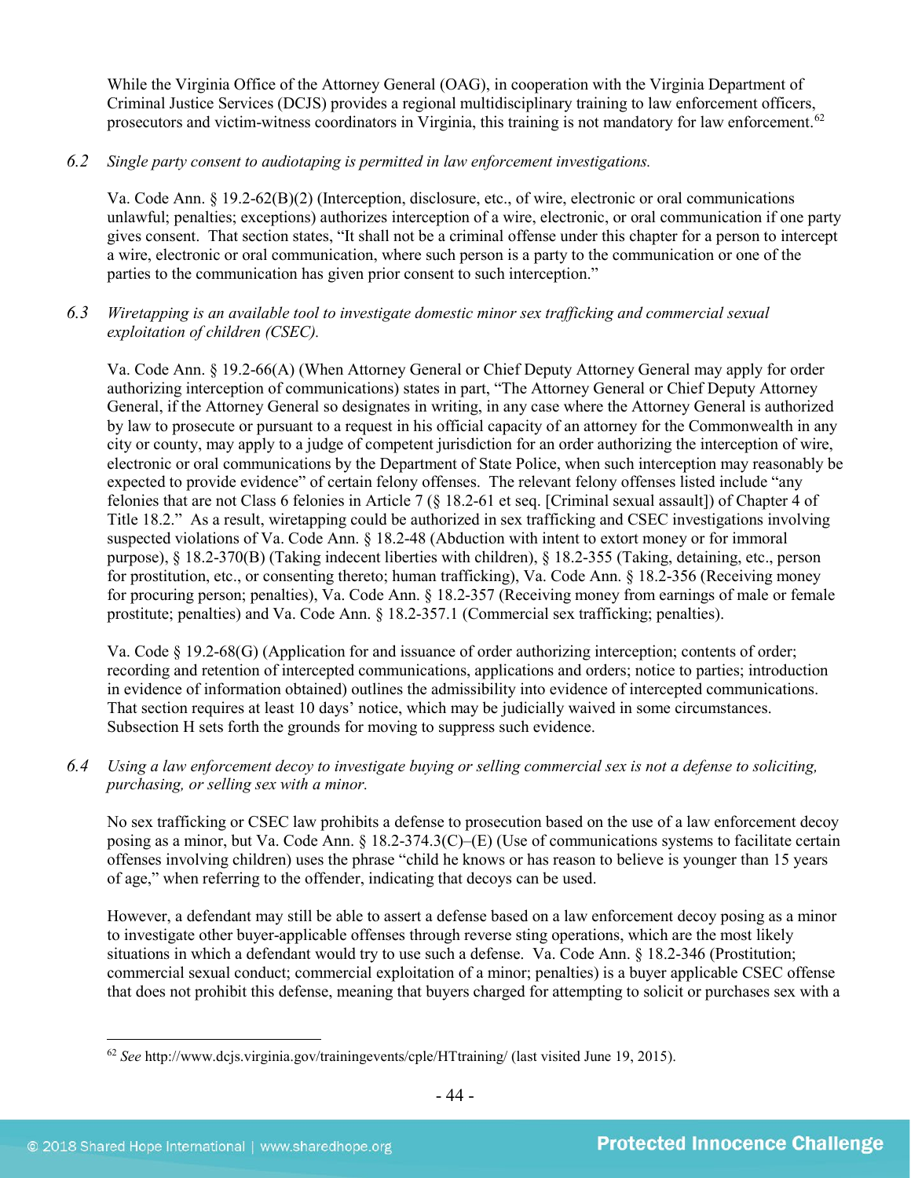While the Virginia Office of the Attorney General (OAG), in cooperation with the Virginia Department of Criminal Justice Services (DCJS) provides a regional multidisciplinary training to law enforcement officers, prosecutors and victim-witness coordinators in Virginia, this training is not mandatory for law enforcement.[62]

*6.2 Single party consent to audiotaping is permitted in law enforcement investigations.*

Va. Code Ann. § 19.2-62(B)(2) (Interception, disclosure, etc., of wire, electronic or oral communications unlawful; penalties; exceptions) authorizes interception of a wire, electronic, or oral communication if one party gives consent. That section states, "It shall not be a criminal offense under this chapter for a person to intercept a wire, electronic or oral communication, where such person is a party to the communication or one of the parties to the communication has given prior consent to such interception."

*6.3 Wiretapping is an available tool to investigate domestic minor sex trafficking and commercial sexual exploitation of children (CSEC).*

Va. Code Ann. § 19.2-66(A) (When Attorney General or Chief Deputy Attorney General may apply for order authorizing interception of communications) states in part, "The Attorney General or Chief Deputy Attorney General, if the Attorney General so designates in writing, in any case where the Attorney General is authorized by law to prosecute or pursuant to a request in his official capacity of an attorney for the Commonwealth in any city or county, may apply to a judge of competent jurisdiction for an order authorizing the interception of wire, electronic or oral communications by the Department of State Police, when such interception may reasonably be expected to provide evidence" of certain felony offenses. The relevant felony offenses listed include "any felonies that are not Class 6 felonies in Article 7 (§ 18.2-61 et seq. [Criminal sexual assault]) of Chapter 4 of Title 18.2." As a result, wiretapping could be authorized in sex trafficking and CSEC investigations involving suspected violations of Va. Code Ann. § 18.2-48 (Abduction with intent to extort money or for immoral purpose), § 18.2-370(B) (Taking indecent liberties with children), § 18.2-355 (Taking, detaining, etc., person for prostitution, etc., or consenting thereto; human trafficking), Va. Code Ann. § 18.2-356 (Receiving money for procuring person; penalties), Va. Code Ann. § 18.2-357 (Receiving money from earnings of male or female prostitute; penalties) and Va. Code Ann. § 18.2-357.1 (Commercial sex trafficking; penalties).

Va. Code § 19.2-68(G) (Application for and issuance of order authorizing interception; contents of order; recording and retention of intercepted communications, applications and orders; notice to parties; introduction in evidence of information obtained) outlines the admissibility into evidence of intercepted communications. That section requires at least 10 days' notice, which may be judicially waived in some circumstances. Subsection H sets forth the grounds for moving to suppress such evidence.

*6.4 Using a law enforcement decoy to investigate buying or selling commercial sex is not a defense to soliciting, purchasing, or selling sex with a minor.*

No sex trafficking or CSEC law prohibits a defense to prosecution based on the use of a law enforcement decoy posing as a minor, but Va. Code Ann. § 18.2-374.3(C)–(E) (Use of communications systems to facilitate certain offenses involving children) uses the phrase "child he knows or has reason to believe is younger than 15 years of age," when referring to the offender, indicating that decoys can be used.

However, a defendant may still be able to assert a defense based on a law enforcement decoy posing as a minor to investigate other buyer-applicable offenses through reverse sting operations, which are the most likely situations in which a defendant would try to use such a defense. Va. Code Ann. § 18.2-346 (Prostitution; commercial sexual conduct; commercial exploitation of a minor; penalties) is a buyer applicable CSEC offense that does not prohibit this defense, meaning that buyers charged for attempting to solicit or purchases sex with a

[62] *See* http://www.dcjs.virginia.gov/trainingevents/cple/HTtraining/ (last visited June 19, 2015).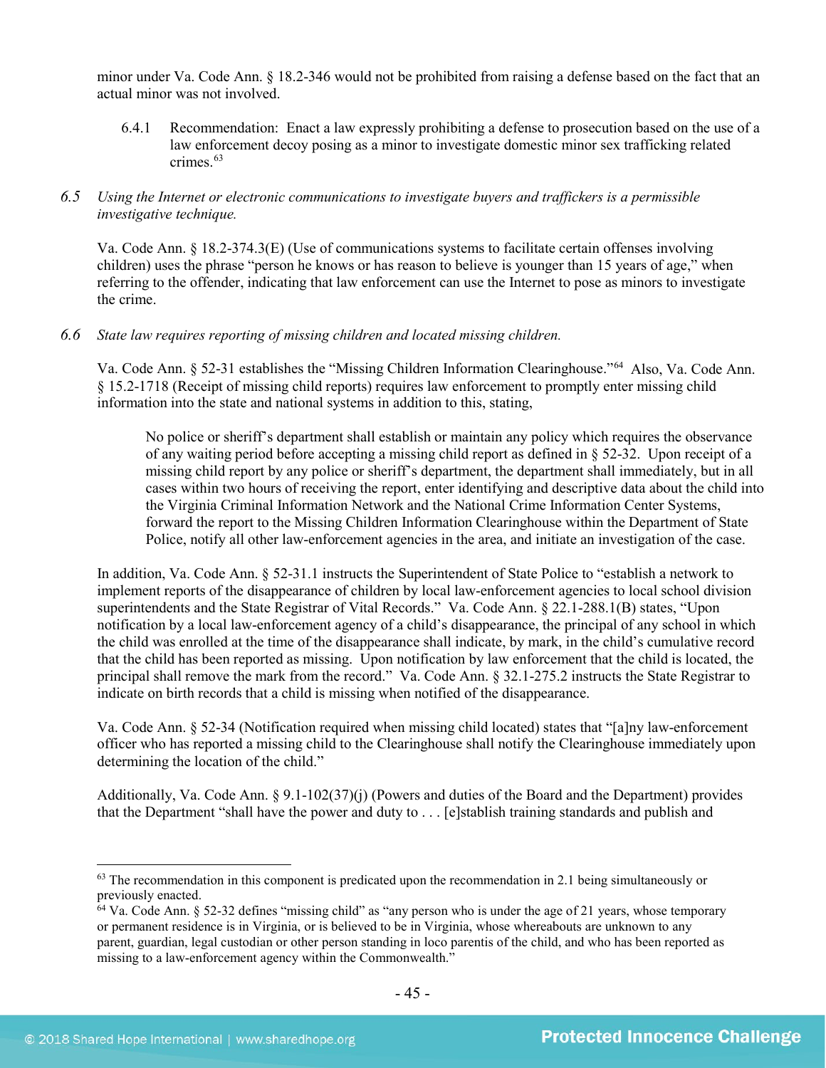minor under Va. Code Ann. § 18.2-346 would not be prohibited from raising a defense based on the fact that an actual minor was not involved.

6.4.1 Recommendation: Enact a law expressly prohibiting a defense to prosecution based on the use of a law enforcement decoy posing as a minor to investigate domestic minor sex trafficking related crimes.[63]

*6.5 Using the Internet or electronic communications to investigate buyers and traffickers is a permissible investigative technique.*

Va. Code Ann. § 18.2-374.3(E) (Use of communications systems to facilitate certain offenses involving children) uses the phrase "person he knows or has reason to believe is younger than 15 years of age," when referring to the offender, indicating that law enforcement can use the Internet to pose as minors to investigate the crime.

*6.6 State law requires reporting of missing children and located missing children.*

Va. Code Ann. § 52-31 establishes the "Missing Children Information Clearinghouse."[64] Also, Va. Code Ann. § 15.2-1718 (Receipt of missing child reports) requires law enforcement to promptly enter missing child information into the state and national systems in addition to this, stating,

> No police or sheriff's department shall establish or maintain any policy which requires the observance of any waiting period before accepting a missing child report as defined in § 52-32. Upon receipt of a missing child report by any police or sheriff's department, the department shall immediately, but in all cases within two hours of receiving the report, enter identifying and descriptive data about the child into the Virginia Criminal Information Network and the National Crime Information Center Systems, forward the report to the Missing Children Information Clearinghouse within the Department of State Police, notify all other law-enforcement agencies in the area, and initiate an investigation of the case.

In addition, Va. Code Ann. § 52-31.1 instructs the Superintendent of State Police to "establish a network to implement reports of the disappearance of children by local law-enforcement agencies to local school division superintendents and the State Registrar of Vital Records." Va. Code Ann. § 22.1-288.1(B) states, "Upon notification by a local law-enforcement agency of a child's disappearance, the principal of any school in which the child was enrolled at the time of the disappearance shall indicate, by mark, in the child's cumulative record that the child has been reported as missing. Upon notification by law enforcement that the child is located, the principal shall remove the mark from the record." Va. Code Ann. § 32.1-275.2 instructs the State Registrar to indicate on birth records that a child is missing when notified of the disappearance.

Va. Code Ann. § 52-34 (Notification required when missing child located) states that "[a]ny law-enforcement officer who has reported a missing child to the Clearinghouse shall notify the Clearinghouse immediately upon determining the location of the child."

Additionally, Va. Code Ann. § 9.1-102(37)(j) (Powers and duties of the Board and the Department) provides that the Department "shall have the power and duty to . . . [e]stablish training standards and publish and

---

[63] The recommendation in this component is predicated upon the recommendation in 2.1 being simultaneously or previously enacted.

[64] Va. Code Ann. § 52-32 defines "missing child" as "any person who is under the age of 21 years, whose temporary or permanent residence is in Virginia, or is believed to be in Virginia, whose whereabouts are unknown to any parent, guardian, legal custodian or other person standing in loco parentis of the child, and who has been reported as missing to a law-enforcement agency within the Commonwealth."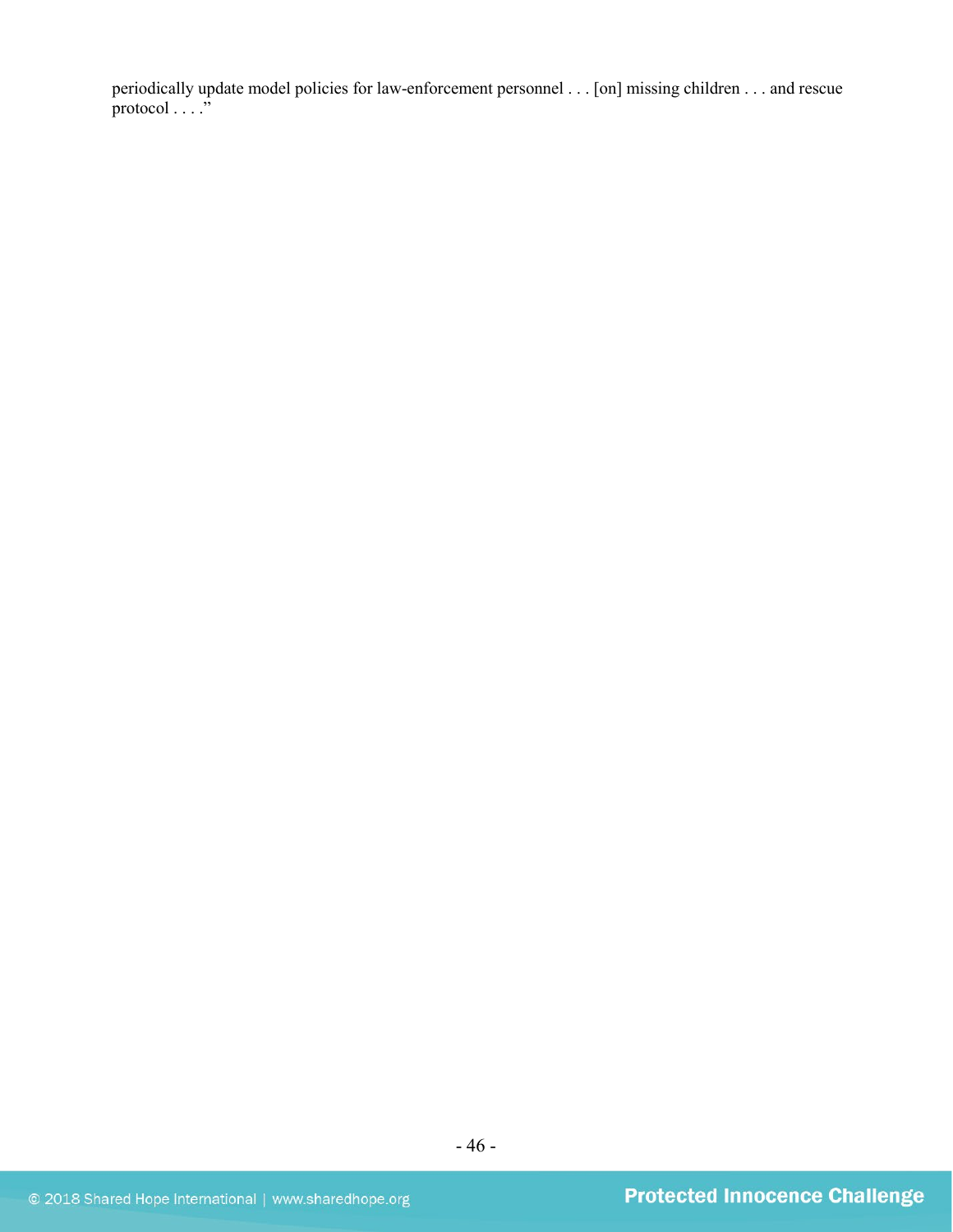periodically update model policies for law-enforcement personnel . . . [on] missing children . . . and rescue protocol . . . ."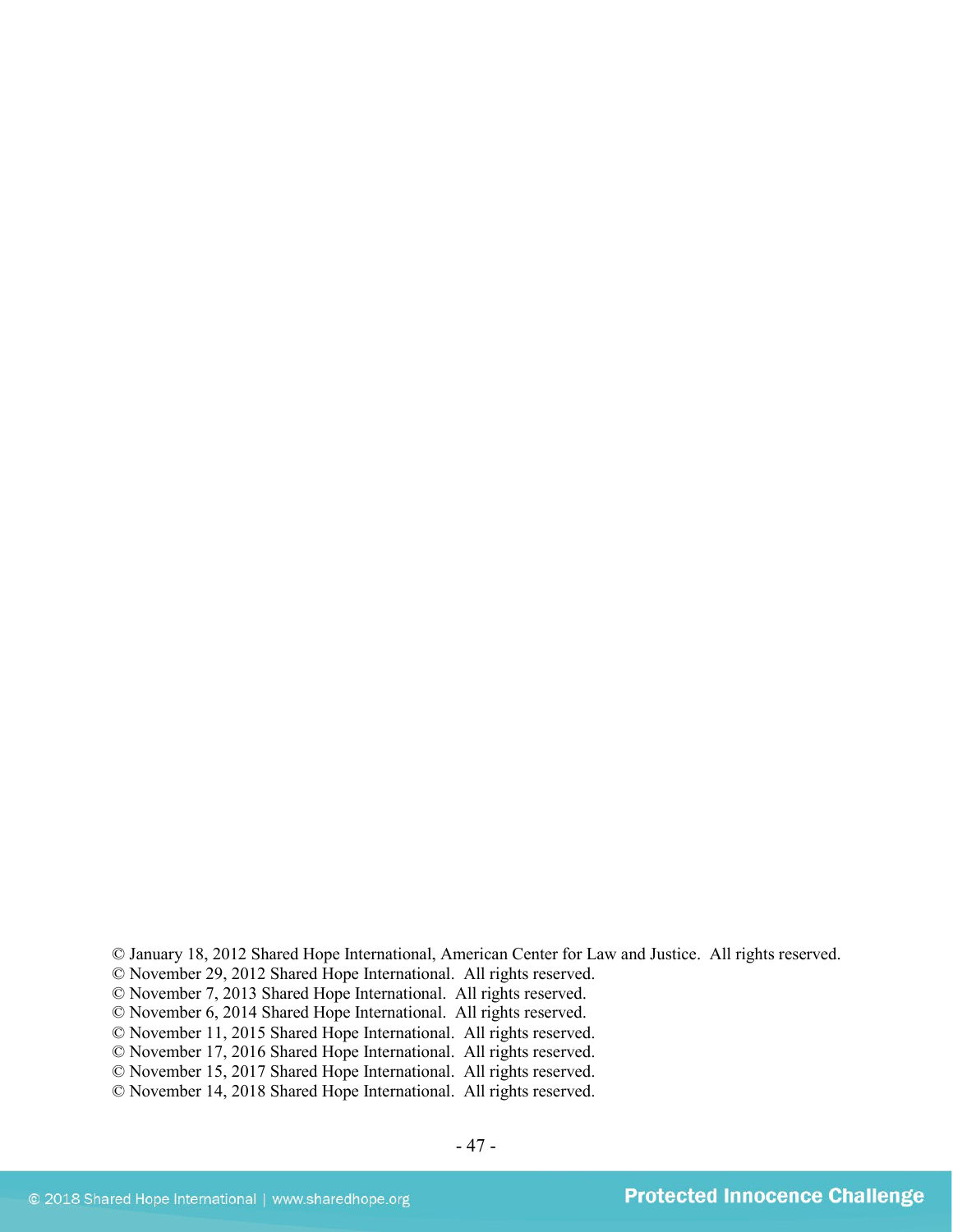© January 18, 2012 Shared Hope International, American Center for Law and Justice. All rights reserved.
© November 29, 2012 Shared Hope International. All rights reserved.
© November 7, 2013 Shared Hope International. All rights reserved.
© November 6, 2014 Shared Hope International. All rights reserved.
© November 11, 2015 Shared Hope International. All rights reserved.
© November 17, 2016 Shared Hope International. All rights reserved.
© November 15, 2017 Shared Hope International. All rights reserved.
© November 14, 2018 Shared Hope International. All rights reserved.